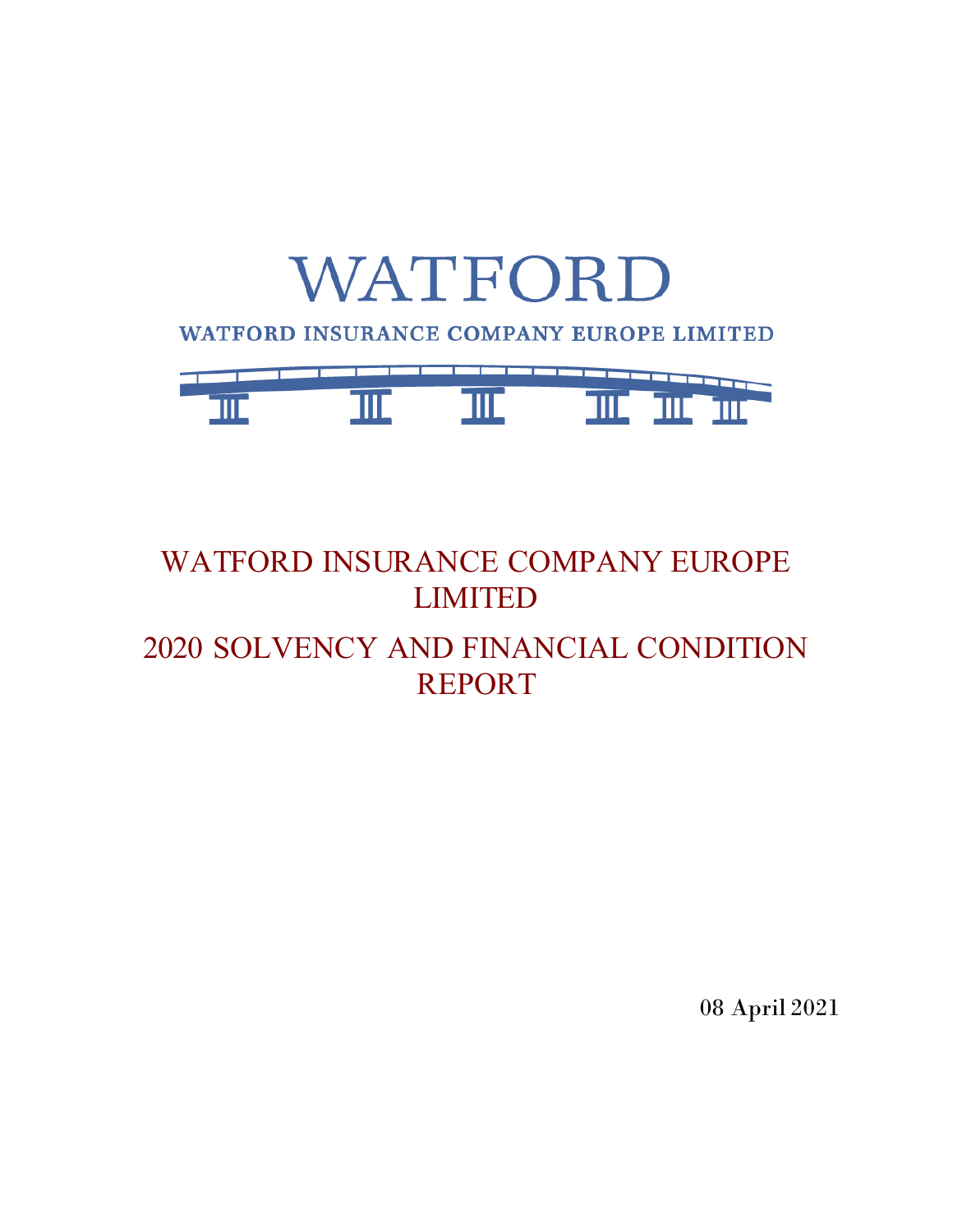WATFORD

WATFORD INSURANCE COMPANY EUROPE LIMITED

# WATFORD INSURANCE COMPANY EUROPE LIMITED

# 2020 SOLVENCY AND FINANCIAL CONDITION REPORT

08 April 2021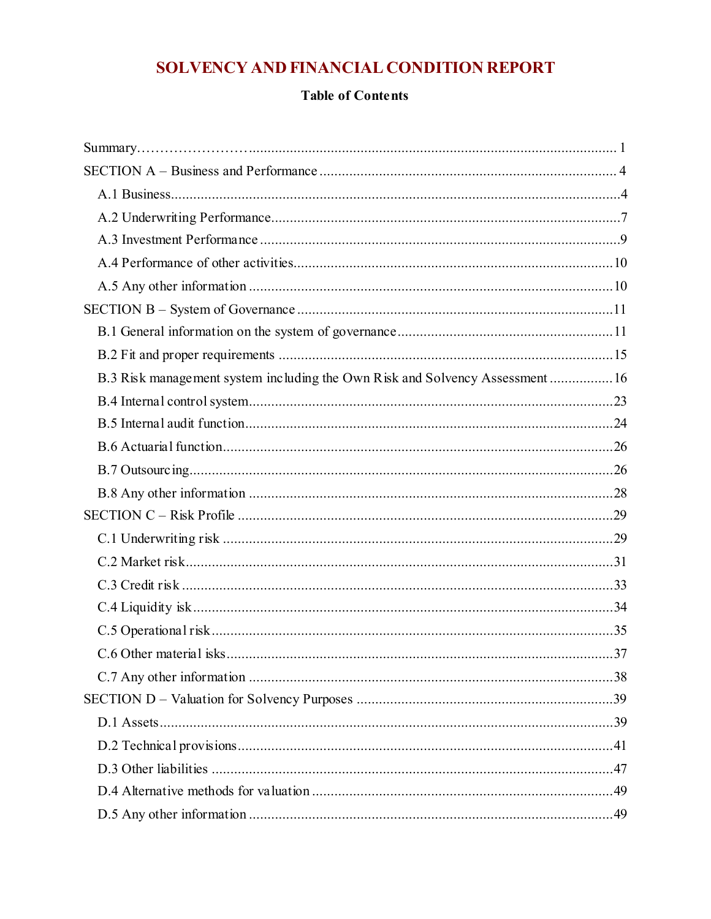# SOLVENCY AND FINANCIAL CONDITION REPORT

**Table of Contents**

Summary…………………….................................................................................................. 1

SECTION A – Business and Performance ................................................................................ 4

- A.1 Business.........................................................................................................................4
- A.2 Underwriting Performance.............................................................................................7
- A.3 Investment Performance ................................................................................................9
- A.4 Performance of other activities.....................................................................................10
- A.5 Any other information ..................................................................................................10

SECTION B – System of Governance ....................................................................................11

- B.1 General information on the system of governance..........................................................11
- B.2 Fit and proper requirements ..........................................................................................15
- B.3 Risk management system including the Own Risk and Solvency Assessment .................16
- B.4 Internal control system..................................................................................................23
- B.5 Internal audit function...................................................................................................24
- B.6 Actuarial function.........................................................................................................26
- B.7 Outsourcing..................................................................................................................26
- B.8 Any other information ..................................................................................................28

SECTION C – Risk Profile .....................................................................................................29

- C.1 Underwriting risk .........................................................................................................29
- C.2 Market risk...................................................................................................................31
- C.3 Credit risk ....................................................................................................................33
- C.4 Liquidity isk.................................................................................................................34
- C.5 Operational risk............................................................................................................35
- C.6 Other material isks........................................................................................................37
- C.7 Any other information ..................................................................................................38

SECTION D – Valuation for Solvency Purposes .....................................................................39

- D.1 Assets..........................................................................................................................39
- D.2 Technical provisions.....................................................................................................41
- D.3 Other liabilities ............................................................................................................47
- D.4 Alternative methods for valuation .................................................................................49
- D.5 Any other information ..................................................................................................49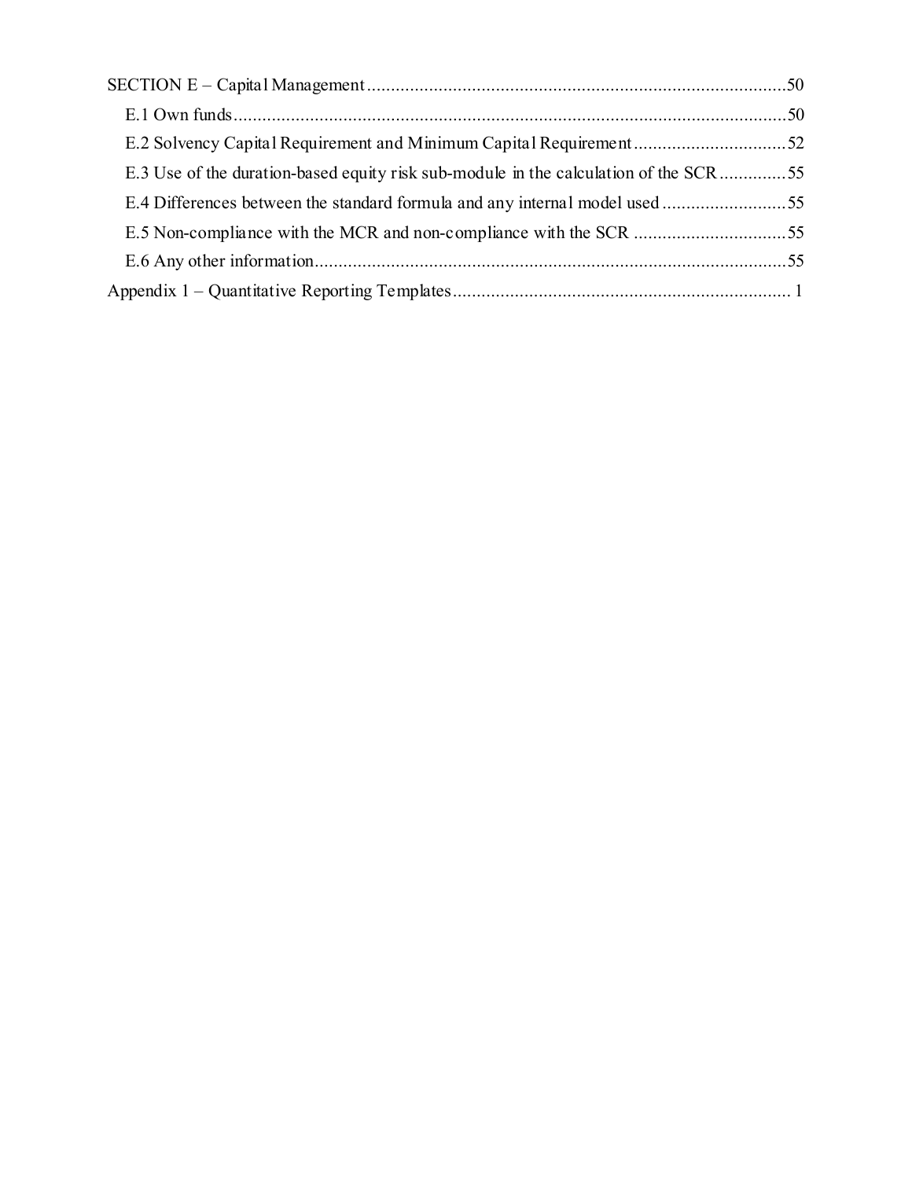SECTION E – Capital Management ........................................................................................50

E.1 Own funds ....................................................................................................................50

E.2 Solvency Capital Requirement and Minimum Capital Requirement ................................52

E.3 Use of the duration-based equity risk sub-module in the calculation of the SCR ..............55

E.4 Differences between the standard formula and any internal model used ..........................55

E.5 Non-compliance with the MCR and non-compliance with the SCR ................................55

E.6 Any other information ...................................................................................................55

Appendix 1 – Quantitative Reporting Templates ...................................................................... 1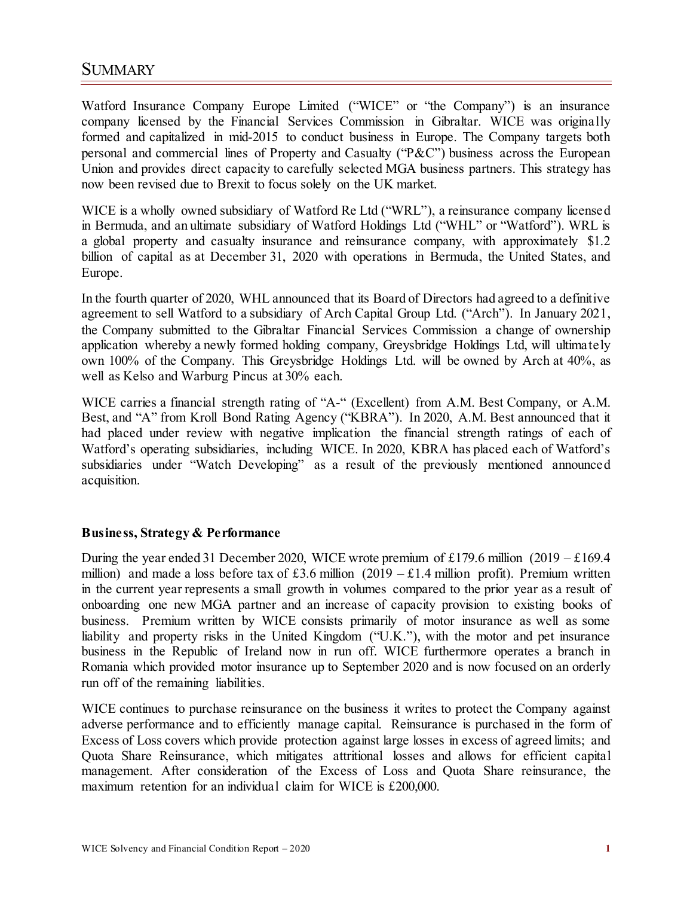# SUMMARY

Watford Insurance Company Europe Limited ("WICE" or "the Company") is an insurance company licensed by the Financial Services Commission in Gibraltar. WICE was originally formed and capitalized in mid-2015 to conduct business in Europe. The Company targets both personal and commercial lines of Property and Casualty ("P&C") business across the European Union and provides direct capacity to carefully selected MGA business partners. This strategy has now been revised due to Brexit to focus solely on the UK market.

WICE is a wholly owned subsidiary of Watford Re Ltd ("WRL"), a reinsurance company licensed in Bermuda, and an ultimate subsidiary of Watford Holdings Ltd ("WHL" or "Watford"). WRL is a global property and casualty insurance and reinsurance company, with approximately $1.2 billion of capital as at December 31, 2020 with operations in Bermuda, the United States, and Europe.

In the fourth quarter of 2020, WHL announced that its Board of Directors had agreed to a definitive agreement to sell Watford to a subsidiary of Arch Capital Group Ltd. ("Arch"). In January 2021, the Company submitted to the Gibraltar Financial Services Commission a change of ownership application whereby a newly formed holding company, Greysbridge Holdings Ltd, will ultimately own 100% of the Company. This Greysbridge Holdings Ltd. will be owned by Arch at 40%, as well as Kelso and Warburg Pincus at 30% each.

WICE carries a financial strength rating of "A-" (Excellent) from A.M. Best Company, or A.M. Best, and "A" from Kroll Bond Rating Agency ("KBRA"). In 2020, A.M. Best announced that it had placed under review with negative implication the financial strength ratings of each of Watford's operating subsidiaries, including WICE. In 2020, KBRA has placed each of Watford's subsidiaries under "Watch Developing" as a result of the previously mentioned announced acquisition.

**Business, Strategy & Performance**

During the year ended 31 December 2020, WICE wrote premium of £179.6 million (2019 – £169.4 million) and made a loss before tax of £3.6 million (2019 – £1.4 million profit). Premium written in the current year represents a small growth in volumes compared to the prior year as a result of onboarding one new MGA partner and an increase of capacity provision to existing books of business. Premium written by WICE consists primarily of motor insurance as well as some liability and property risks in the United Kingdom ("U.K."), with the motor and pet insurance business in the Republic of Ireland now in run off. WICE furthermore operates a branch in Romania which provided motor insurance up to September 2020 and is now focused on an orderly run off of the remaining liabilities.

WICE continues to purchase reinsurance on the business it writes to protect the Company against adverse performance and to efficiently manage capital. Reinsurance is purchased in the form of Excess of Loss covers which provide protection against large losses in excess of agreed limits; and Quota Share Reinsurance, which mitigates attritional losses and allows for efficient capital management. After consideration of the Excess of Loss and Quota Share reinsurance, the maximum retention for an individual claim for WICE is £200,000.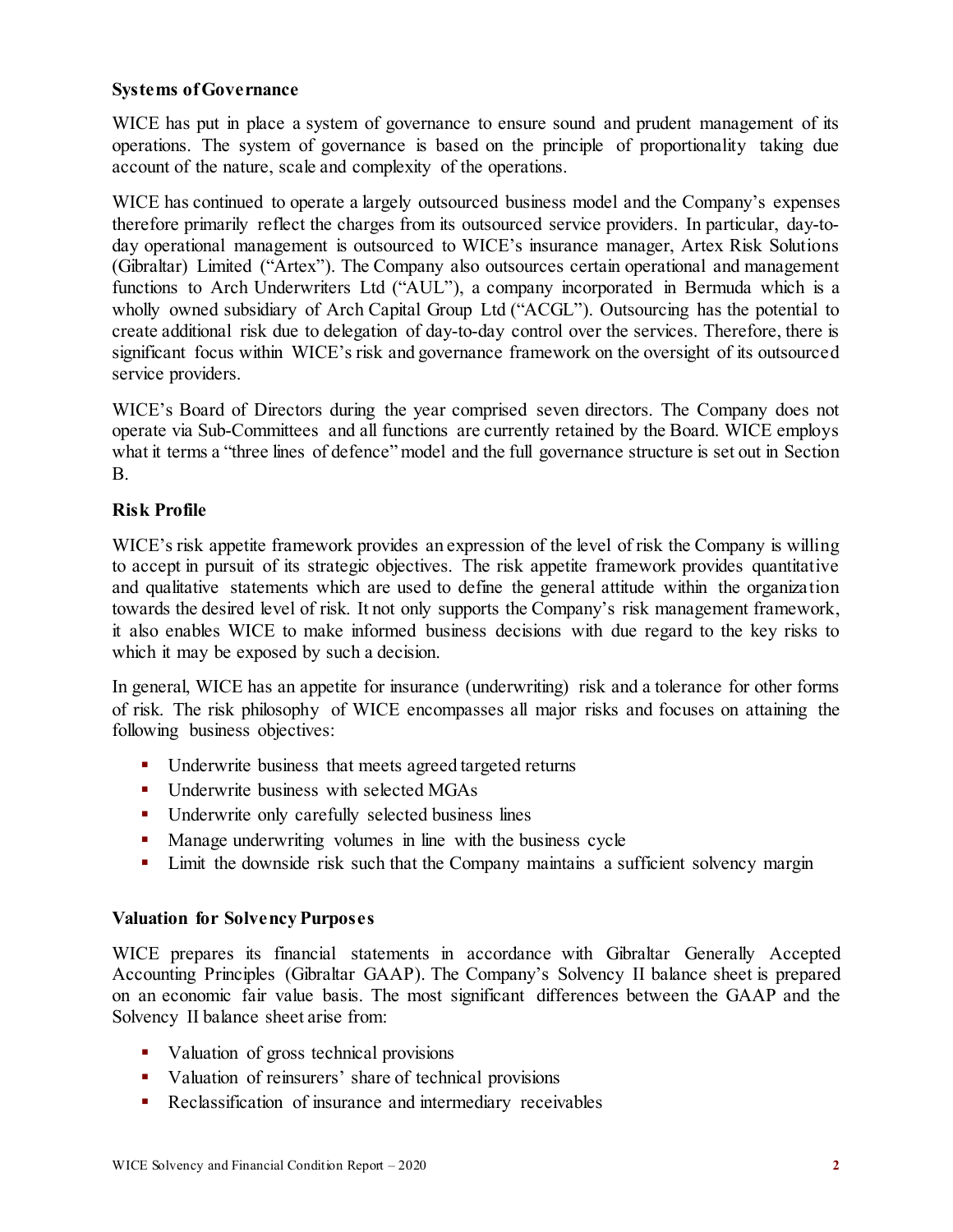### Systems of Governance

WICE has put in place a system of governance to ensure sound and prudent management of its operations. The system of governance is based on the principle of proportionality taking due account of the nature, scale and complexity of the operations.

WICE has continued to operate a largely outsourced business model and the Company's expenses therefore primarily reflect the charges from its outsourced service providers. In particular, day-to-day operational management is outsourced to WICE's insurance manager, Artex Risk Solutions (Gibraltar) Limited ("Artex"). The Company also outsources certain operational and management functions to Arch Underwriters Ltd ("AUL"), a company incorporated in Bermuda which is a wholly owned subsidiary of Arch Capital Group Ltd ("ACGL"). Outsourcing has the potential to create additional risk due to delegation of day-to-day control over the services. Therefore, there is significant focus within WICE's risk and governance framework on the oversight of its outsourced service providers.

WICE's Board of Directors during the year comprised seven directors. The Company does not operate via Sub-Committees and all functions are currently retained by the Board. WICE employs what it terms a "three lines of defence" model and the full governance structure is set out in Section B.

### Risk Profile

WICE's risk appetite framework provides an expression of the level of risk the Company is willing to accept in pursuit of its strategic objectives. The risk appetite framework provides quantitative and qualitative statements which are used to define the general attitude within the organization towards the desired level of risk. It not only supports the Company's risk management framework, it also enables WICE to make informed business decisions with due regard to the key risks to which it may be exposed by such a decision.

In general, WICE has an appetite for insurance (underwriting) risk and a tolerance for other forms of risk. The risk philosophy of WICE encompasses all major risks and focuses on attaining the following business objectives:

- Underwrite business that meets agreed targeted returns
- Underwrite business with selected MGAs
- Underwrite only carefully selected business lines
- Manage underwriting volumes in line with the business cycle
- Limit the downside risk such that the Company maintains a sufficient solvency margin

### Valuation for Solvency Purposes

WICE prepares its financial statements in accordance with Gibraltar Generally Accepted Accounting Principles (Gibraltar GAAP). The Company's Solvency II balance sheet is prepared on an economic fair value basis. The most significant differences between the GAAP and the Solvency II balance sheet arise from:

- Valuation of gross technical provisions
- Valuation of reinsurers' share of technical provisions
- Reclassification of insurance and intermediary receivables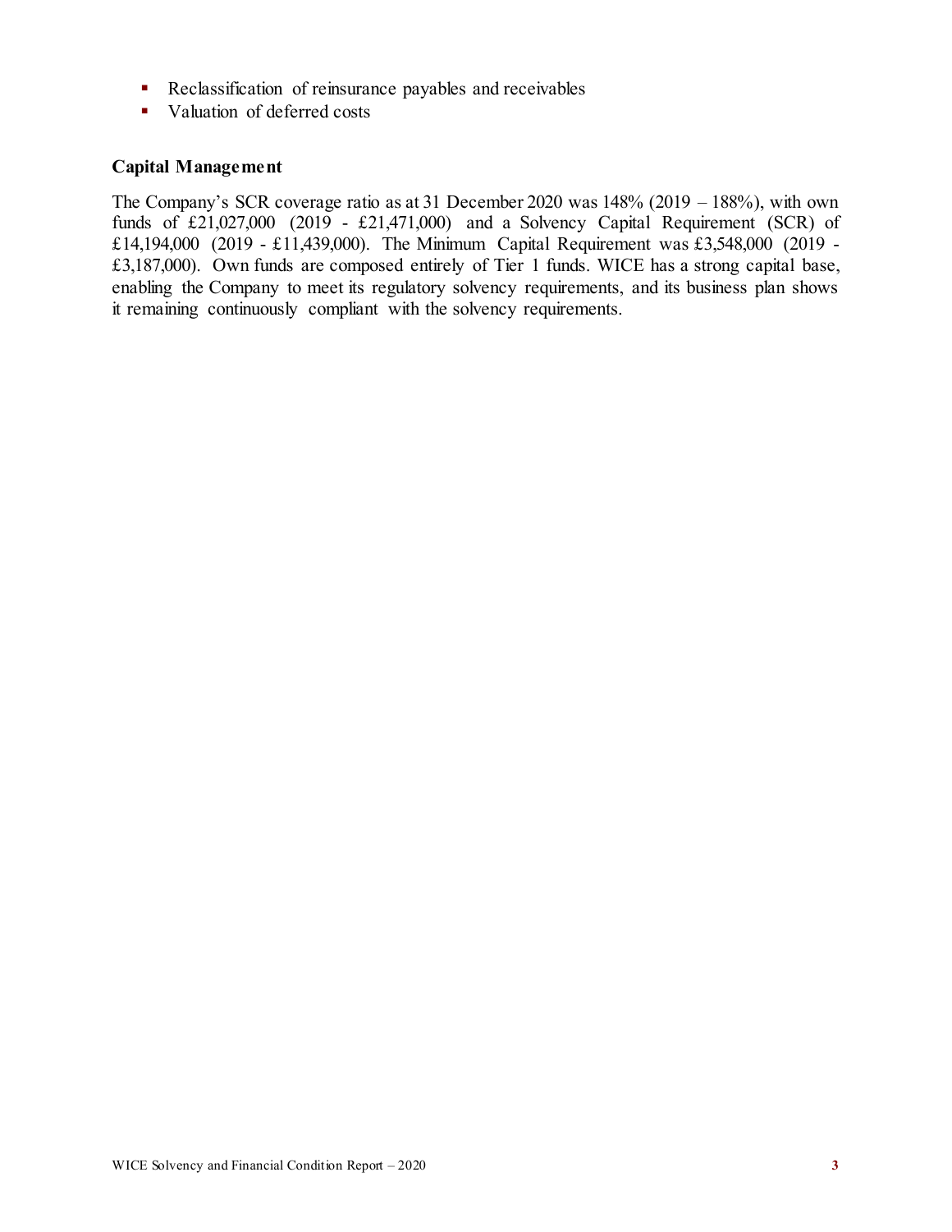- Reclassification of reinsurance payables and receivables
- Valuation of deferred costs

### Capital Management

The Company's SCR coverage ratio as at 31 December 2020 was 148% (2019 – 188%), with own funds of £21,027,000 (2019 - £21,471,000) and a Solvency Capital Requirement (SCR) of £14,194,000 (2019 - £11,439,000). The Minimum Capital Requirement was £3,548,000 (2019 - £3,187,000). Own funds are composed entirely of Tier 1 funds. WICE has a strong capital base, enabling the Company to meet its regulatory solvency requirements, and its business plan shows it remaining continuously compliant with the solvency requirements.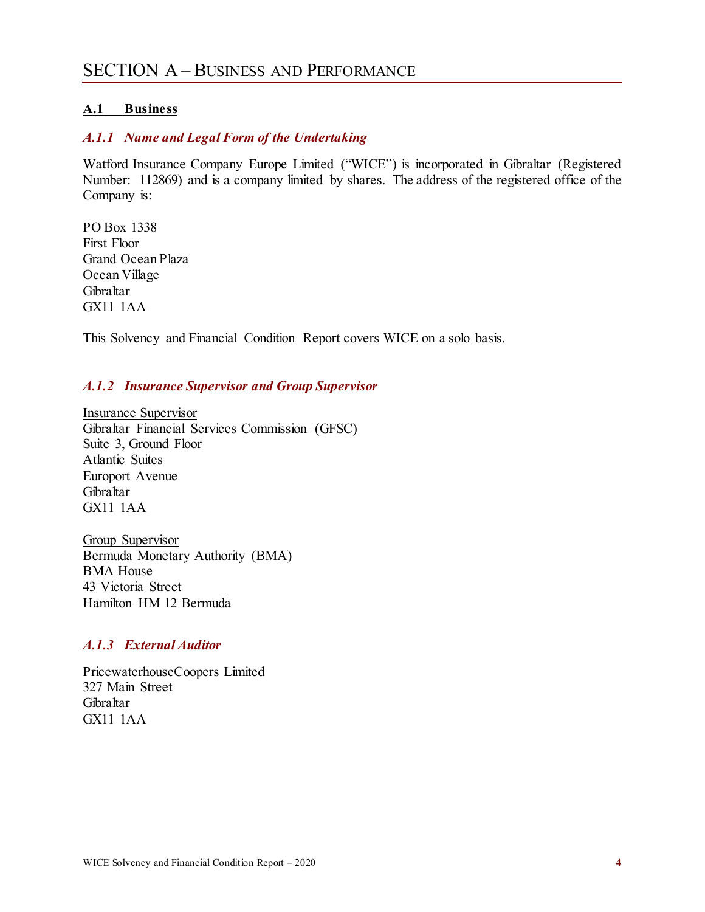# SECTION A – BUSINESS AND PERFORMANCE

## A.1 Business

### *A.1.1 Name and Legal Form of the Undertaking*

Watford Insurance Company Europe Limited ("WICE") is incorporated in Gibraltar (Registered Number: 112869) and is a company limited by shares. The address of the registered office of the Company is:

PO Box 1338
First Floor
Grand Ocean Plaza
Ocean Village
Gibraltar
GX11 1AA

This Solvency and Financial Condition Report covers WICE on a solo basis.

### *A.1.2 Insurance Supervisor and Group Supervisor*

Insurance Supervisor
Gibraltar Financial Services Commission (GFSC)
Suite 3, Ground Floor
Atlantic Suites
Europort Avenue
Gibraltar
GX11 1AA

Group Supervisor
Bermuda Monetary Authority (BMA)
BMA House
43 Victoria Street
Hamilton HM 12 Bermuda

### *A.1.3 External Auditor*

PricewaterhouseCoopers Limited
327 Main Street
Gibraltar
GX11 1AA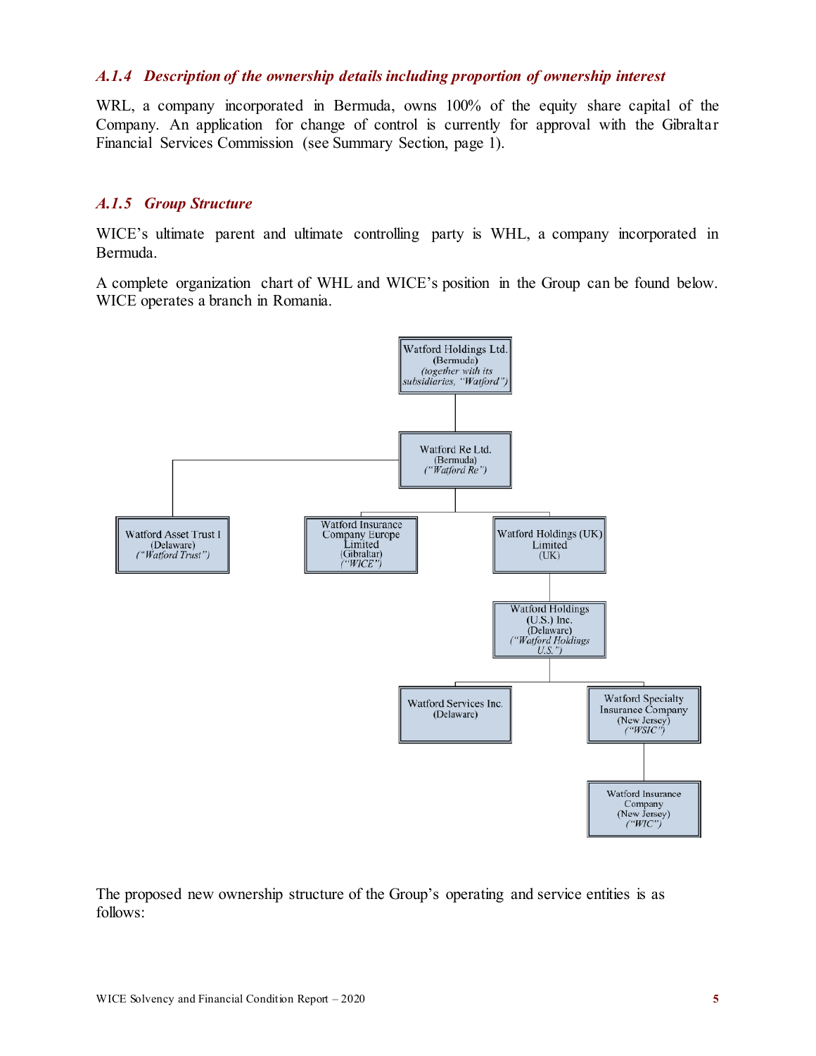### *A.1.4 Description of the ownership details including proportion of ownership interest*

WRL, a company incorporated in Bermuda, owns 100% of the equity share capital of the Company. An application for change of control is currently for approval with the Gibraltar Financial Services Commission (see Summary Section, page 1).

### *A.1.5 Group Structure*

WICE's ultimate parent and ultimate controlling party is WHL, a company incorporated in Bermuda.

A complete organization chart of WHL and WICE's position in the Group can be found below. WICE operates a branch in Romania.

- Watford Holdings Ltd. (Bermuda) *(together with its subsidiaries, "Watford")*
  - Watford Re Ltd. (Bermuda) *("Watford Re")*
    - Watford Asset Trust I (Delaware) *("Watford Trust")*
    - Watford Insurance Company Europe Limited (Gibraltar) *("WICE")*
    - Watford Holdings (UK) Limited (UK)
      - Watford Holdings (U.S.) Inc. (Delaware) *("Watford Holdings U.S.")*
        - Watford Services Inc. (Delaware)
        - Watford Specialty Insurance Company (New Jersey) *("WSIC")*
          - Watford Insurance Company (New Jersey) *("WIC")*

The proposed new ownership structure of the Group's operating and service entities is as follows: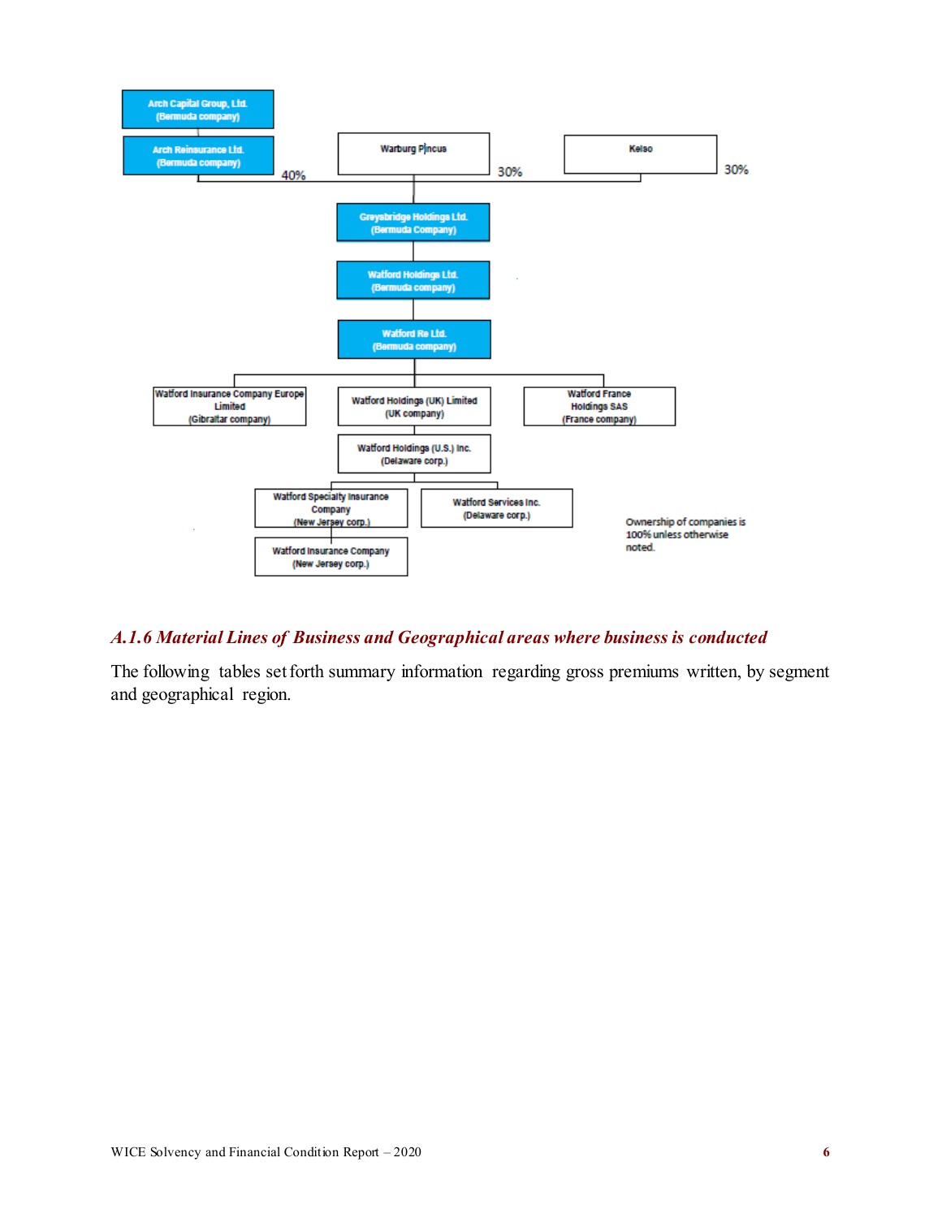Arch Capital Group, Ltd. (Bermuda company)

Arch Reinsurance Ltd. (Bermuda company) — 40%

Warburg Pincus — 30%

Kelso — 30%

Greysbridge Holdings Ltd. (Bermuda Company)

Watford Holdings Ltd. (Bermuda company)

Watford Re Ltd. (Bermuda company)

Watford Insurance Company Europe Limited (Gibraltar company)

Watford Holdings (UK) Limited (UK company)

Watford France Holdings SAS (France company)

Watford Holdings (U.S.) Inc. (Delaware corp.)

Watford Specialty Insurance Company (New Jersey corp.)

Watford Services Inc. (Delaware corp.)

Watford Insurance Company (New Jersey corp.)

Ownership of companies is 100% unless otherwise noted.

### *A.1.6 Material Lines of Business and Geographical areas where business is conducted*

The following tables set forth summary information regarding gross premiums written, by segment and geographical region.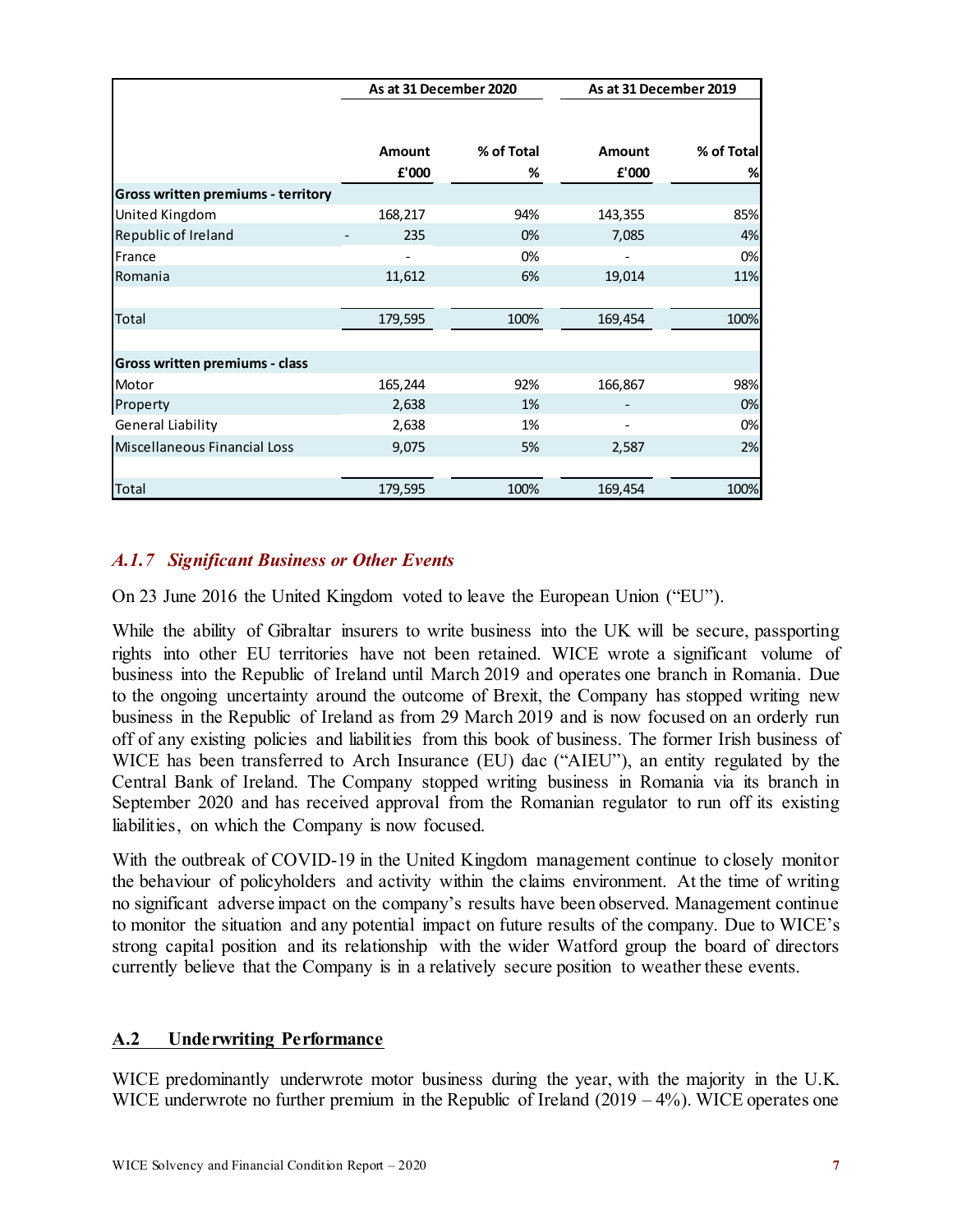| | As at 31 December 2020 | | As at 31 December 2019 | |
|---|---|---|---|---|
| | Amount £'000 | % of Total % | Amount £'000 | % of Total % |
| **Gross written premiums - territory** | | | | |
| United Kingdom | 168,217 | 94% | 143,355 | 85% |
| Republic of Ireland | - 235 | 0% | 7,085 | 4% |
| France | - | 0% | - | 0% |
| Romania | 11,612 | 6% | 19,014 | 11% |
| Total | 179,595 | 100% | 169,454 | 100% |
| **Gross written premiums - class** | | | | |
| Motor | 165,244 | 92% | 166,867 | 98% |
| Property | 2,638 | 1% | - | 0% |
| General Liability | 2,638 | 1% | - | 0% |
| Miscellaneous Financial Loss | 9,075 | 5% | 2,587 | 2% |
| Total | 179,595 | 100% | 169,454 | 100% |

### *A.1.7 Significant Business or Other Events*

On 23 June 2016 the United Kingdom voted to leave the European Union ("EU").

While the ability of Gibraltar insurers to write business into the UK will be secure, passporting rights into other EU territories have not been retained. WICE wrote a significant volume of business into the Republic of Ireland until March 2019 and operates one branch in Romania. Due to the ongoing uncertainty around the outcome of Brexit, the Company has stopped writing new business in the Republic of Ireland as from 29 March 2019 and is now focused on an orderly run off of any existing policies and liabilities from this book of business. The former Irish business of WICE has been transferred to Arch Insurance (EU) dac ("AIEU"), an entity regulated by the Central Bank of Ireland. The Company stopped writing business in Romania via its branch in September 2020 and has received approval from the Romanian regulator to run off its existing liabilities, on which the Company is now focused.

With the outbreak of COVID-19 in the United Kingdom management continue to closely monitor the behaviour of policyholders and activity within the claims environment. At the time of writing no significant adverse impact on the company's results have been observed. Management continue to monitor the situation and any potential impact on future results of the company. Due to WICE's strong capital position and its relationship with the wider Watford group the board of directors currently believe that the Company is in a relatively secure position to weather these events.

## A.2 Underwriting Performance

WICE predominantly underwrote motor business during the year, with the majority in the U.K. WICE underwrote no further premium in the Republic of Ireland (2019 – 4%). WICE operates one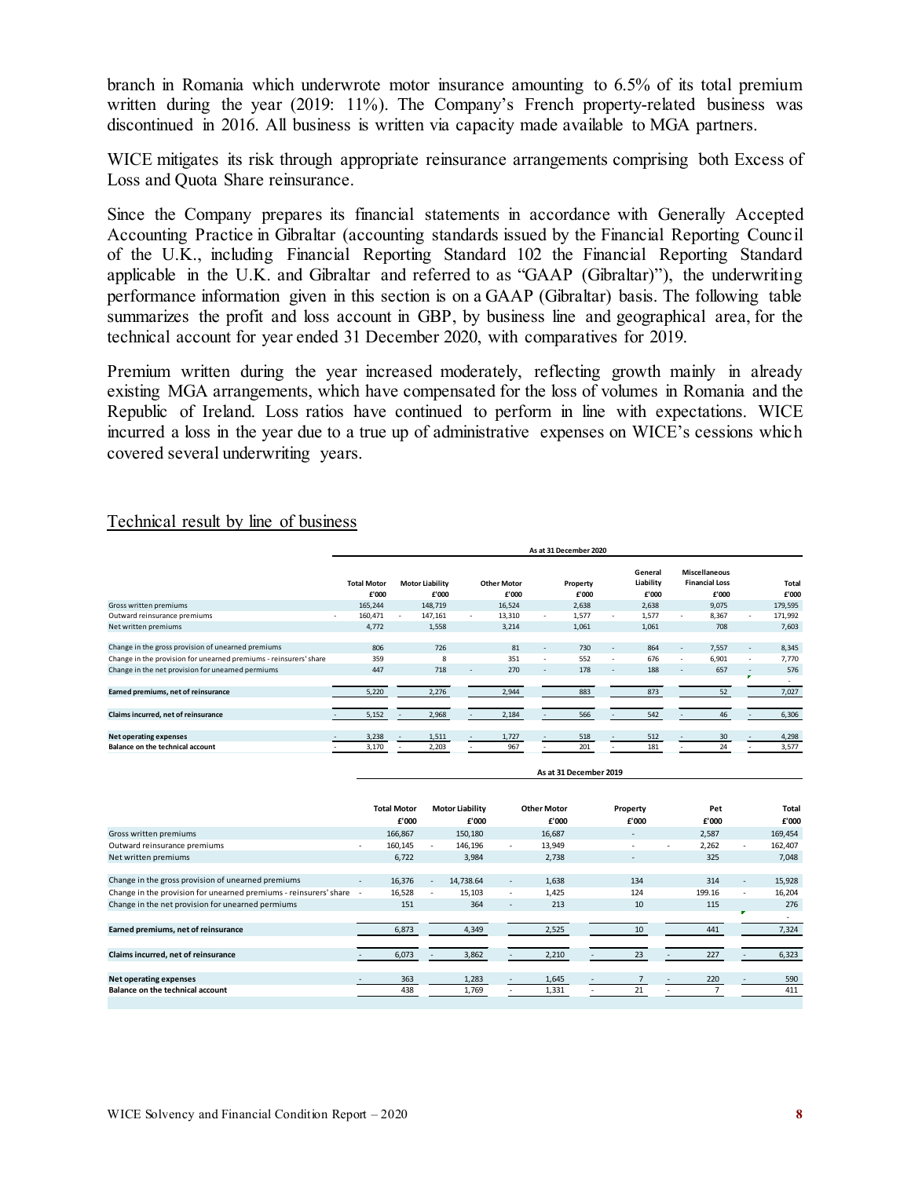branch in Romania which underwrote motor insurance amounting to 6.5% of its total premium written during the year (2019: 11%). The Company's French property-related business was discontinued in 2016. All business is written via capacity made available to MGA partners.

WICE mitigates its risk through appropriate reinsurance arrangements comprising both Excess of Loss and Quota Share reinsurance.

Since the Company prepares its financial statements in accordance with Generally Accepted Accounting Practice in Gibraltar (accounting standards issued by the Financial Reporting Council of the U.K., including Financial Reporting Standard 102 the Financial Reporting Standard applicable in the U.K. and Gibraltar and referred to as "GAAP (Gibraltar)"), the underwriting performance information given in this section is on a GAAP (Gibraltar) basis. The following table summarizes the profit and loss account in GBP, by business line and geographical area, for the technical account for year ended 31 December 2020, with comparatives for 2019.

Premium written during the year increased moderately, reflecting growth mainly in already existing MGA arrangements, which have compensated for the loss of volumes in Romania and the Republic of Ireland. Loss ratios have continued to perform in line with expectations. WICE incurred a loss in the year due to a true up of administrative expenses on WICE's cessions which covered several underwriting years.

## Technical result by line of business

**As at 31 December 2020**

| | Total Motor £'000 | Motor Liability £'000 | Other Motor £'000 | Property £'000 | General Liability £'000 | Miscellaneous Financial Loss £'000 | Total £'000 |
|---|---|---|---|---|---|---|---|
| Gross written premiums | 165,244 | 148,719 | 16,524 | 2,638 | 2,638 | 9,075 | 179,595 |
| Outward reinsurance premiums | - 160,471 | - 147,161 | - 13,310 | - 1,577 | - 1,577 | - 8,367 | - 171,992 |
| Net written premiums | 4,772 | 1,558 | 3,214 | 1,061 | 1,061 | 708 | 7,603 |
| Change in the gross provision of unearned premiums | 806 | 726 | 81 | - 730 | - 864 | - 7,557 | - 8,345 |
| Change in the provision for unearned premiums - reinsurers' share | 359 | 8 | 351 | - 552 | - 676 | - 6,901 | - 7,770 |
| Change in the net provision for unearned permiums | 447 | 718 | - 270 | - 178 | - 188 | - 657 | - 576 |
| **Earned premiums, net of reinsurance** | 5,220 | 2,276 | 2,944 | 883 | 873 | 52 | 7,027 |
| **Claims incurred, net of reinsurance** | - 5,152 | - 2,968 | - 2,184 | - 566 | - 542 | - 46 | - 6,306 |
| **Net operating expenses** | - 3,238 | - 1,511 | - 1,727 | - 518 | - 512 | - 30 | - 4,298 |
| **Balance on the technical account** | - 3,170 | - 2,203 | - 967 | - 201 | - 181 | - 24 | - 3,577 |

**As at 31 December 2019**

| | Total Motor £'000 | Motor Liability £'000 | Other Motor £'000 | Property £'000 | Pet £'000 | Total £'000 |
|---|---|---|---|---|---|---|
| Gross written premiums | 166,867 | 150,180 | 16,687 | - | 2,587 | 169,454 |
| Outward reinsurance premiums | - 160,145 | - 146,196 | - 13,949 | - | - 2,262 | - 162,407 |
| Net written premiums | 6,722 | 3,984 | 2,738 | - | 325 | 7,048 |
| Change in the gross provision of unearned premiums | - 16,376 | - 14,738.64 | - 1,638 | 134 | 314 | - 15,928 |
| Change in the provision for unearned premiums - reinsurers' share | - 16,528 | - 15,103 | - 1,425 | 124 | 199.16 | - 16,204 |
| Change in the net provision for unearned permiums | 151 | 364 | - 213 | 10 | 115 | 276 |
| **Earned premiums, net of reinsurance** | 6,873 | 4,349 | 2,525 | 10 | 441 | 7,324 |
| **Claims incurred, net of reinsurance** | - 6,073 | - 3,862 | - 2,210 | - 23 | - 227 | - 6,323 |
| **Net operating expenses** | - 363 | 1,283 | - 1,645 | - 7 | - 220 | - 590 |
| **Balance on the technical account** | 438 | 1,769 | - 1,331 | - 21 | - 7 | 411 |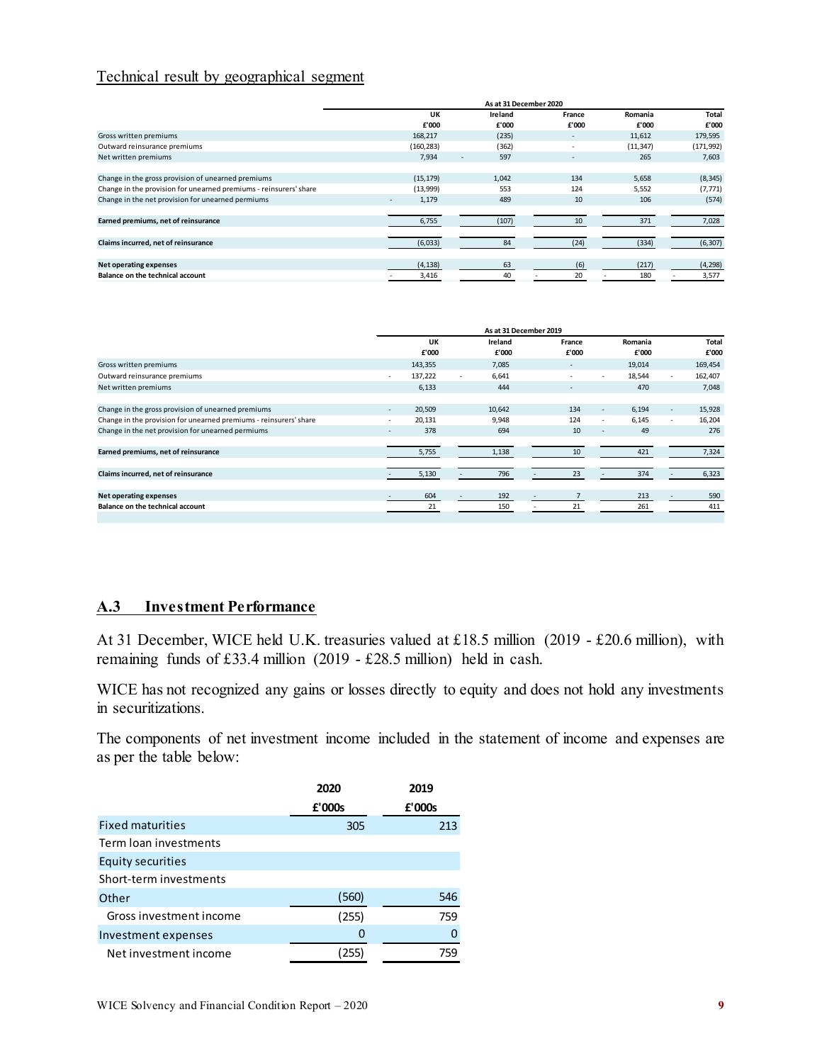## Technical result by geographical segment

| | As at 31 December 2020 | | | | |
|---|---|---|---|---|---|
| | UK | Ireland | France | Romania | Total |
| | £'000 | £'000 | £'000 | £'000 | £'000 |
| Gross written premiums | 168,217 | (235) | - | 11,612 | 179,595 |
| Outward reinsurance premiums | (160,283) | (362) | - | (11,347) | (171,992) |
| Net written premiums | 7,934 | - 597 | - | 265 | 7,603 |
| Change in the gross provision of unearned premiums | (15,179) | 1,042 | 134 | 5,658 | (8,345) |
| Change in the provision for unearned premiums - reinsurers' share | (13,999) | 553 | 124 | 5,552 | (7,771) |
| Change in the net provision for unearned permiums | - 1,179 | 489 | 10 | 106 | (574) |
| **Earned premiums, net of reinsurance** | 6,755 | (107) | 10 | 371 | 7,028 |
| **Claims incurred, net of reinsurance** | (6,033) | 84 | (24) | (334) | (6,307) |
| **Net operating expenses** | (4,138) | 63 | (6) | (217) | (4,298) |
| **Balance on the technical account** | - 3,416 | 40 | - 20 | - 180 | - 3,577 |

| | As at 31 December 2019 | | | | |
|---|---|---|---|---|---|
| | UK | Ireland | France | Romania | Total |
| | £'000 | £'000 | £'000 | £'000 | £'000 |
| Gross written premiums | 143,355 | 7,085 | - | 19,014 | 169,454 |
| Outward reinsurance premiums | - 137,222 | - 6,641 | - | - 18,544 | - 162,407 |
| Net written premiums | 6,133 | 444 | - | 470 | 7,048 |
| Change in the gross provision of unearned premiums | - 20,509 | 10,642 | 134 | - 6,194 | - 15,928 |
| Change in the provision for unearned premiums - reinsurers' share | - 20,131 | 9,948 | 124 | - 6,145 | - 16,204 |
| Change in the net provision for unearned permiums | - 378 | 694 | 10 | - 49 | 276 |
| **Earned premiums, net of reinsurance** | 5,755 | 1,138 | 10 | 421 | 7,324 |
| **Claims incurred, net of reinsurance** | - 5,130 | - 796 | - 23 | - 374 | - 6,323 |
| **Net operating expenses** | - 604 | - 192 | - 7 | 213 | - 590 |
| **Balance on the technical account** | 21 | 150 | - 21 | 261 | 411 |

## A.3 Investment Performance

At 31 December, WICE held U.K. treasuries valued at £18.5 million (2019 - £20.6 million), with remaining funds of £33.4 million (2019 - £28.5 million) held in cash.

WICE has not recognized any gains or losses directly to equity and does not hold any investments in securitizations.

The components of net investment income included in the statement of income and expenses are as per the table below:

| | 2020 | 2019 |
|---|---|---|
| | £'000s | £'000s |
| Fixed maturities | 305 | 213 |
| Term loan investments | | |
| Equity securities | | |
| Short-term investments | | |
| Other | (560) | 546 |
| Gross investment income | (255) | 759 |
| Investment expenses | 0 | 0 |
| Net investment income | (255) | 759 |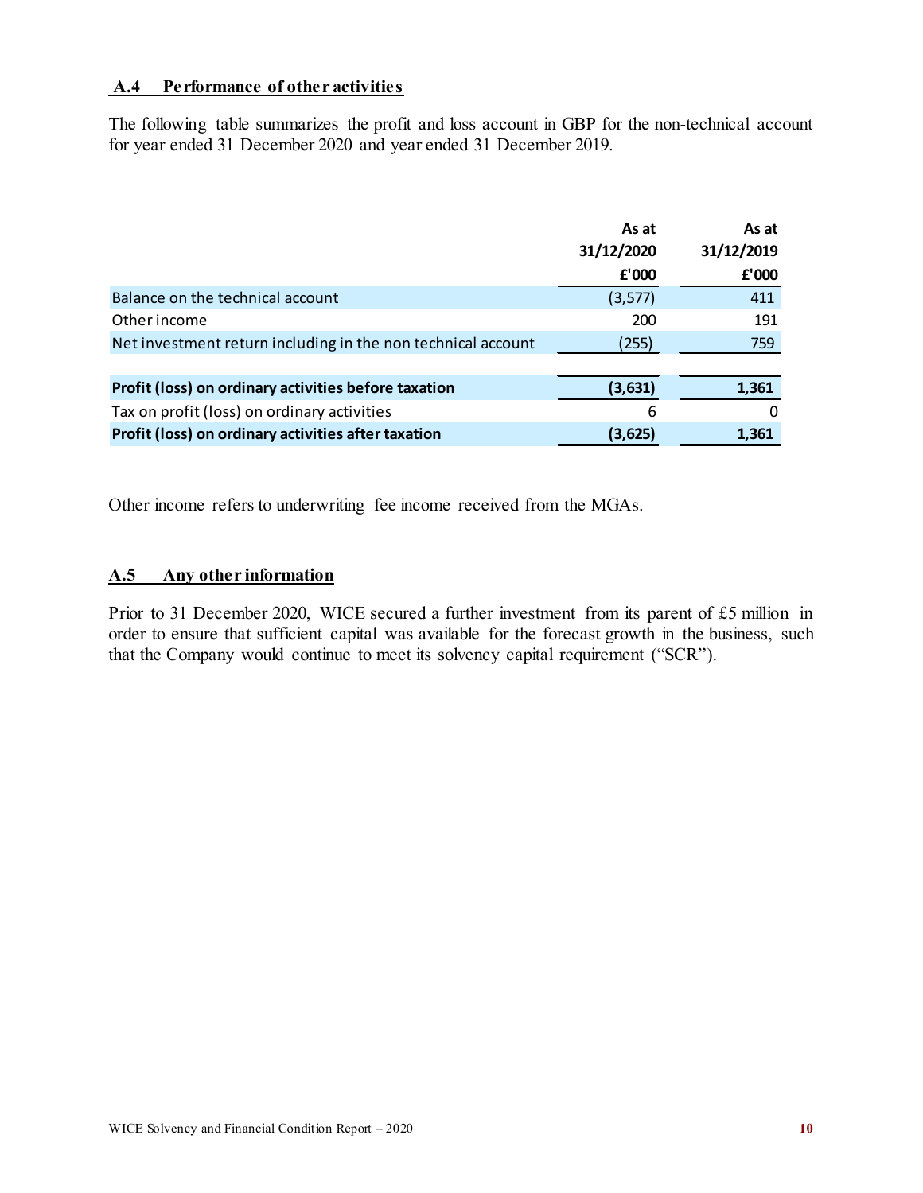## A.4 Performance of other activities

The following table summarizes the profit and loss account in GBP for the non-technical account for year ended 31 December 2020 and year ended 31 December 2019.

| | As at 31/12/2020 £'000 | As at 31/12/2019 £'000 |
|---|---|---|
| Balance on the technical account | (3,577) | 411 |
| Other income | 200 | 191 |
| Net investment return including in the non technical account | (255) | 759 |
| **Profit (loss) on ordinary activities before taxation** | **(3,631)** | **1,361** |
| Tax on profit (loss) on ordinary activities | 6 | 0 |
| **Profit (loss) on ordinary activities after taxation** | **(3,625)** | **1,361** |

Other income refers to underwriting fee income received from the MGAs.

## A.5 Any other information

Prior to 31 December 2020, WICE secured a further investment from its parent of £5 million in order to ensure that sufficient capital was available for the forecast growth in the business, such that the Company would continue to meet its solvency capital requirement ("SCR").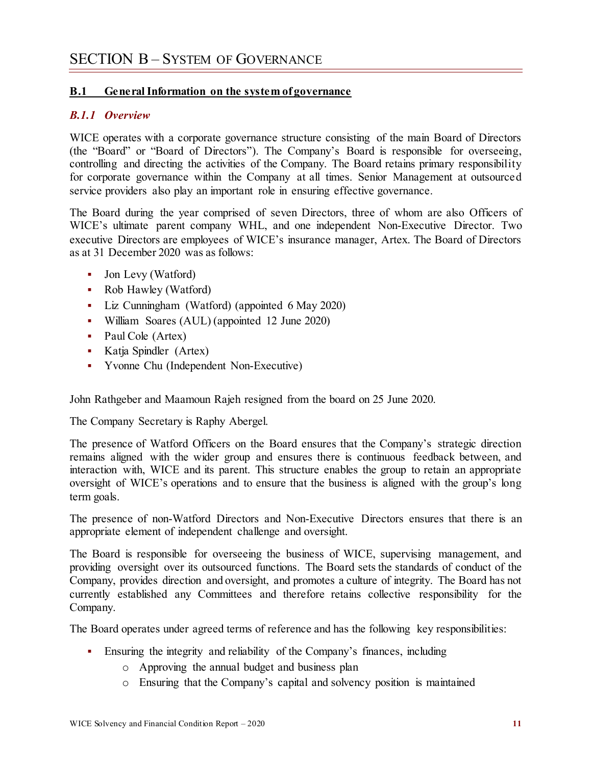# SECTION B – SYSTEM OF GOVERNANCE

## B.1 General Information on the system of governance

### *B.1.1 Overview*

WICE operates with a corporate governance structure consisting of the main Board of Directors (the "Board" or "Board of Directors"). The Company's Board is responsible for overseeing, controlling and directing the activities of the Company. The Board retains primary responsibility for corporate governance within the Company at all times. Senior Management at outsourced service providers also play an important role in ensuring effective governance.

The Board during the year comprised of seven Directors, three of whom are also Officers of WICE's ultimate parent company WHL, and one independent Non-Executive Director. Two executive Directors are employees of WICE's insurance manager, Artex. The Board of Directors as at 31 December 2020 was as follows:

- Jon Levy (Watford)
- Rob Hawley (Watford)
- Liz Cunningham (Watford) (appointed 6 May 2020)
- William Soares (AUL) (appointed 12 June 2020)
- Paul Cole (Artex)
- Katja Spindler (Artex)
- Yvonne Chu (Independent Non-Executive)

John Rathgeber and Maamoun Rajeh resigned from the board on 25 June 2020.

The Company Secretary is Raphy Abergel.

The presence of Watford Officers on the Board ensures that the Company's strategic direction remains aligned with the wider group and ensures there is continuous feedback between, and interaction with, WICE and its parent. This structure enables the group to retain an appropriate oversight of WICE's operations and to ensure that the business is aligned with the group's long term goals.

The presence of non-Watford Directors and Non-Executive Directors ensures that there is an appropriate element of independent challenge and oversight.

The Board is responsible for overseeing the business of WICE, supervising management, and providing oversight over its outsourced functions. The Board sets the standards of conduct of the Company, provides direction and oversight, and promotes a culture of integrity. The Board has not currently established any Committees and therefore retains collective responsibility for the Company.

The Board operates under agreed terms of reference and has the following key responsibilities:

- Ensuring the integrity and reliability of the Company's finances, including
  - Approving the annual budget and business plan
  - Ensuring that the Company's capital and solvency position is maintained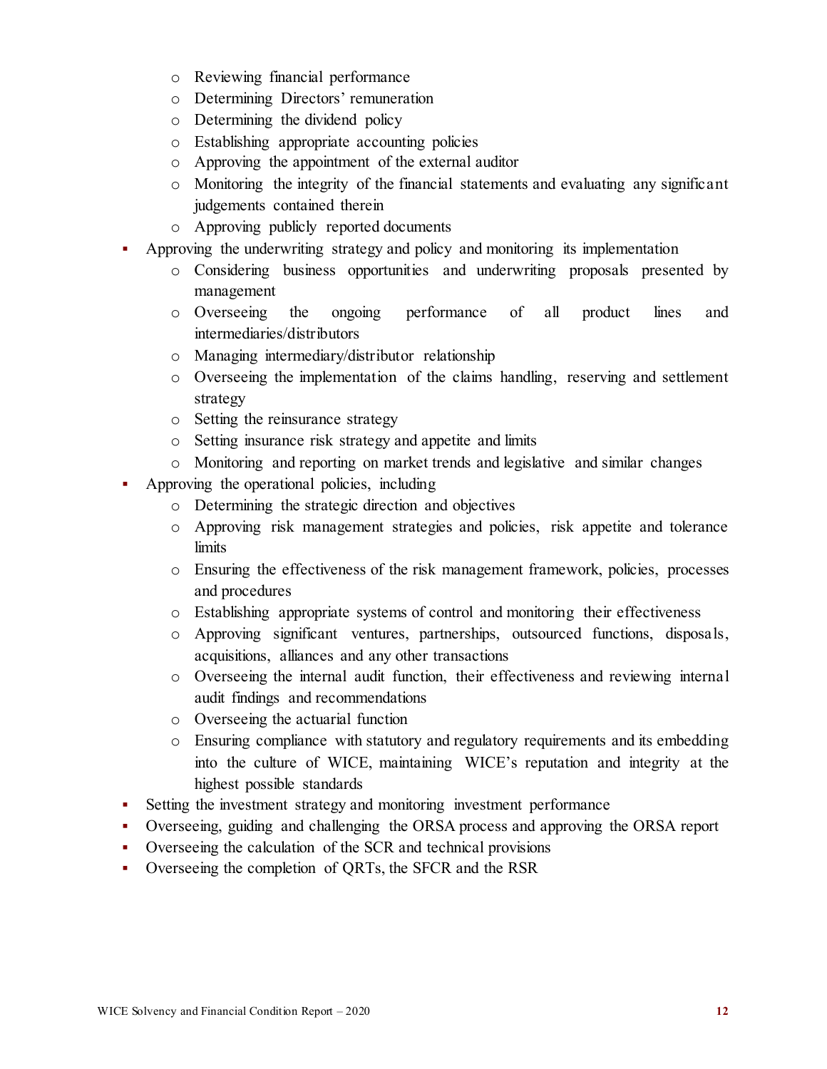- Reviewing financial performance
  - Determining Directors' remuneration
  - Determining the dividend policy
  - Establishing appropriate accounting policies
  - Approving the appointment of the external auditor
  - Monitoring the integrity of the financial statements and evaluating any significant judgements contained therein
  - Approving publicly reported documents
- Approving the underwriting strategy and policy and monitoring its implementation
  - Considering business opportunities and underwriting proposals presented by management
  - Overseeing the ongoing performance of all product lines and intermediaries/distributors
  - Managing intermediary/distributor relationship
  - Overseeing the implementation of the claims handling, reserving and settlement strategy
  - Setting the reinsurance strategy
  - Setting insurance risk strategy and appetite and limits
  - Monitoring and reporting on market trends and legislative and similar changes
- Approving the operational policies, including
  - Determining the strategic direction and objectives
  - Approving risk management strategies and policies, risk appetite and tolerance limits
  - Ensuring the effectiveness of the risk management framework, policies, processes and procedures
  - Establishing appropriate systems of control and monitoring their effectiveness
  - Approving significant ventures, partnerships, outsourced functions, disposals, acquisitions, alliances and any other transactions
  - Overseeing the internal audit function, their effectiveness and reviewing internal audit findings and recommendations
  - Overseeing the actuarial function
  - Ensuring compliance with statutory and regulatory requirements and its embedding into the culture of WICE, maintaining WICE's reputation and integrity at the highest possible standards
- Setting the investment strategy and monitoring investment performance
- Overseeing, guiding and challenging the ORSA process and approving the ORSA report
- Overseeing the calculation of the SCR and technical provisions
- Overseeing the completion of QRTs, the SFCR and the RSR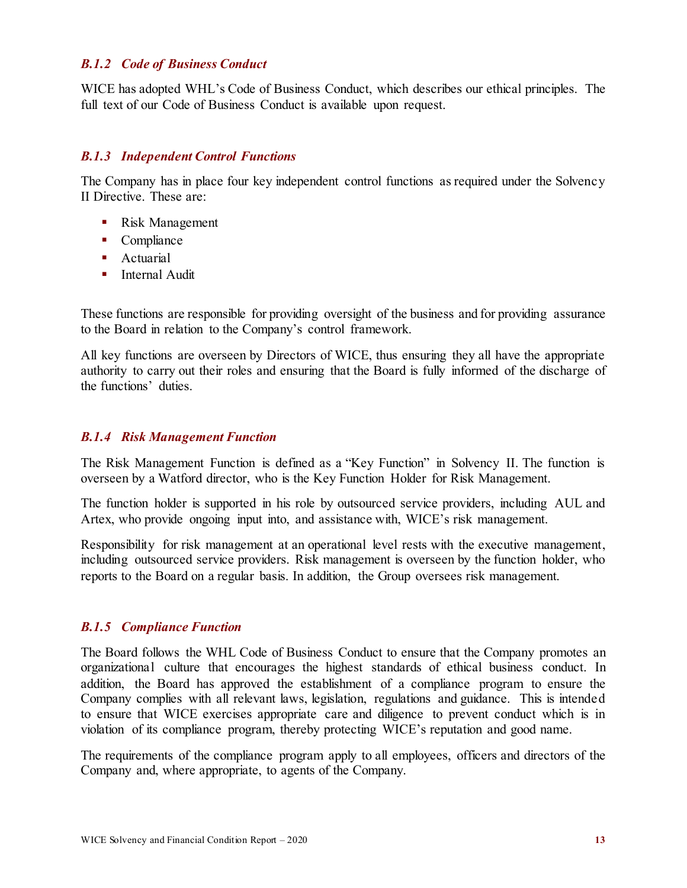### *B.1.2 Code of Business Conduct*

WICE has adopted WHL's Code of Business Conduct, which describes our ethical principles. The full text of our Code of Business Conduct is available upon request.

### *B.1.3 Independent Control Functions*

The Company has in place four key independent control functions as required under the Solvency II Directive. These are:

- Risk Management
- Compliance
- Actuarial
- Internal Audit

These functions are responsible for providing oversight of the business and for providing assurance to the Board in relation to the Company's control framework.

All key functions are overseen by Directors of WICE, thus ensuring they all have the appropriate authority to carry out their roles and ensuring that the Board is fully informed of the discharge of the functions' duties.

### *B.1.4 Risk Management Function*

The Risk Management Function is defined as a "Key Function" in Solvency II. The function is overseen by a Watford director, who is the Key Function Holder for Risk Management.

The function holder is supported in his role by outsourced service providers, including AUL and Artex, who provide ongoing input into, and assistance with, WICE's risk management.

Responsibility for risk management at an operational level rests with the executive management, including outsourced service providers. Risk management is overseen by the function holder, who reports to the Board on a regular basis. In addition, the Group oversees risk management.

### *B.1.5 Compliance Function*

The Board follows the WHL Code of Business Conduct to ensure that the Company promotes an organizational culture that encourages the highest standards of ethical business conduct. In addition, the Board has approved the establishment of a compliance program to ensure the Company complies with all relevant laws, legislation, regulations and guidance. This is intended to ensure that WICE exercises appropriate care and diligence to prevent conduct which is in violation of its compliance program, thereby protecting WICE's reputation and good name.

The requirements of the compliance program apply to all employees, officers and directors of the Company and, where appropriate, to agents of the Company.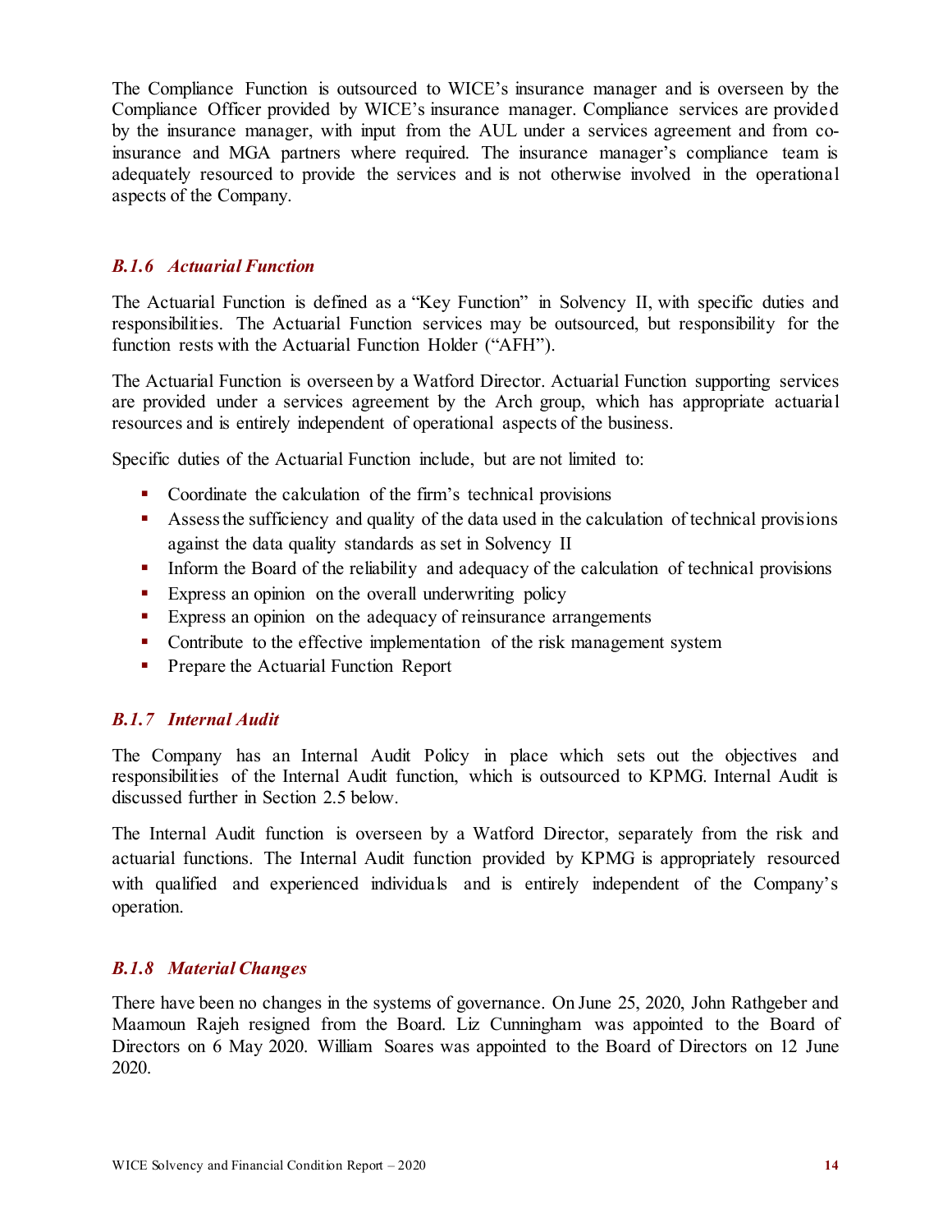The Compliance Function is outsourced to WICE's insurance manager and is overseen by the Compliance Officer provided by WICE's insurance manager. Compliance services are provided by the insurance manager, with input from the AUL under a services agreement and from co-insurance and MGA partners where required. The insurance manager's compliance team is adequately resourced to provide the services and is not otherwise involved in the operational aspects of the Company.

### *B.1.6 Actuarial Function*

The Actuarial Function is defined as a "Key Function" in Solvency II, with specific duties and responsibilities. The Actuarial Function services may be outsourced, but responsibility for the function rests with the Actuarial Function Holder ("AFH").

The Actuarial Function is overseen by a Watford Director. Actuarial Function supporting services are provided under a services agreement by the Arch group, which has appropriate actuarial resources and is entirely independent of operational aspects of the business.

Specific duties of the Actuarial Function include, but are not limited to:

- Coordinate the calculation of the firm's technical provisions
- Assess the sufficiency and quality of the data used in the calculation of technical provisions against the data quality standards as set in Solvency II
- Inform the Board of the reliability and adequacy of the calculation of technical provisions
- Express an opinion on the overall underwriting policy
- Express an opinion on the adequacy of reinsurance arrangements
- Contribute to the effective implementation of the risk management system
- Prepare the Actuarial Function Report

### *B.1.7 Internal Audit*

The Company has an Internal Audit Policy in place which sets out the objectives and responsibilities of the Internal Audit function, which is outsourced to KPMG. Internal Audit is discussed further in Section 2.5 below.

The Internal Audit function is overseen by a Watford Director, separately from the risk and actuarial functions. The Internal Audit function provided by KPMG is appropriately resourced with qualified and experienced individuals and is entirely independent of the Company's operation.

### *B.1.8 Material Changes*

There have been no changes in the systems of governance. On June 25, 2020, John Rathgeber and Maamoun Rajeh resigned from the Board. Liz Cunningham was appointed to the Board of Directors on 6 May 2020. William Soares was appointed to the Board of Directors on 12 June 2020.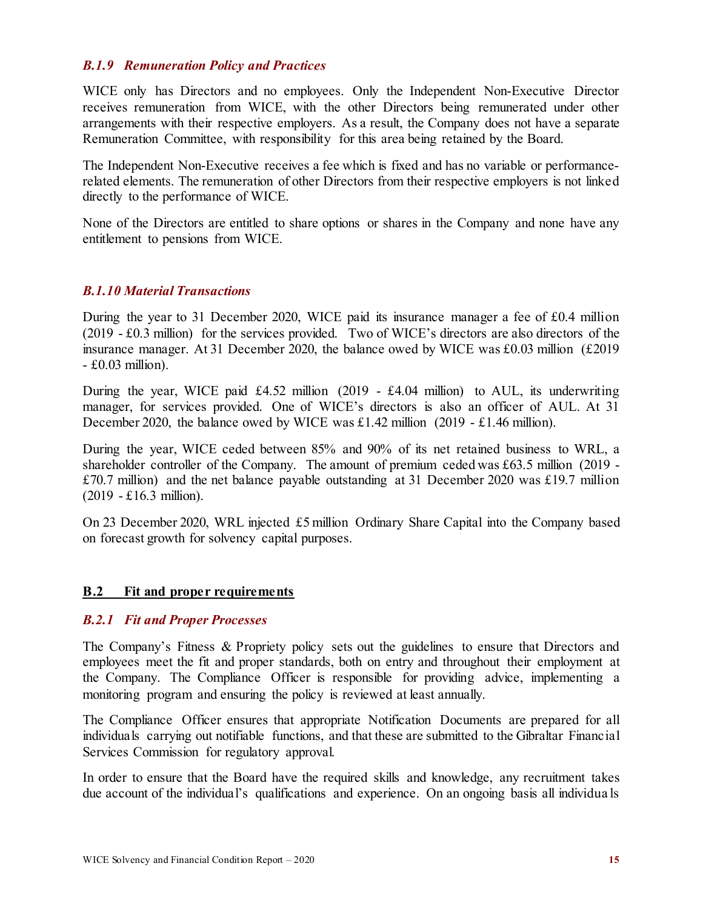### *B.1.9 Remuneration Policy and Practices*

WICE only has Directors and no employees. Only the Independent Non-Executive Director receives remuneration from WICE, with the other Directors being remunerated under other arrangements with their respective employers. As a result, the Company does not have a separate Remuneration Committee, with responsibility for this area being retained by the Board.

The Independent Non-Executive receives a fee which is fixed and has no variable or performance-related elements. The remuneration of other Directors from their respective employers is not linked directly to the performance of WICE.

None of the Directors are entitled to share options or shares in the Company and none have any entitlement to pensions from WICE.

### *B.1.10 Material Transactions*

During the year to 31 December 2020, WICE paid its insurance manager a fee of £0.4 million (2019 - £0.3 million) for the services provided. Two of WICE's directors are also directors of the insurance manager. At 31 December 2020, the balance owed by WICE was £0.03 million (£2019 - £0.03 million).

During the year, WICE paid £4.52 million (2019 - £4.04 million) to AUL, its underwriting manager, for services provided. One of WICE's directors is also an officer of AUL. At 31 December 2020, the balance owed by WICE was £1.42 million (2019 - £1.46 million).

During the year, WICE ceded between 85% and 90% of its net retained business to WRL, a shareholder controller of the Company. The amount of premium ceded was £63.5 million (2019 - £70.7 million) and the net balance payable outstanding at 31 December 2020 was £19.7 million (2019 - £16.3 million).

On 23 December 2020, WRL injected £5 million Ordinary Share Capital into the Company based on forecast growth for solvency capital purposes.

## B.2 Fit and proper requirements

### *B.2.1 Fit and Proper Processes*

The Company's Fitness & Propriety policy sets out the guidelines to ensure that Directors and employees meet the fit and proper standards, both on entry and throughout their employment at the Company. The Compliance Officer is responsible for providing advice, implementing a monitoring program and ensuring the policy is reviewed at least annually.

The Compliance Officer ensures that appropriate Notification Documents are prepared for all individuals carrying out notifiable functions, and that these are submitted to the Gibraltar Financial Services Commission for regulatory approval.

In order to ensure that the Board have the required skills and knowledge, any recruitment takes due account of the individual's qualifications and experience. On an ongoing basis all individuals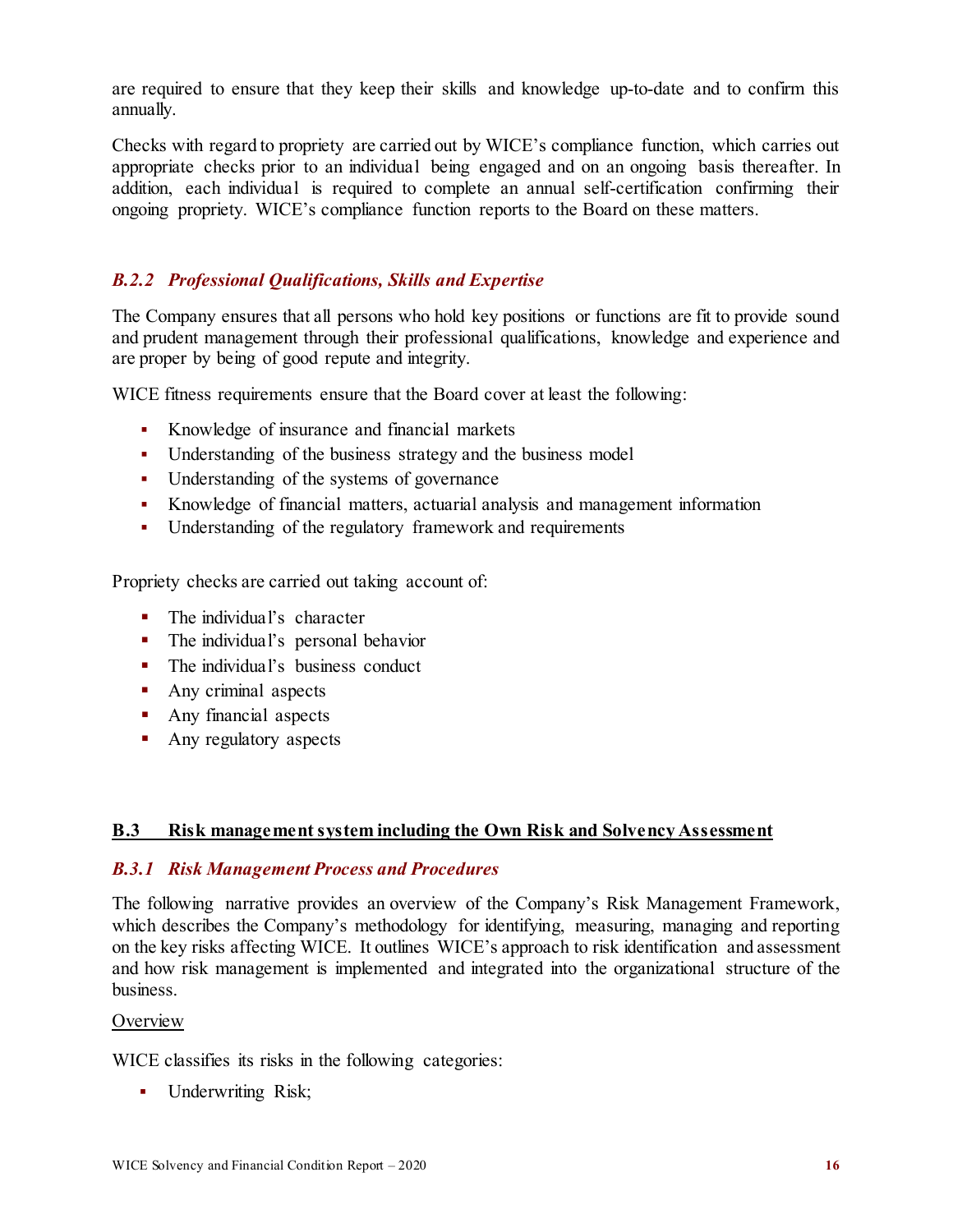are required to ensure that they keep their skills and knowledge up-to-date and to confirm this annually.

Checks with regard to propriety are carried out by WICE's compliance function, which carries out appropriate checks prior to an individual being engaged and on an ongoing basis thereafter. In addition, each individual is required to complete an annual self-certification confirming their ongoing propriety. WICE's compliance function reports to the Board on these matters.

### *B.2.2 Professional Qualifications, Skills and Expertise*

The Company ensures that all persons who hold key positions or functions are fit to provide sound and prudent management through their professional qualifications, knowledge and experience and are proper by being of good repute and integrity.

WICE fitness requirements ensure that the Board cover at least the following:

- Knowledge of insurance and financial markets
- Understanding of the business strategy and the business model
- Understanding of the systems of governance
- Knowledge of financial matters, actuarial analysis and management information
- Understanding of the regulatory framework and requirements

Propriety checks are carried out taking account of:

- The individual's character
- The individual's personal behavior
- The individual's business conduct
- Any criminal aspects
- Any financial aspects
- Any regulatory aspects

## B.3 Risk management system including the Own Risk and Solvency Assessment

### *B.3.1 Risk Management Process and Procedures*

The following narrative provides an overview of the Company's Risk Management Framework, which describes the Company's methodology for identifying, measuring, managing and reporting on the key risks affecting WICE. It outlines WICE's approach to risk identification and assessment and how risk management is implemented and integrated into the organizational structure of the business.

<u>Overview</u>

WICE classifies its risks in the following categories:

- Underwriting Risk;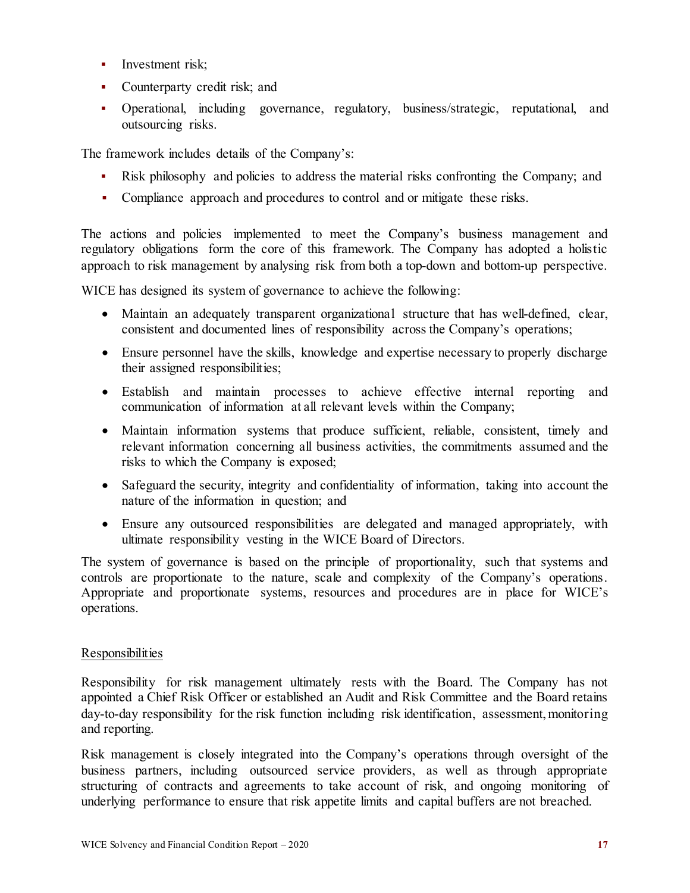- Investment risk;
- Counterparty credit risk; and
- Operational, including governance, regulatory, business/strategic, reputational, and outsourcing risks.

The framework includes details of the Company's:

- Risk philosophy and policies to address the material risks confronting the Company; and
- Compliance approach and procedures to control and or mitigate these risks.

The actions and policies implemented to meet the Company's business management and regulatory obligations form the core of this framework. The Company has adopted a holistic approach to risk management by analysing risk from both a top-down and bottom-up perspective.

WICE has designed its system of governance to achieve the following:

- Maintain an adequately transparent organizational structure that has well-defined, clear, consistent and documented lines of responsibility across the Company's operations;
- Ensure personnel have the skills, knowledge and expertise necessary to properly discharge their assigned responsibilities;
- Establish and maintain processes to achieve effective internal reporting and communication of information at all relevant levels within the Company;
- Maintain information systems that produce sufficient, reliable, consistent, timely and relevant information concerning all business activities, the commitments assumed and the risks to which the Company is exposed;
- Safeguard the security, integrity and confidentiality of information, taking into account the nature of the information in question; and
- Ensure any outsourced responsibilities are delegated and managed appropriately, with ultimate responsibility vesting in the WICE Board of Directors.

The system of governance is based on the principle of proportionality, such that systems and controls are proportionate to the nature, scale and complexity of the Company's operations. Appropriate and proportionate systems, resources and procedures are in place for WICE's operations.

Responsibilities

Responsibility for risk management ultimately rests with the Board. The Company has not appointed a Chief Risk Officer or established an Audit and Risk Committee and the Board retains day-to-day responsibility for the risk function including risk identification, assessment, monitoring and reporting.

Risk management is closely integrated into the Company's operations through oversight of the business partners, including outsourced service providers, as well as through appropriate structuring of contracts and agreements to take account of risk, and ongoing monitoring of underlying performance to ensure that risk appetite limits and capital buffers are not breached.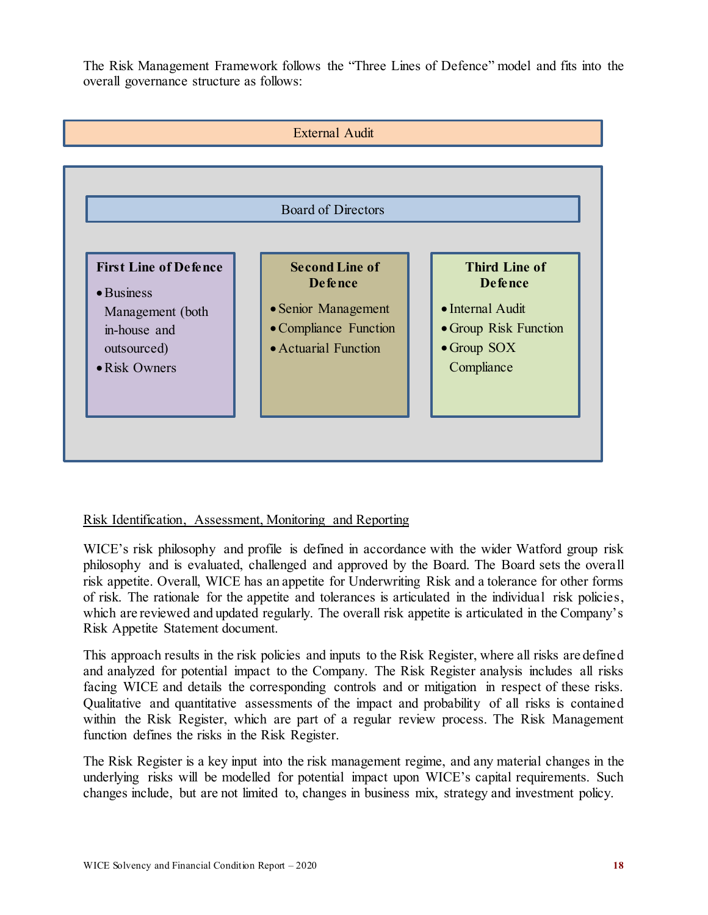The Risk Management Framework follows the "Three Lines of Defence" model and fits into the overall governance structure as follows:

External Audit

Board of Directors

| First Line of Defence | Second Line of Defence | Third Line of Defence |
| --- | --- | --- |
| • Business Management (both in-house and outsourced)<br>• Risk Owners | • Senior Management<br>• Compliance Function<br>• Actuarial Function | • Internal Audit<br>• Group Risk Function<br>• Group SOX Compliance |

<u>Risk Identification, Assessment, Monitoring and Reporting</u>

WICE's risk philosophy and profile is defined in accordance with the wider Watford group risk philosophy and is evaluated, challenged and approved by the Board. The Board sets the overall risk appetite. Overall, WICE has an appetite for Underwriting Risk and a tolerance for other forms of risk. The rationale for the appetite and tolerances is articulated in the individual risk policies, which are reviewed and updated regularly. The overall risk appetite is articulated in the Company's Risk Appetite Statement document.

This approach results in the risk policies and inputs to the Risk Register, where all risks are defined and analyzed for potential impact to the Company. The Risk Register analysis includes all risks facing WICE and details the corresponding controls and or mitigation in respect of these risks. Qualitative and quantitative assessments of the impact and probability of all risks is contained within the Risk Register, which are part of a regular review process. The Risk Management function defines the risks in the Risk Register.

The Risk Register is a key input into the risk management regime, and any material changes in the underlying risks will be modelled for potential impact upon WICE's capital requirements. Such changes include, but are not limited to, changes in business mix, strategy and investment policy.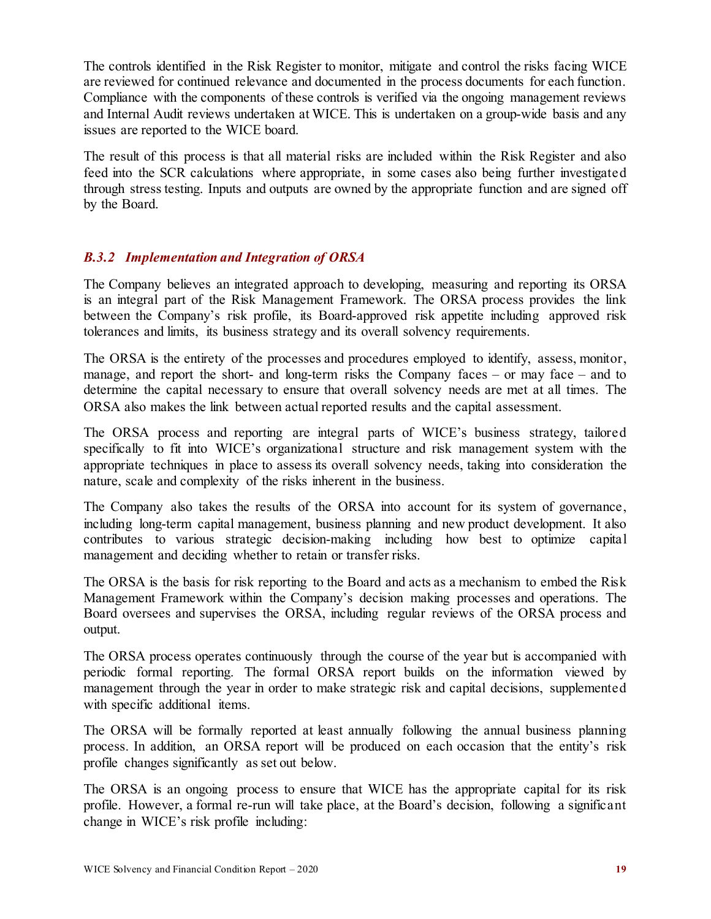The controls identified in the Risk Register to monitor, mitigate and control the risks facing WICE are reviewed for continued relevance and documented in the process documents for each function. Compliance with the components of these controls is verified via the ongoing management reviews and Internal Audit reviews undertaken at WICE. This is undertaken on a group-wide basis and any issues are reported to the WICE board.

The result of this process is that all material risks are included within the Risk Register and also feed into the SCR calculations where appropriate, in some cases also being further investigated through stress testing. Inputs and outputs are owned by the appropriate function and are signed off by the Board.

### *B.3.2 Implementation and Integration of ORSA*

The Company believes an integrated approach to developing, measuring and reporting its ORSA is an integral part of the Risk Management Framework. The ORSA process provides the link between the Company's risk profile, its Board-approved risk appetite including approved risk tolerances and limits, its business strategy and its overall solvency requirements.

The ORSA is the entirety of the processes and procedures employed to identify, assess, monitor, manage, and report the short- and long-term risks the Company faces – or may face – and to determine the capital necessary to ensure that overall solvency needs are met at all times. The ORSA also makes the link between actual reported results and the capital assessment.

The ORSA process and reporting are integral parts of WICE's business strategy, tailored specifically to fit into WICE's organizational structure and risk management system with the appropriate techniques in place to assess its overall solvency needs, taking into consideration the nature, scale and complexity of the risks inherent in the business.

The Company also takes the results of the ORSA into account for its system of governance, including long-term capital management, business planning and new product development. It also contributes to various strategic decision-making including how best to optimize capital management and deciding whether to retain or transfer risks.

The ORSA is the basis for risk reporting to the Board and acts as a mechanism to embed the Risk Management Framework within the Company's decision making processes and operations. The Board oversees and supervises the ORSA, including regular reviews of the ORSA process and output.

The ORSA process operates continuously through the course of the year but is accompanied with periodic formal reporting. The formal ORSA report builds on the information viewed by management through the year in order to make strategic risk and capital decisions, supplemented with specific additional items.

The ORSA will be formally reported at least annually following the annual business planning process. In addition, an ORSA report will be produced on each occasion that the entity's risk profile changes significantly as set out below.

The ORSA is an ongoing process to ensure that WICE has the appropriate capital for its risk profile. However, a formal re-run will take place, at the Board's decision, following a significant change in WICE's risk profile including: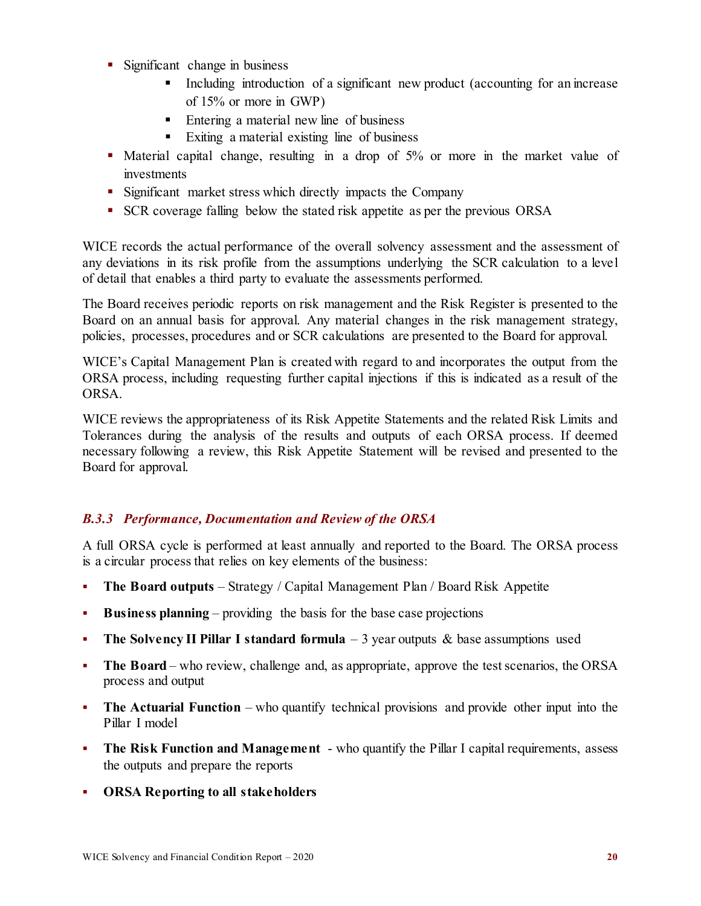- Significant change in business
  - Including introduction of a significant new product (accounting for an increase of 15% or more in GWP)
  - Entering a material new line of business
  - Exiting a material existing line of business
- Material capital change, resulting in a drop of 5% or more in the market value of investments
- Significant market stress which directly impacts the Company
- SCR coverage falling below the stated risk appetite as per the previous ORSA

WICE records the actual performance of the overall solvency assessment and the assessment of any deviations in its risk profile from the assumptions underlying the SCR calculation to a level of detail that enables a third party to evaluate the assessments performed.

The Board receives periodic reports on risk management and the Risk Register is presented to the Board on an annual basis for approval. Any material changes in the risk management strategy, policies, processes, procedures and or SCR calculations are presented to the Board for approval.

WICE's Capital Management Plan is created with regard to and incorporates the output from the ORSA process, including requesting further capital injections if this is indicated as a result of the ORSA.

WICE reviews the appropriateness of its Risk Appetite Statements and the related Risk Limits and Tolerances during the analysis of the results and outputs of each ORSA process. If deemed necessary following a review, this Risk Appetite Statement will be revised and presented to the Board for approval.

### *B.3.3 Performance, Documentation and Review of the ORSA*

A full ORSA cycle is performed at least annually and reported to the Board. The ORSA process is a circular process that relies on key elements of the business:

- **The Board outputs** – Strategy / Capital Management Plan / Board Risk Appetite
- **Business planning** – providing the basis for the base case projections
- **The Solvency II Pillar I standard formula** – 3 year outputs & base assumptions used
- **The Board** – who review, challenge and, as appropriate, approve the test scenarios, the ORSA process and output
- **The Actuarial Function** – who quantify technical provisions and provide other input into the Pillar I model
- **The Risk Function and Management** - who quantify the Pillar I capital requirements, assess the outputs and prepare the reports
- **ORSA Reporting to all stakeholders**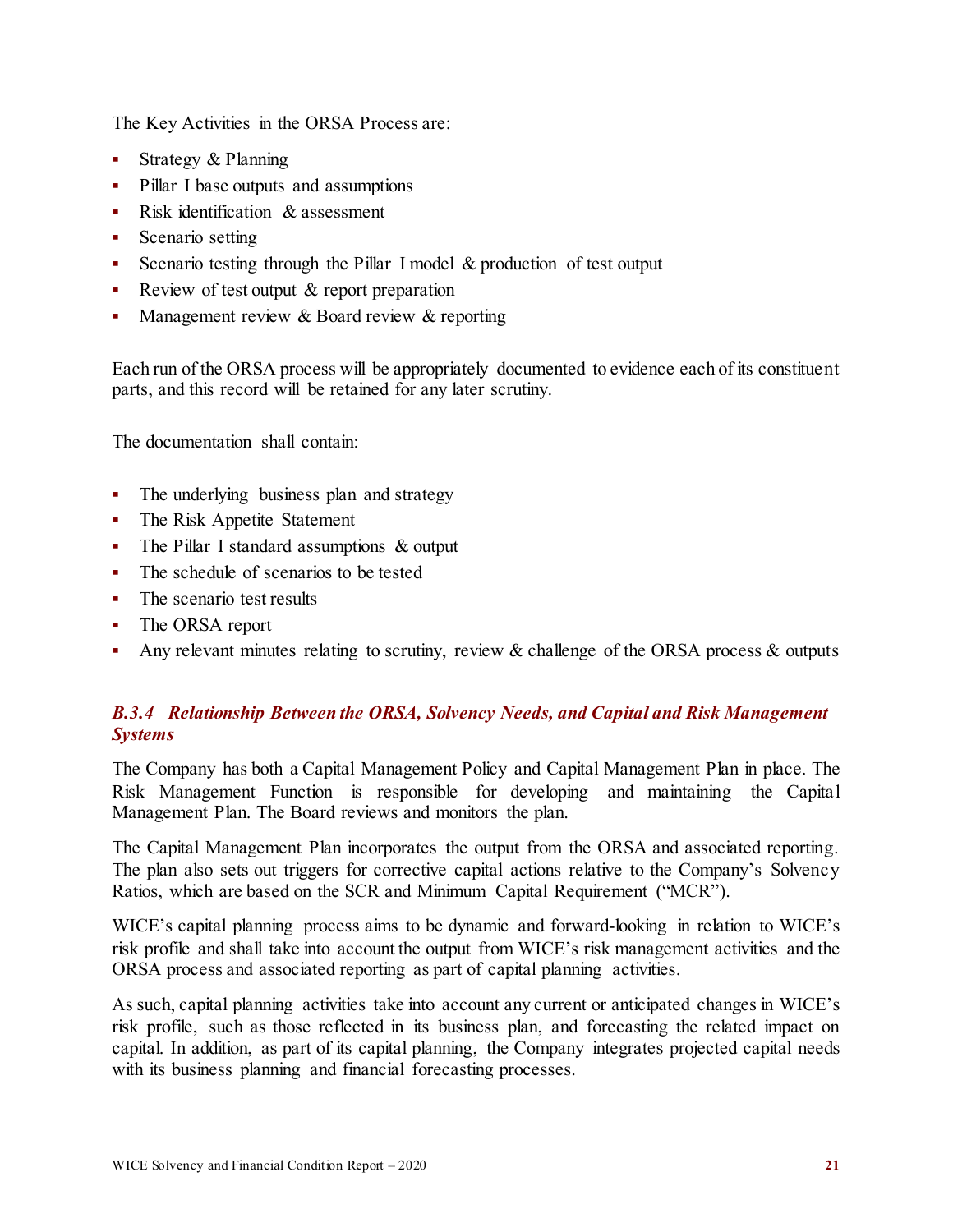The Key Activities in the ORSA Process are:

- Strategy & Planning
- Pillar I base outputs and assumptions
- Risk identification & assessment
- Scenario setting
- Scenario testing through the Pillar I model & production of test output
- Review of test output & report preparation
- Management review & Board review & reporting

Each run of the ORSA process will be appropriately documented to evidence each of its constituent parts, and this record will be retained for any later scrutiny.

The documentation shall contain:

- The underlying business plan and strategy
- The Risk Appetite Statement
- The Pillar I standard assumptions & output
- The schedule of scenarios to be tested
- The scenario test results
- The ORSA report
- Any relevant minutes relating to scrutiny, review & challenge of the ORSA process & outputs

### *B.3.4 Relationship Between the ORSA, Solvency Needs, and Capital and Risk Management Systems*

The Company has both a Capital Management Policy and Capital Management Plan in place. The Risk Management Function is responsible for developing and maintaining the Capital Management Plan. The Board reviews and monitors the plan.

The Capital Management Plan incorporates the output from the ORSA and associated reporting. The plan also sets out triggers for corrective capital actions relative to the Company's Solvency Ratios, which are based on the SCR and Minimum Capital Requirement ("MCR").

WICE's capital planning process aims to be dynamic and forward-looking in relation to WICE's risk profile and shall take into account the output from WICE's risk management activities and the ORSA process and associated reporting as part of capital planning activities.

As such, capital planning activities take into account any current or anticipated changes in WICE's risk profile, such as those reflected in its business plan, and forecasting the related impact on capital. In addition, as part of its capital planning, the Company integrates projected capital needs with its business planning and financial forecasting processes.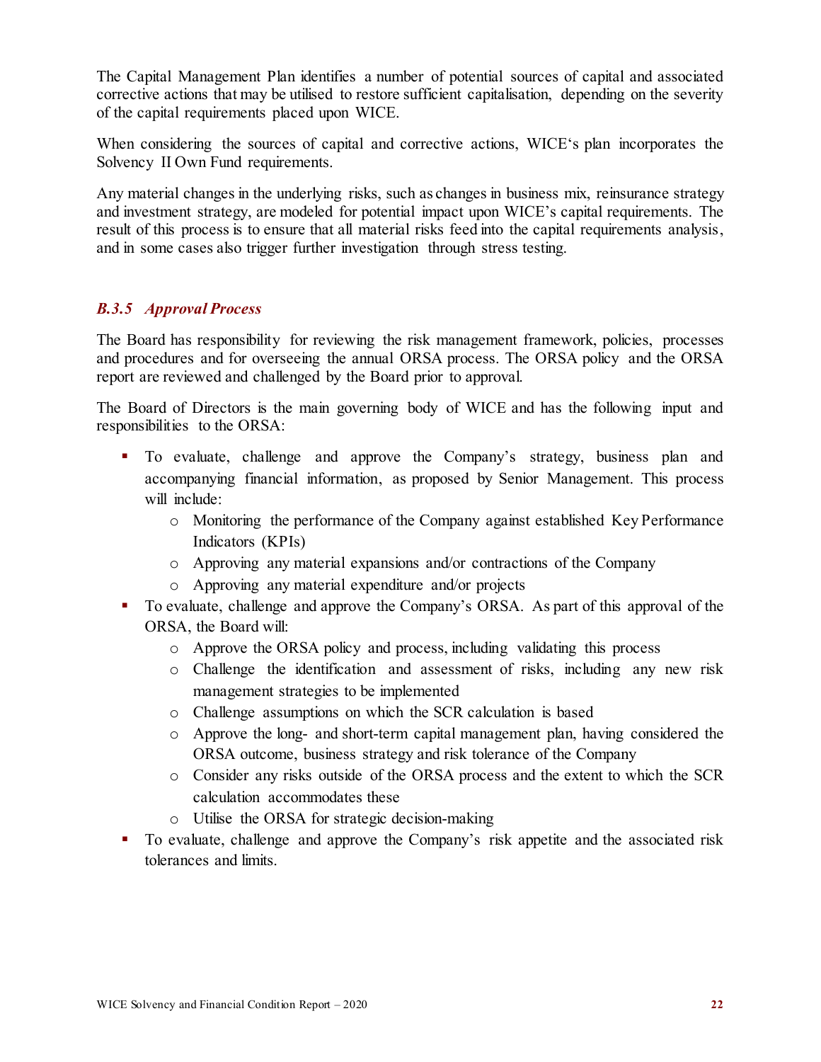The Capital Management Plan identifies a number of potential sources of capital and associated corrective actions that may be utilised to restore sufficient capitalisation, depending on the severity of the capital requirements placed upon WICE.

When considering the sources of capital and corrective actions, WICE's plan incorporates the Solvency II Own Fund requirements.

Any material changes in the underlying risks, such as changes in business mix, reinsurance strategy and investment strategy, are modeled for potential impact upon WICE's capital requirements. The result of this process is to ensure that all material risks feed into the capital requirements analysis, and in some cases also trigger further investigation through stress testing.

#### *B.3.5 Approval Process*

The Board has responsibility for reviewing the risk management framework, policies, processes and procedures and for overseeing the annual ORSA process. The ORSA policy and the ORSA report are reviewed and challenged by the Board prior to approval.

The Board of Directors is the main governing body of WICE and has the following input and responsibilities to the ORSA:

- To evaluate, challenge and approve the Company's strategy, business plan and accompanying financial information, as proposed by Senior Management. This process will include:
  - Monitoring the performance of the Company against established Key Performance Indicators (KPIs)
  - Approving any material expansions and/or contractions of the Company
  - Approving any material expenditure and/or projects
- To evaluate, challenge and approve the Company's ORSA. As part of this approval of the ORSA, the Board will:
  - Approve the ORSA policy and process, including validating this process
  - Challenge the identification and assessment of risks, including any new risk management strategies to be implemented
  - Challenge assumptions on which the SCR calculation is based
  - Approve the long- and short-term capital management plan, having considered the ORSA outcome, business strategy and risk tolerance of the Company
  - Consider any risks outside of the ORSA process and the extent to which the SCR calculation accommodates these
  - Utilise the ORSA for strategic decision-making
- To evaluate, challenge and approve the Company's risk appetite and the associated risk tolerances and limits.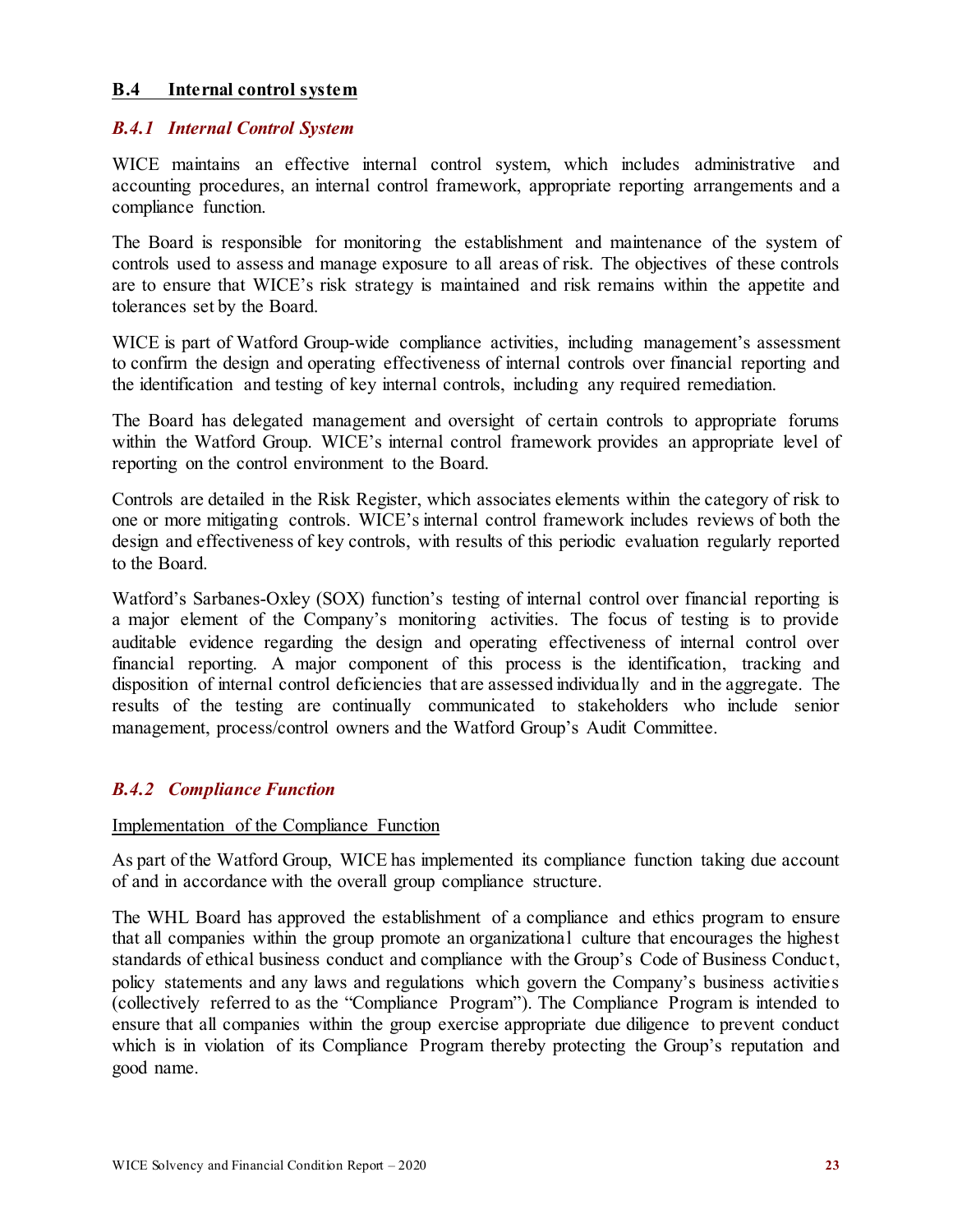## B.4 Internal control system

### *B.4.1 Internal Control System*

WICE maintains an effective internal control system, which includes administrative and accounting procedures, an internal control framework, appropriate reporting arrangements and a compliance function.

The Board is responsible for monitoring the establishment and maintenance of the system of controls used to assess and manage exposure to all areas of risk. The objectives of these controls are to ensure that WICE's risk strategy is maintained and risk remains within the appetite and tolerances set by the Board.

WICE is part of Watford Group-wide compliance activities, including management's assessment to confirm the design and operating effectiveness of internal controls over financial reporting and the identification and testing of key internal controls, including any required remediation.

The Board has delegated management and oversight of certain controls to appropriate forums within the Watford Group. WICE's internal control framework provides an appropriate level of reporting on the control environment to the Board.

Controls are detailed in the Risk Register, which associates elements within the category of risk to one or more mitigating controls. WICE's internal control framework includes reviews of both the design and effectiveness of key controls, with results of this periodic evaluation regularly reported to the Board.

Watford's Sarbanes-Oxley (SOX) function's testing of internal control over financial reporting is a major element of the Company's monitoring activities. The focus of testing is to provide auditable evidence regarding the design and operating effectiveness of internal control over financial reporting. A major component of this process is the identification, tracking and disposition of internal control deficiencies that are assessed individually and in the aggregate. The results of the testing are continually communicated to stakeholders who include senior management, process/control owners and the Watford Group's Audit Committee.

### *B.4.2 Compliance Function*

Implementation of the Compliance Function

As part of the Watford Group, WICE has implemented its compliance function taking due account of and in accordance with the overall group compliance structure.

The WHL Board has approved the establishment of a compliance and ethics program to ensure that all companies within the group promote an organizational culture that encourages the highest standards of ethical business conduct and compliance with the Group's Code of Business Conduct, policy statements and any laws and regulations which govern the Company's business activities (collectively referred to as the "Compliance Program"). The Compliance Program is intended to ensure that all companies within the group exercise appropriate due diligence to prevent conduct which is in violation of its Compliance Program thereby protecting the Group's reputation and good name.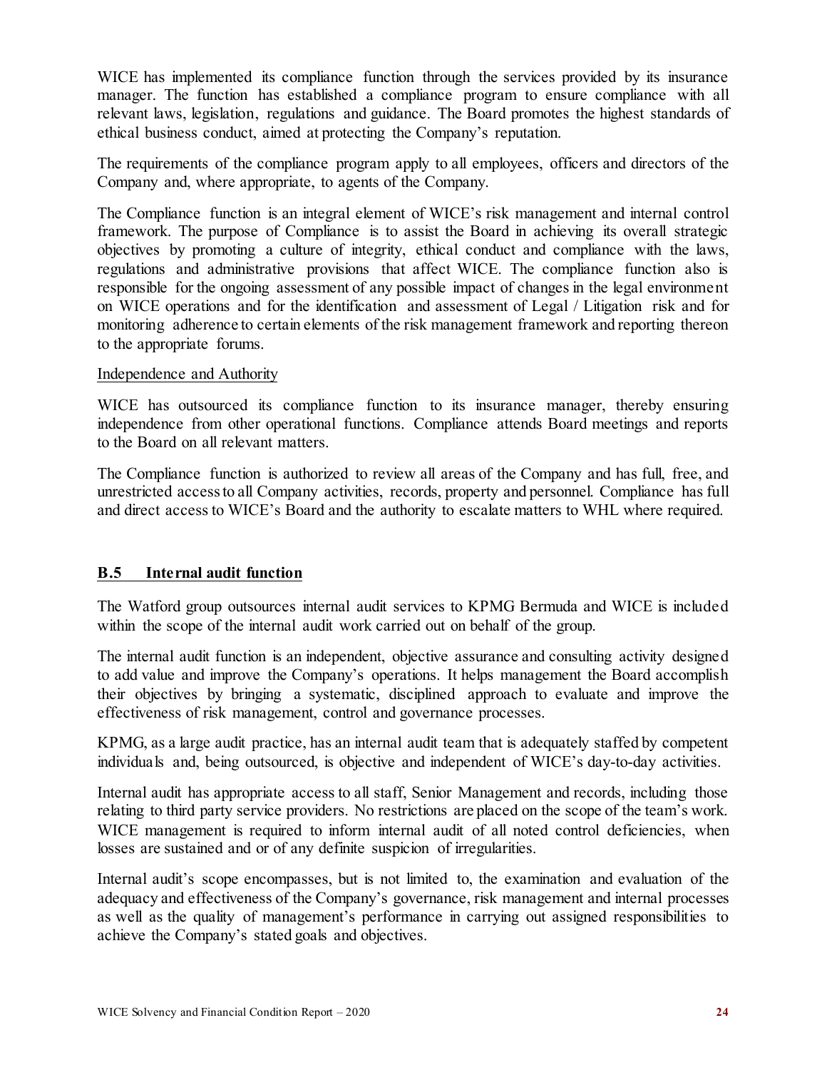WICE has implemented its compliance function through the services provided by its insurance manager. The function has established a compliance program to ensure compliance with all relevant laws, legislation, regulations and guidance. The Board promotes the highest standards of ethical business conduct, aimed at protecting the Company's reputation.

The requirements of the compliance program apply to all employees, officers and directors of the Company and, where appropriate, to agents of the Company.

The Compliance function is an integral element of WICE's risk management and internal control framework. The purpose of Compliance is to assist the Board in achieving its overall strategic objectives by promoting a culture of integrity, ethical conduct and compliance with the laws, regulations and administrative provisions that affect WICE. The compliance function also is responsible for the ongoing assessment of any possible impact of changes in the legal environment on WICE operations and for the identification and assessment of Legal / Litigation risk and for monitoring adherence to certain elements of the risk management framework and reporting thereon to the appropriate forums.

Independence and Authority

WICE has outsourced its compliance function to its insurance manager, thereby ensuring independence from other operational functions. Compliance attends Board meetings and reports to the Board on all relevant matters.

The Compliance function is authorized to review all areas of the Company and has full, free, and unrestricted access to all Company activities, records, property and personnel. Compliance has full and direct access to WICE's Board and the authority to escalate matters to WHL where required.

## B.5 Internal audit function

The Watford group outsources internal audit services to KPMG Bermuda and WICE is included within the scope of the internal audit work carried out on behalf of the group.

The internal audit function is an independent, objective assurance and consulting activity designed to add value and improve the Company's operations. It helps management the Board accomplish their objectives by bringing a systematic, disciplined approach to evaluate and improve the effectiveness of risk management, control and governance processes.

KPMG, as a large audit practice, has an internal audit team that is adequately staffed by competent individuals and, being outsourced, is objective and independent of WICE's day-to-day activities.

Internal audit has appropriate access to all staff, Senior Management and records, including those relating to third party service providers. No restrictions are placed on the scope of the team's work. WICE management is required to inform internal audit of all noted control deficiencies, when losses are sustained and or of any definite suspicion of irregularities.

Internal audit's scope encompasses, but is not limited to, the examination and evaluation of the adequacy and effectiveness of the Company's governance, risk management and internal processes as well as the quality of management's performance in carrying out assigned responsibilities to achieve the Company's stated goals and objectives.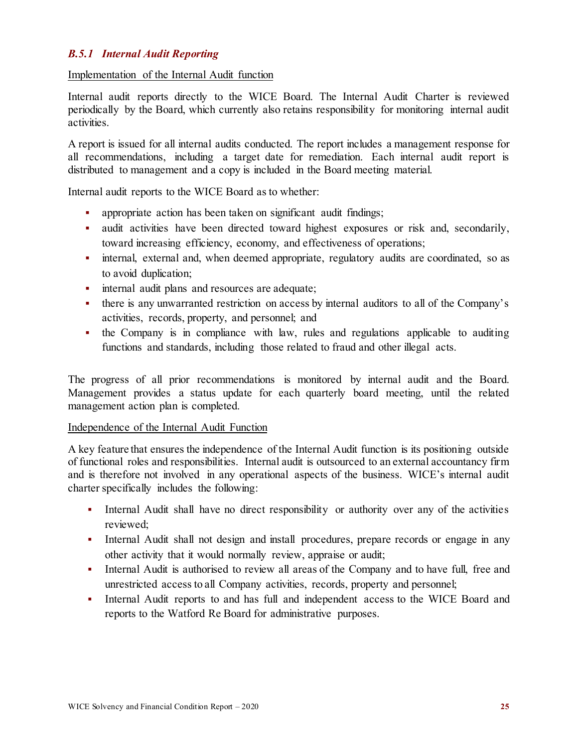### *B.5.1 Internal Audit Reporting*

Implementation of the Internal Audit function

Internal audit reports directly to the WICE Board. The Internal Audit Charter is reviewed periodically by the Board, which currently also retains responsibility for monitoring internal audit activities.

A report is issued for all internal audits conducted. The report includes a management response for all recommendations, including a target date for remediation. Each internal audit report is distributed to management and a copy is included in the Board meeting material.

Internal audit reports to the WICE Board as to whether:

- appropriate action has been taken on significant audit findings;
- audit activities have been directed toward highest exposures or risk and, secondarily, toward increasing efficiency, economy, and effectiveness of operations;
- internal, external and, when deemed appropriate, regulatory audits are coordinated, so as to avoid duplication;
- internal audit plans and resources are adequate;
- there is any unwarranted restriction on access by internal auditors to all of the Company's activities, records, property, and personnel; and
- the Company is in compliance with law, rules and regulations applicable to auditing functions and standards, including those related to fraud and other illegal acts.

The progress of all prior recommendations is monitored by internal audit and the Board. Management provides a status update for each quarterly board meeting, until the related management action plan is completed.

Independence of the Internal Audit Function

A key feature that ensures the independence of the Internal Audit function is its positioning outside of functional roles and responsibilities. Internal audit is outsourced to an external accountancy firm and is therefore not involved in any operational aspects of the business. WICE's internal audit charter specifically includes the following:

- Internal Audit shall have no direct responsibility or authority over any of the activities reviewed;
- Internal Audit shall not design and install procedures, prepare records or engage in any other activity that it would normally review, appraise or audit;
- Internal Audit is authorised to review all areas of the Company and to have full, free and unrestricted access to all Company activities, records, property and personnel;
- Internal Audit reports to and has full and independent access to the WICE Board and reports to the Watford Re Board for administrative purposes.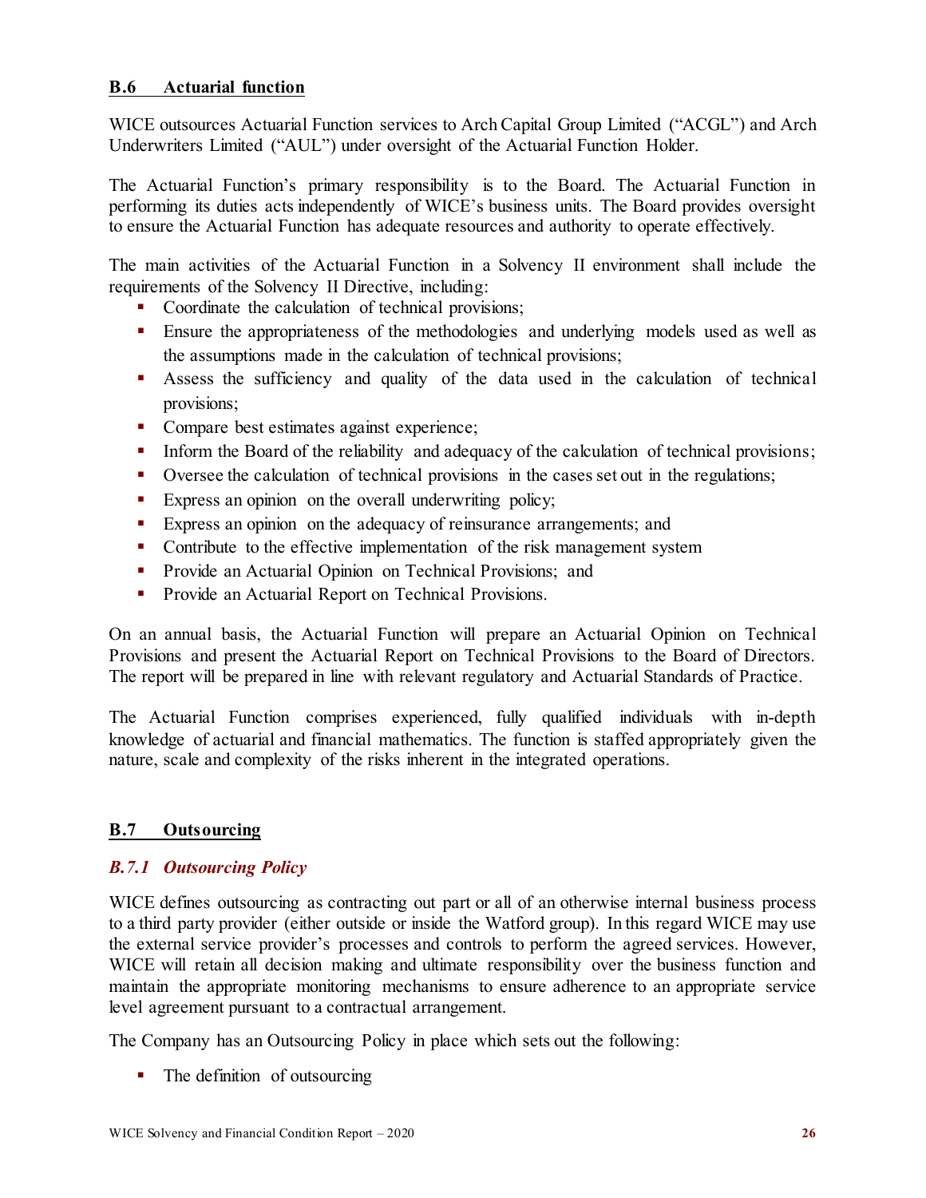## B.6 Actuarial function

WICE outsources Actuarial Function services to Arch Capital Group Limited ("ACGL") and Arch Underwriters Limited ("AUL") under oversight of the Actuarial Function Holder.

The Actuarial Function's primary responsibility is to the Board. The Actuarial Function in performing its duties acts independently of WICE's business units. The Board provides oversight to ensure the Actuarial Function has adequate resources and authority to operate effectively.

The main activities of the Actuarial Function in a Solvency II environment shall include the requirements of the Solvency II Directive, including:

- Coordinate the calculation of technical provisions;
- Ensure the appropriateness of the methodologies and underlying models used as well as the assumptions made in the calculation of technical provisions;
- Assess the sufficiency and quality of the data used in the calculation of technical provisions;
- Compare best estimates against experience;
- Inform the Board of the reliability and adequacy of the calculation of technical provisions;
- Oversee the calculation of technical provisions in the cases set out in the regulations;
- Express an opinion on the overall underwriting policy;
- Express an opinion on the adequacy of reinsurance arrangements; and
- Contribute to the effective implementation of the risk management system
- Provide an Actuarial Opinion on Technical Provisions; and
- Provide an Actuarial Report on Technical Provisions.

On an annual basis, the Actuarial Function will prepare an Actuarial Opinion on Technical Provisions and present the Actuarial Report on Technical Provisions to the Board of Directors. The report will be prepared in line with relevant regulatory and Actuarial Standards of Practice.

The Actuarial Function comprises experienced, fully qualified individuals with in-depth knowledge of actuarial and financial mathematics. The function is staffed appropriately given the nature, scale and complexity of the risks inherent in the integrated operations.

## B.7 Outsourcing

### *B.7.1 Outsourcing Policy*

WICE defines outsourcing as contracting out part or all of an otherwise internal business process to a third party provider (either outside or inside the Watford group). In this regard WICE may use the external service provider's processes and controls to perform the agreed services. However, WICE will retain all decision making and ultimate responsibility over the business function and maintain the appropriate monitoring mechanisms to ensure adherence to an appropriate service level agreement pursuant to a contractual arrangement.

The Company has an Outsourcing Policy in place which sets out the following:

- The definition of outsourcing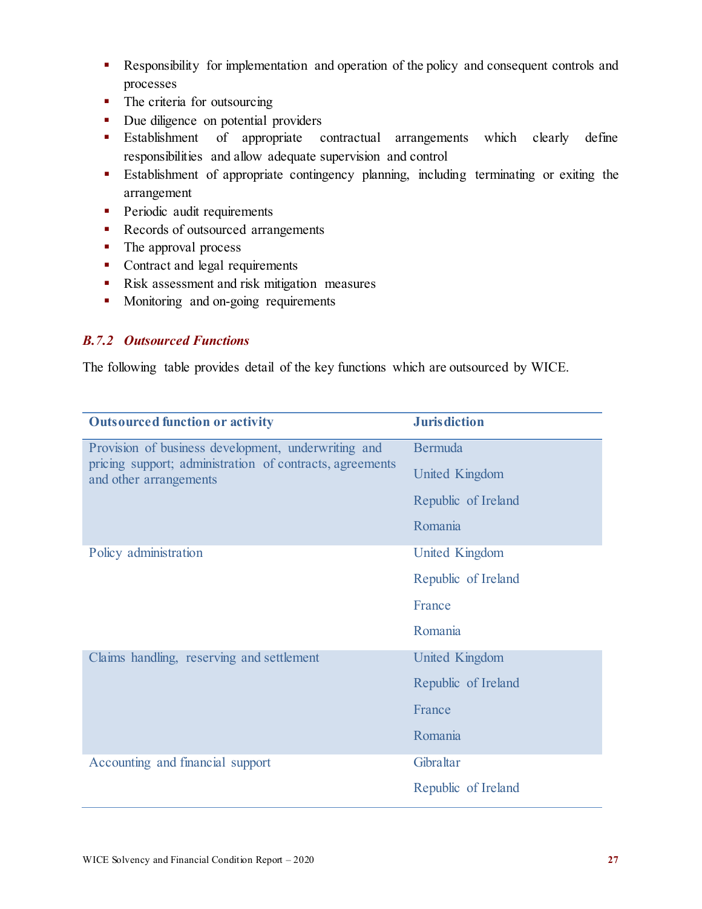- Responsibility for implementation and operation of the policy and consequent controls and processes
- The criteria for outsourcing
- Due diligence on potential providers
- Establishment of appropriate contractual arrangements which clearly define responsibilities and allow adequate supervision and control
- Establishment of appropriate contingency planning, including terminating or exiting the arrangement
- Periodic audit requirements
- Records of outsourced arrangements
- The approval process
- Contract and legal requirements
- Risk assessment and risk mitigation measures
- Monitoring and on-going requirements

### *B.7.2 Outsourced Functions*

The following table provides detail of the key functions which are outsourced by WICE.

| Outsourced function or activity | Jurisdiction |
|---|---|
| Provision of business development, underwriting and pricing support; administration of contracts, agreements and other arrangements | Bermuda<br>United Kingdom<br>Republic of Ireland<br>Romania |
| Policy administration | United Kingdom<br>Republic of Ireland<br>France<br>Romania |
| Claims handling, reserving and settlement | United Kingdom<br>Republic of Ireland<br>France<br>Romania |
| Accounting and financial support | Gibraltar<br>Republic of Ireland |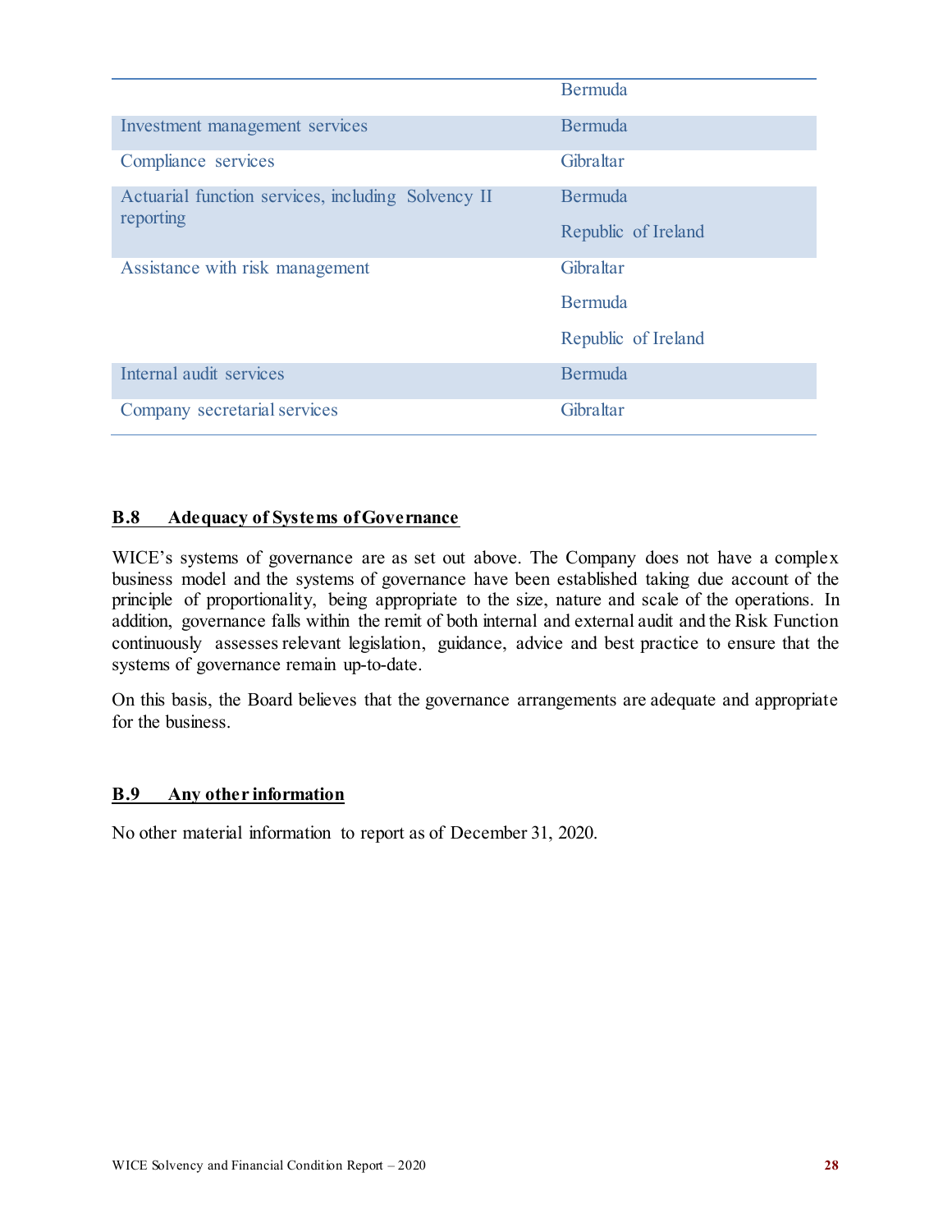| | |
|---|---|
| | Bermuda |
| Investment management services | Bermuda |
| Compliance services | Gibraltar |
| Actuarial function services, including Solvency II reporting | Bermuda<br>Republic of Ireland |
| Assistance with risk management | Gibraltar<br>Bermuda<br>Republic of Ireland |
| Internal audit services | Bermuda |
| Company secretarial services | Gibraltar |

## B.8 Adequacy of Systems of Governance

WICE's systems of governance are as set out above. The Company does not have a complex business model and the systems of governance have been established taking due account of the principle of proportionality, being appropriate to the size, nature and scale of the operations. In addition, governance falls within the remit of both internal and external audit and the Risk Function continuously assesses relevant legislation, guidance, advice and best practice to ensure that the systems of governance remain up-to-date.

On this basis, the Board believes that the governance arrangements are adequate and appropriate for the business.

## B.9 Any other information

No other material information to report as of December 31, 2020.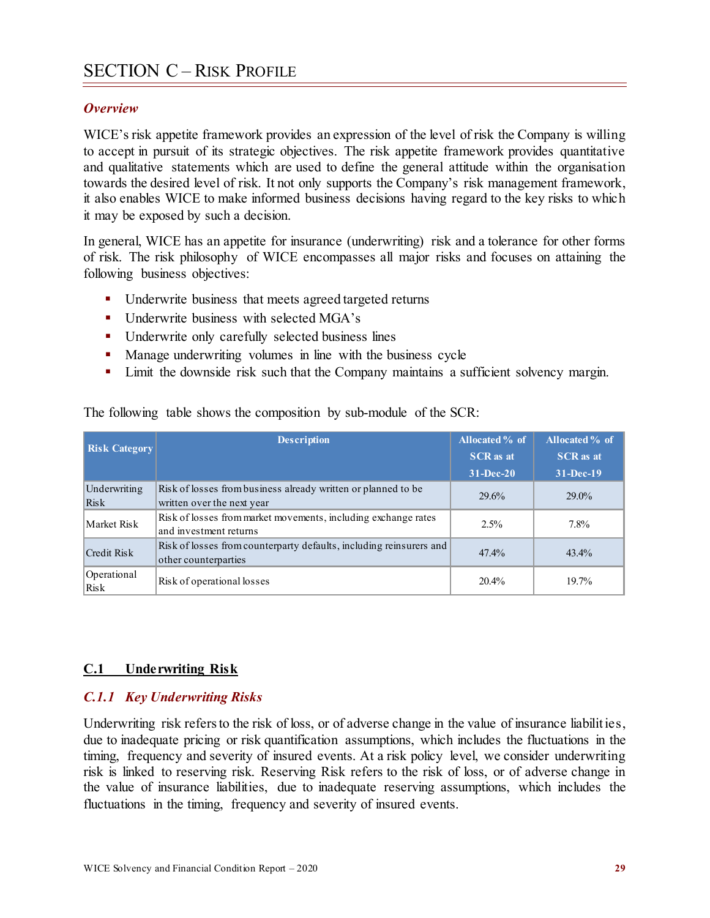# SECTION C – RISK PROFILE

### *Overview*

WICE's risk appetite framework provides an expression of the level of risk the Company is willing to accept in pursuit of its strategic objectives. The risk appetite framework provides quantitative and qualitative statements which are used to define the general attitude within the organisation towards the desired level of risk. It not only supports the Company's risk management framework, it also enables WICE to make informed business decisions having regard to the key risks to which it may be exposed by such a decision.

In general, WICE has an appetite for insurance (underwriting) risk and a tolerance for other forms of risk. The risk philosophy of WICE encompasses all major risks and focuses on attaining the following business objectives:

- Underwrite business that meets agreed targeted returns
- Underwrite business with selected MGA's
- Underwrite only carefully selected business lines
- Manage underwriting volumes in line with the business cycle
- Limit the downside risk such that the Company maintains a sufficient solvency margin.

The following table shows the composition by sub-module of the SCR:

| Risk Category | Description | Allocated % of SCR as at 31-Dec-20 | Allocated % of SCR as at 31-Dec-19 |
|---|---|---|---|
| Underwriting Risk | Risk of losses from business already written or planned to be written over the next year | 29.6% | 29.0% |
| Market Risk | Risk of losses from market movements, including exchange rates and investment returns | 2.5% | 7.8% |
| Credit Risk | Risk of losses from counterparty defaults, including reinsurers and other counterparties | 47.4% | 43.4% |
| Operational Risk | Risk of operational losses | 20.4% | 19.7% |

## C.1 Underwriting Risk

### *C.1.1 Key Underwriting Risks*

Underwriting risk refers to the risk of loss, or of adverse change in the value of insurance liabilities, due to inadequate pricing or risk quantification assumptions, which includes the fluctuations in the timing, frequency and severity of insured events. At a risk policy level, we consider underwriting risk is linked to reserving risk. Reserving Risk refers to the risk of loss, or of adverse change in the value of insurance liabilities, due to inadequate reserving assumptions, which includes the fluctuations in the timing, frequency and severity of insured events.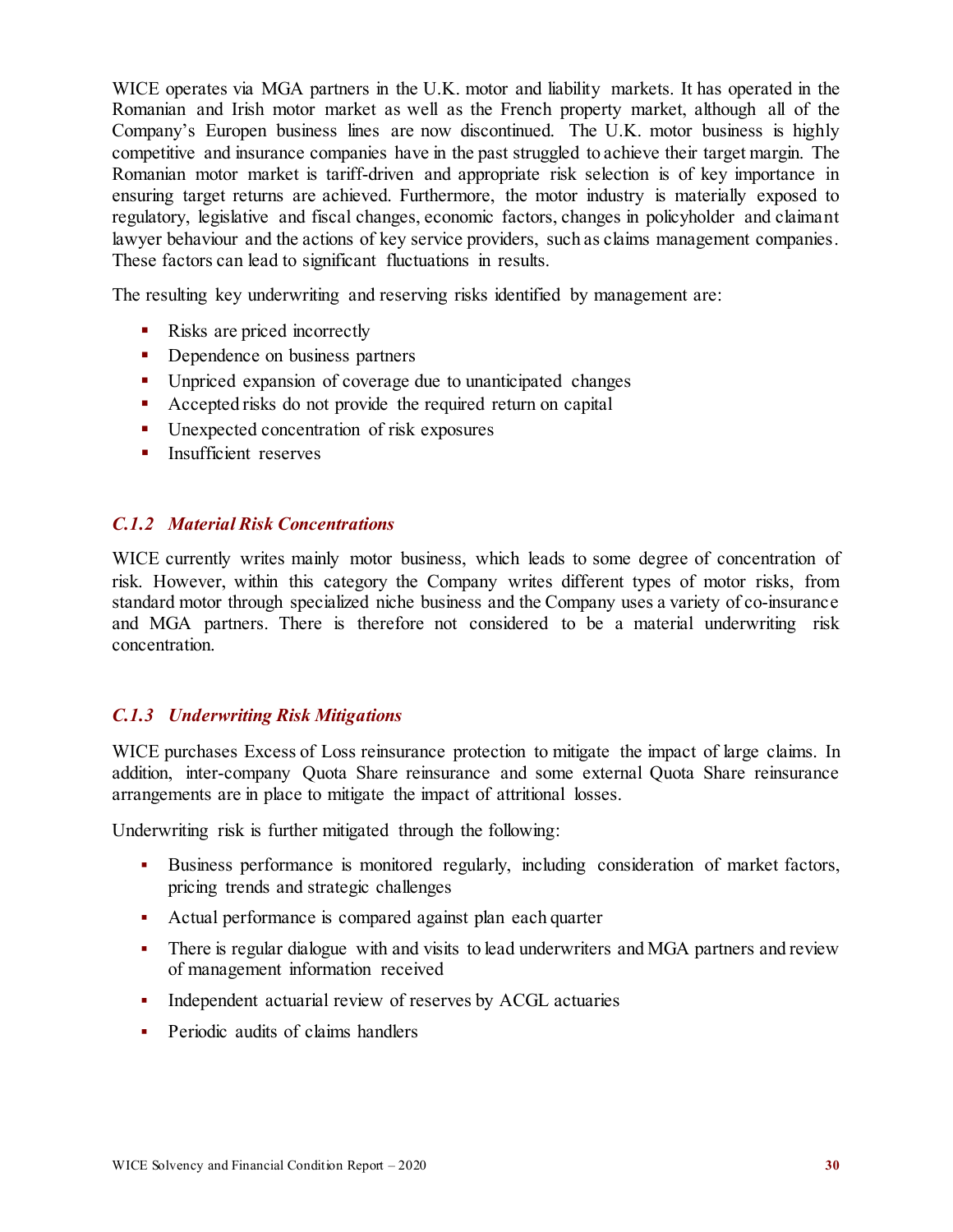WICE operates via MGA partners in the U.K. motor and liability markets. It has operated in the Romanian and Irish motor market as well as the French property market, although all of the Company's Europen business lines are now discontinued. The U.K. motor business is highly competitive and insurance companies have in the past struggled to achieve their target margin. The Romanian motor market is tariff-driven and appropriate risk selection is of key importance in ensuring target returns are achieved. Furthermore, the motor industry is materially exposed to regulatory, legislative and fiscal changes, economic factors, changes in policyholder and claimant lawyer behaviour and the actions of key service providers, such as claims management companies. These factors can lead to significant fluctuations in results.

The resulting key underwriting and reserving risks identified by management are:

- Risks are priced incorrectly
- Dependence on business partners
- Unpriced expansion of coverage due to unanticipated changes
- Accepted risks do not provide the required return on capital
- Unexpected concentration of risk exposures
- Insufficient reserves

### *C.1.2 Material Risk Concentrations*

WICE currently writes mainly motor business, which leads to some degree of concentration of risk. However, within this category the Company writes different types of motor risks, from standard motor through specialized niche business and the Company uses a variety of co-insurance and MGA partners. There is therefore not considered to be a material underwriting risk concentration.

### *C.1.3 Underwriting Risk Mitigations*

WICE purchases Excess of Loss reinsurance protection to mitigate the impact of large claims. In addition, inter-company Quota Share reinsurance and some external Quota Share reinsurance arrangements are in place to mitigate the impact of attritional losses.

Underwriting risk is further mitigated through the following:

- Business performance is monitored regularly, including consideration of market factors, pricing trends and strategic challenges
- Actual performance is compared against plan each quarter
- There is regular dialogue with and visits to lead underwriters and MGA partners and review of management information received
- Independent actuarial review of reserves by ACGL actuaries
- Periodic audits of claims handlers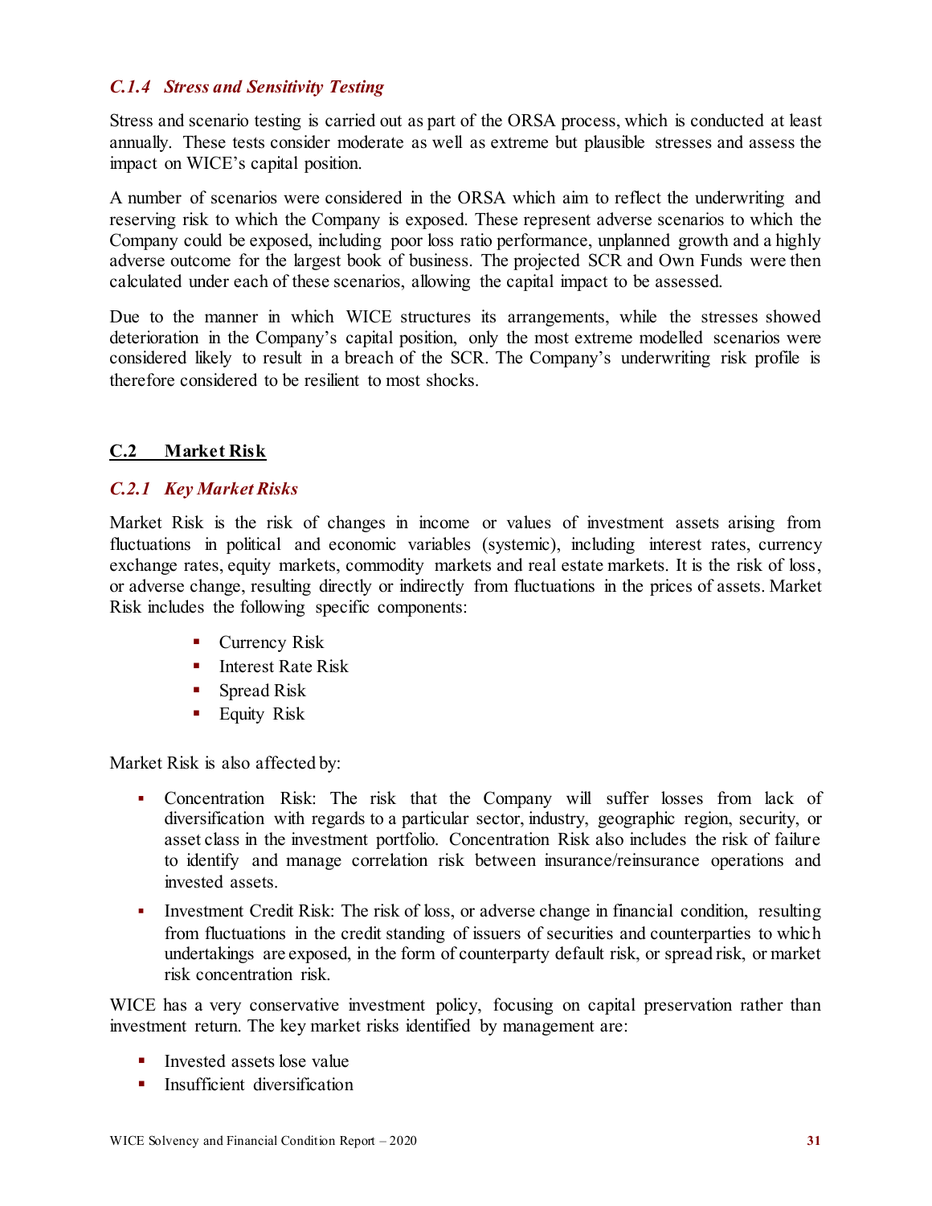### *C.1.4 Stress and Sensitivity Testing*

Stress and scenario testing is carried out as part of the ORSA process, which is conducted at least annually. These tests consider moderate as well as extreme but plausible stresses and assess the impact on WICE's capital position.

A number of scenarios were considered in the ORSA which aim to reflect the underwriting and reserving risk to which the Company is exposed. These represent adverse scenarios to which the Company could be exposed, including poor loss ratio performance, unplanned growth and a highly adverse outcome for the largest book of business. The projected SCR and Own Funds were then calculated under each of these scenarios, allowing the capital impact to be assessed.

Due to the manner in which WICE structures its arrangements, while the stresses showed deterioration in the Company's capital position, only the most extreme modelled scenarios were considered likely to result in a breach of the SCR. The Company's underwriting risk profile is therefore considered to be resilient to most shocks.

## C.2 Market Risk

### *C.2.1 Key Market Risks*

Market Risk is the risk of changes in income or values of investment assets arising from fluctuations in political and economic variables (systemic), including interest rates, currency exchange rates, equity markets, commodity markets and real estate markets. It is the risk of loss, or adverse change, resulting directly or indirectly from fluctuations in the prices of assets. Market Risk includes the following specific components:

- Currency Risk
- Interest Rate Risk
- Spread Risk
- Equity Risk

Market Risk is also affected by:

- Concentration Risk: The risk that the Company will suffer losses from lack of diversification with regards to a particular sector, industry, geographic region, security, or asset class in the investment portfolio. Concentration Risk also includes the risk of failure to identify and manage correlation risk between insurance/reinsurance operations and invested assets.
- Investment Credit Risk: The risk of loss, or adverse change in financial condition, resulting from fluctuations in the credit standing of issuers of securities and counterparties to which undertakings are exposed, in the form of counterparty default risk, or spread risk, or market risk concentration risk.

WICE has a very conservative investment policy, focusing on capital preservation rather than investment return. The key market risks identified by management are:

- Invested assets lose value
- Insufficient diversification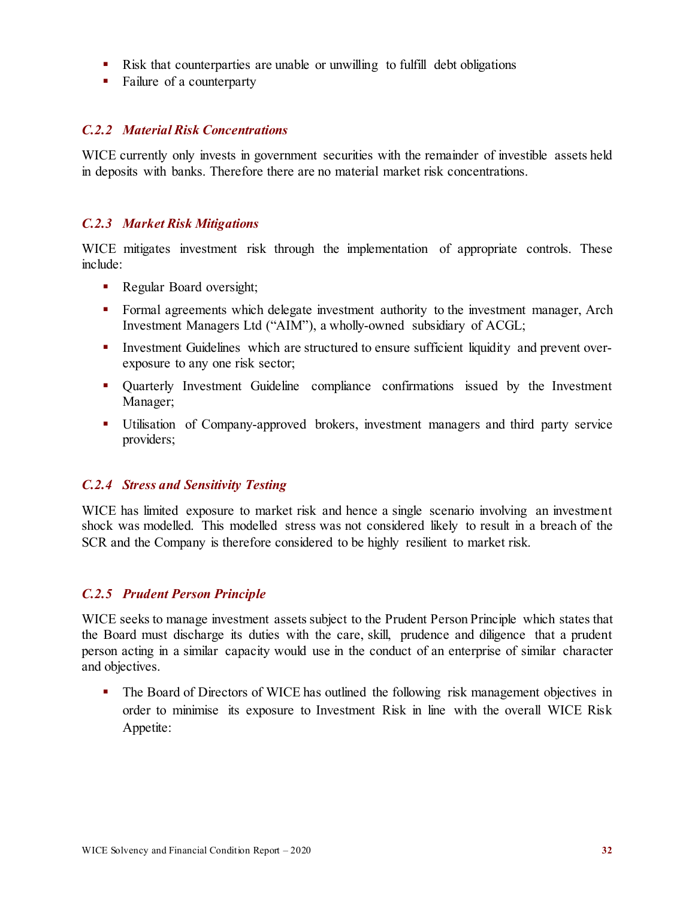- Risk that counterparties are unable or unwilling to fulfill debt obligations
- Failure of a counterparty

### *C.2.2 Material Risk Concentrations*

WICE currently only invests in government securities with the remainder of investible assets held in deposits with banks. Therefore there are no material market risk concentrations.

### *C.2.3 Market Risk Mitigations*

WICE mitigates investment risk through the implementation of appropriate controls. These include:

- Regular Board oversight;
- Formal agreements which delegate investment authority to the investment manager, Arch Investment Managers Ltd ("AIM"), a wholly-owned subsidiary of ACGL;
- Investment Guidelines which are structured to ensure sufficient liquidity and prevent over-exposure to any one risk sector;
- Quarterly Investment Guideline compliance confirmations issued by the Investment Manager;
- Utilisation of Company-approved brokers, investment managers and third party service providers;

### *C.2.4 Stress and Sensitivity Testing*

WICE has limited exposure to market risk and hence a single scenario involving an investment shock was modelled. This modelled stress was not considered likely to result in a breach of the SCR and the Company is therefore considered to be highly resilient to market risk.

### *C.2.5 Prudent Person Principle*

WICE seeks to manage investment assets subject to the Prudent Person Principle which states that the Board must discharge its duties with the care, skill, prudence and diligence that a prudent person acting in a similar capacity would use in the conduct of an enterprise of similar character and objectives.

- The Board of Directors of WICE has outlined the following risk management objectives in order to minimise its exposure to Investment Risk in line with the overall WICE Risk Appetite: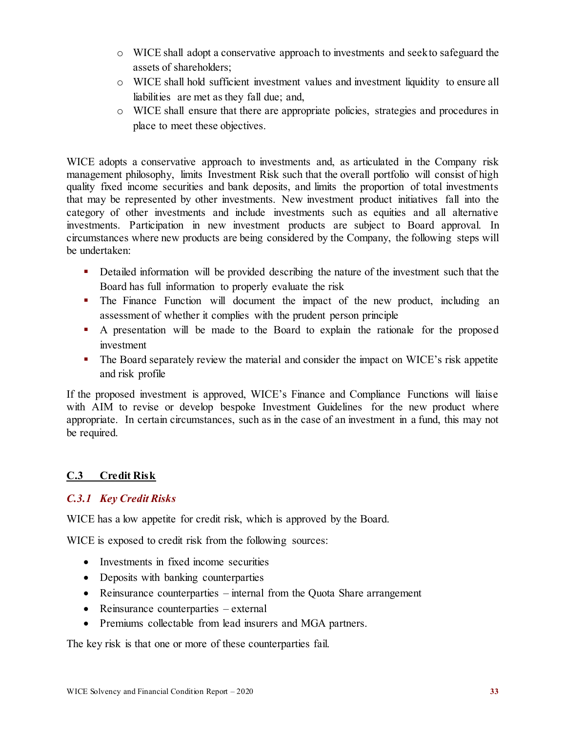- WICE shall adopt a conservative approach to investments and seek to safeguard the assets of shareholders;
- WICE shall hold sufficient investment values and investment liquidity to ensure all liabilities are met as they fall due; and,
- WICE shall ensure that there are appropriate policies, strategies and procedures in place to meet these objectives.

WICE adopts a conservative approach to investments and, as articulated in the Company risk management philosophy, limits Investment Risk such that the overall portfolio will consist of high quality fixed income securities and bank deposits, and limits the proportion of total investments that may be represented by other investments. New investment product initiatives fall into the category of other investments and include investments such as equities and all alternative investments. Participation in new investment products are subject to Board approval. In circumstances where new products are being considered by the Company, the following steps will be undertaken:

- Detailed information will be provided describing the nature of the investment such that the Board has full information to properly evaluate the risk
- The Finance Function will document the impact of the new product, including an assessment of whether it complies with the prudent person principle
- A presentation will be made to the Board to explain the rationale for the proposed investment
- The Board separately review the material and consider the impact on WICE's risk appetite and risk profile

If the proposed investment is approved, WICE's Finance and Compliance Functions will liaise with AIM to revise or develop bespoke Investment Guidelines for the new product where appropriate. In certain circumstances, such as in the case of an investment in a fund, this may not be required.

## C.3 Credit Risk

### *C.3.1 Key Credit Risks*

WICE has a low appetite for credit risk, which is approved by the Board.

WICE is exposed to credit risk from the following sources:

- Investments in fixed income securities
- Deposits with banking counterparties
- Reinsurance counterparties – internal from the Quota Share arrangement
- Reinsurance counterparties – external
- Premiums collectable from lead insurers and MGA partners.

The key risk is that one or more of these counterparties fail.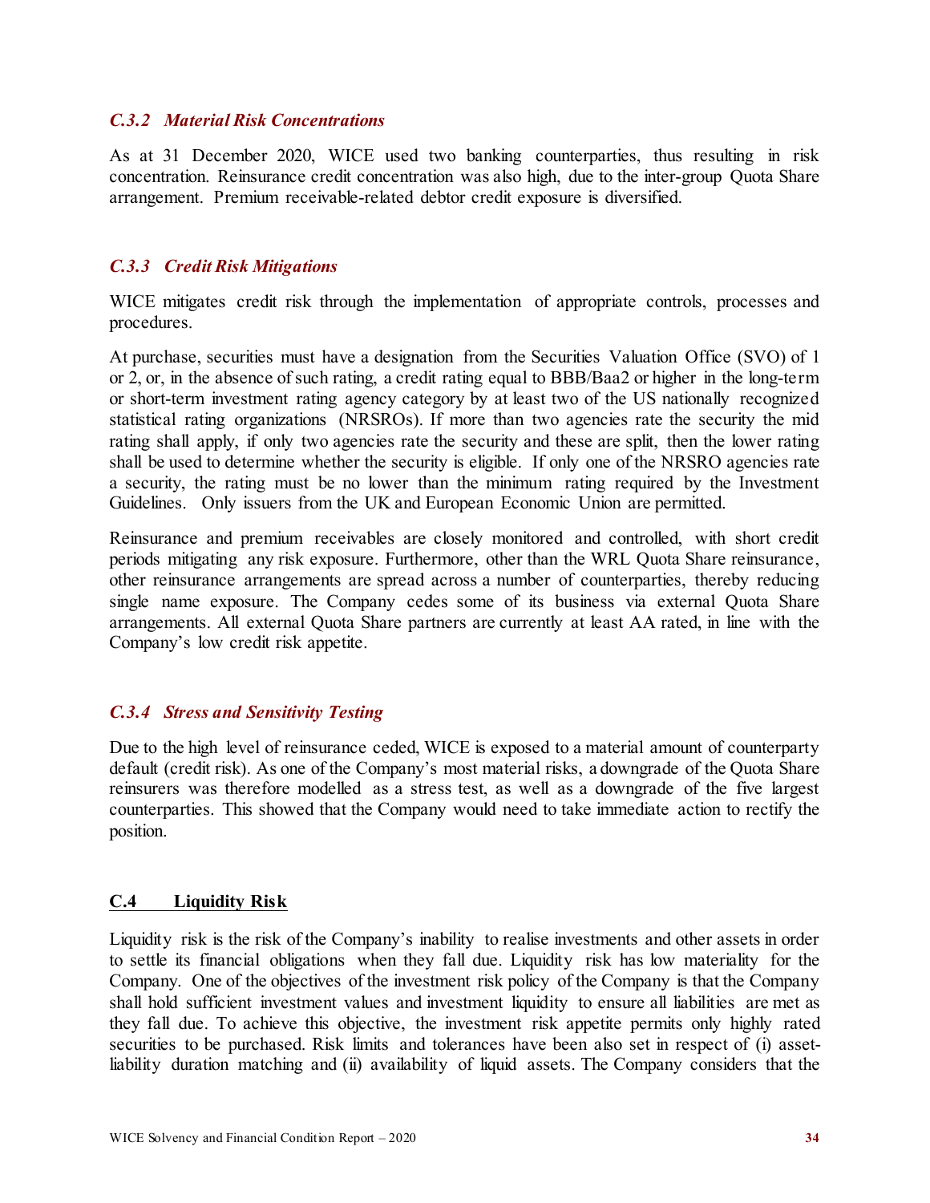### *C.3.2 Material Risk Concentrations*

As at 31 December 2020, WICE used two banking counterparties, thus resulting in risk concentration. Reinsurance credit concentration was also high, due to the inter-group Quota Share arrangement. Premium receivable-related debtor credit exposure is diversified.

### *C.3.3 Credit Risk Mitigations*

WICE mitigates credit risk through the implementation of appropriate controls, processes and procedures.

At purchase, securities must have a designation from the Securities Valuation Office (SVO) of 1 or 2, or, in the absence of such rating, a credit rating equal to BBB/Baa2 or higher in the long-term or short-term investment rating agency category by at least two of the US nationally recognized statistical rating organizations (NRSROs). If more than two agencies rate the security the mid rating shall apply, if only two agencies rate the security and these are split, then the lower rating shall be used to determine whether the security is eligible. If only one of the NRSRO agencies rate a security, the rating must be no lower than the minimum rating required by the Investment Guidelines. Only issuers from the UK and European Economic Union are permitted.

Reinsurance and premium receivables are closely monitored and controlled, with short credit periods mitigating any risk exposure. Furthermore, other than the WRL Quota Share reinsurance, other reinsurance arrangements are spread across a number of counterparties, thereby reducing single name exposure. The Company cedes some of its business via external Quota Share arrangements. All external Quota Share partners are currently at least AA rated, in line with the Company's low credit risk appetite.

### *C.3.4 Stress and Sensitivity Testing*

Due to the high level of reinsurance ceded, WICE is exposed to a material amount of counterparty default (credit risk). As one of the Company's most material risks, a downgrade of the Quota Share reinsurers was therefore modelled as a stress test, as well as a downgrade of the five largest counterparties. This showed that the Company would need to take immediate action to rectify the position.

## C.4 Liquidity Risk

Liquidity risk is the risk of the Company's inability to realise investments and other assets in order to settle its financial obligations when they fall due. Liquidity risk has low materiality for the Company. One of the objectives of the investment risk policy of the Company is that the Company shall hold sufficient investment values and investment liquidity to ensure all liabilities are met as they fall due. To achieve this objective, the investment risk appetite permits only highly rated securities to be purchased. Risk limits and tolerances have been also set in respect of (i) asset-liability duration matching and (ii) availability of liquid assets. The Company considers that the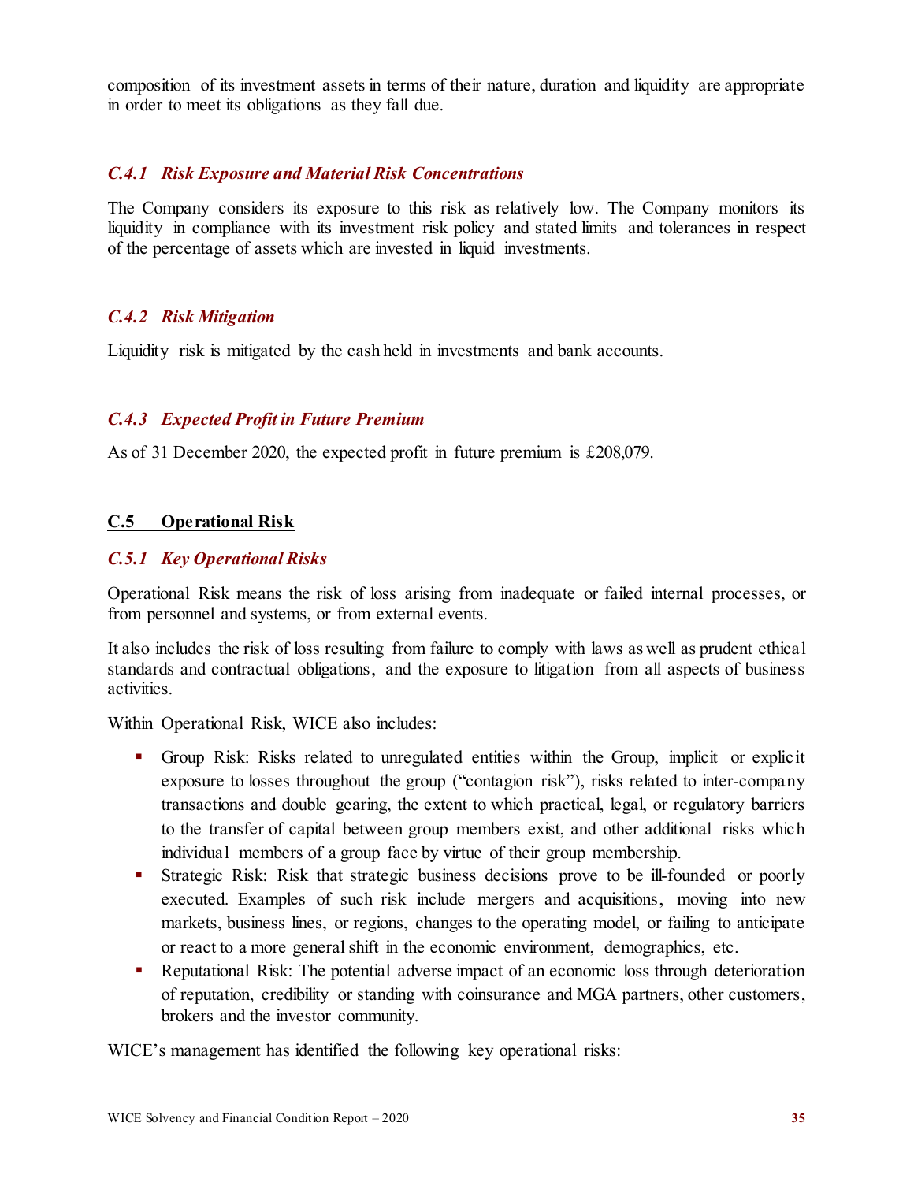composition of its investment assets in terms of their nature, duration and liquidity are appropriate in order to meet its obligations as they fall due.

### *C.4.1 Risk Exposure and Material Risk Concentrations*

The Company considers its exposure to this risk as relatively low. The Company monitors its liquidity in compliance with its investment risk policy and stated limits and tolerances in respect of the percentage of assets which are invested in liquid investments.

### *C.4.2 Risk Mitigation*

Liquidity risk is mitigated by the cash held in investments and bank accounts.

### *C.4.3 Expected Profit in Future Premium*

As of 31 December 2020, the expected profit in future premium is £208,079.

## C.5 Operational Risk

### *C.5.1 Key Operational Risks*

Operational Risk means the risk of loss arising from inadequate or failed internal processes, or from personnel and systems, or from external events.

It also includes the risk of loss resulting from failure to comply with laws as well as prudent ethical standards and contractual obligations, and the exposure to litigation from all aspects of business activities.

Within Operational Risk, WICE also includes:

- Group Risk: Risks related to unregulated entities within the Group, implicit or explicit exposure to losses throughout the group ("contagion risk"), risks related to inter-company transactions and double gearing, the extent to which practical, legal, or regulatory barriers to the transfer of capital between group members exist, and other additional risks which individual members of a group face by virtue of their group membership.
- Strategic Risk: Risk that strategic business decisions prove to be ill-founded or poorly executed. Examples of such risk include mergers and acquisitions, moving into new markets, business lines, or regions, changes to the operating model, or failing to anticipate or react to a more general shift in the economic environment, demographics, etc.
- Reputational Risk: The potential adverse impact of an economic loss through deterioration of reputation, credibility or standing with coinsurance and MGA partners, other customers, brokers and the investor community.

WICE's management has identified the following key operational risks: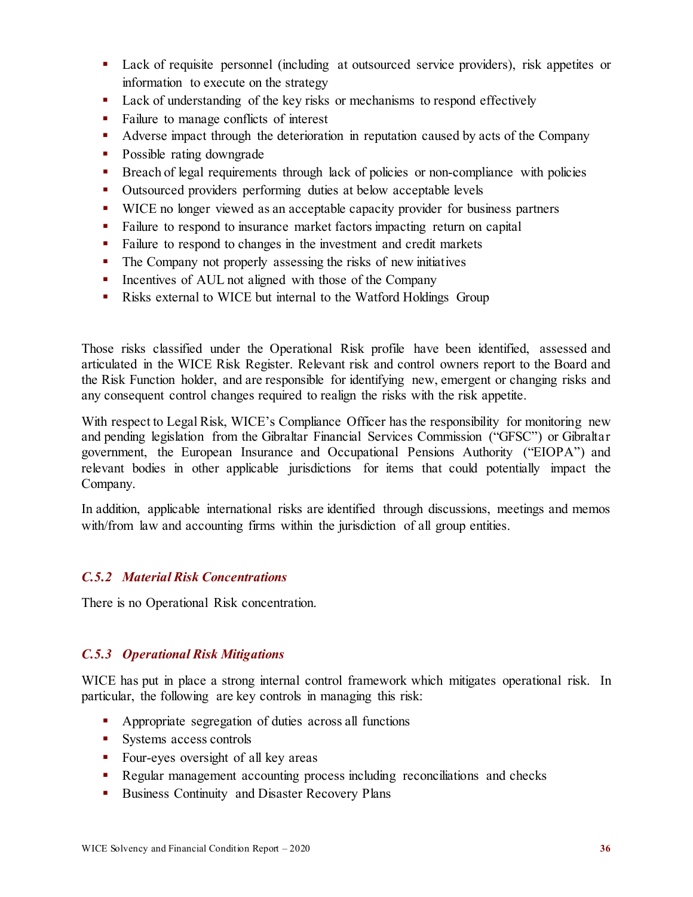- Lack of requisite personnel (including at outsourced service providers), risk appetites or information to execute on the strategy
- Lack of understanding of the key risks or mechanisms to respond effectively
- Failure to manage conflicts of interest
- Adverse impact through the deterioration in reputation caused by acts of the Company
- Possible rating downgrade
- Breach of legal requirements through lack of policies or non-compliance with policies
- Outsourced providers performing duties at below acceptable levels
- WICE no longer viewed as an acceptable capacity provider for business partners
- Failure to respond to insurance market factors impacting return on capital
- Failure to respond to changes in the investment and credit markets
- The Company not properly assessing the risks of new initiatives
- Incentives of AUL not aligned with those of the Company
- Risks external to WICE but internal to the Watford Holdings Group

Those risks classified under the Operational Risk profile have been identified, assessed and articulated in the WICE Risk Register. Relevant risk and control owners report to the Board and the Risk Function holder, and are responsible for identifying new, emergent or changing risks and any consequent control changes required to realign the risks with the risk appetite.

With respect to Legal Risk, WICE's Compliance Officer has the responsibility for monitoring new and pending legislation from the Gibraltar Financial Services Commission ("GFSC") or Gibraltar government, the European Insurance and Occupational Pensions Authority ("EIOPA") and relevant bodies in other applicable jurisdictions for items that could potentially impact the Company.

In addition, applicable international risks are identified through discussions, meetings and memos with/from law and accounting firms within the jurisdiction of all group entities.

### *C.5.2 Material Risk Concentrations*

There is no Operational Risk concentration.

### *C.5.3 Operational Risk Mitigations*

WICE has put in place a strong internal control framework which mitigates operational risk. In particular, the following are key controls in managing this risk:

- Appropriate segregation of duties across all functions
- Systems access controls
- Four-eyes oversight of all key areas
- Regular management accounting process including reconciliations and checks
- Business Continuity and Disaster Recovery Plans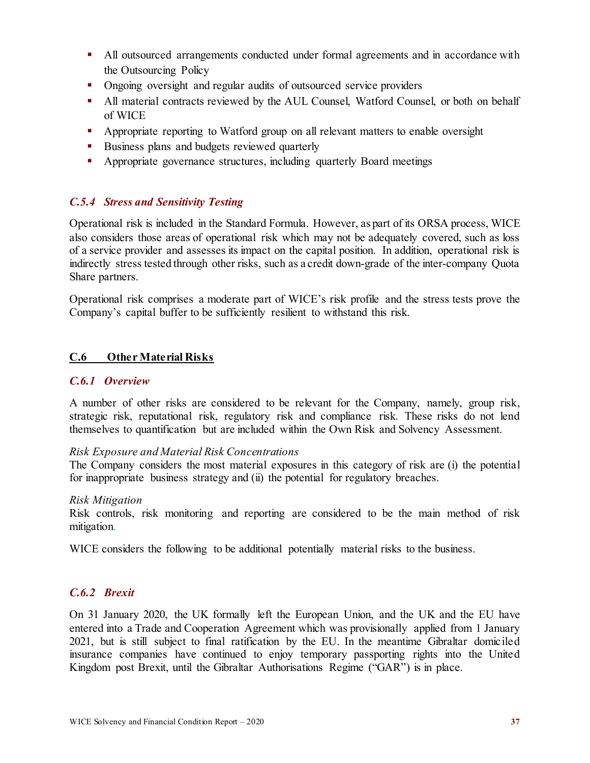- All outsourced arrangements conducted under formal agreements and in accordance with the Outsourcing Policy
- Ongoing oversight and regular audits of outsourced service providers
- All material contracts reviewed by the AUL Counsel, Watford Counsel, or both on behalf of WICE
- Appropriate reporting to Watford group on all relevant matters to enable oversight
- Business plans and budgets reviewed quarterly
- Appropriate governance structures, including quarterly Board meetings

### *C.5.4 Stress and Sensitivity Testing*

Operational risk is included in the Standard Formula. However, as part of its ORSA process, WICE also considers those areas of operational risk which may not be adequately covered, such as loss of a service provider and assesses its impact on the capital position. In addition, operational risk is indirectly stress tested through other risks, such as a credit down-grade of the inter-company Quota Share partners.

Operational risk comprises a moderate part of WICE's risk profile and the stress tests prove the Company's capital buffer to be sufficiently resilient to withstand this risk.

## C.6 Other Material Risks

### *C.6.1 Overview*

A number of other risks are considered to be relevant for the Company, namely, group risk, strategic risk, reputational risk, regulatory risk and compliance risk. These risks do not lend themselves to quantification but are included within the Own Risk and Solvency Assessment.

*Risk Exposure and Material Risk Concentrations*
The Company considers the most material exposures in this category of risk are (i) the potential for inappropriate business strategy and (ii) the potential for regulatory breaches.

*Risk Mitigation*
Risk controls, risk monitoring and reporting are considered to be the main method of risk mitigation.

WICE considers the following to be additional potentially material risks to the business.

### *C.6.2 Brexit*

On 31 January 2020, the UK formally left the European Union, and the UK and the EU have entered into a Trade and Cooperation Agreement which was provisionally applied from 1 January 2021, but is still subject to final ratification by the EU. In the meantime Gibraltar domiciled insurance companies have continued to enjoy temporary passporting rights into the United Kingdom post Brexit, until the Gibraltar Authorisations Regime ("GAR") is in place.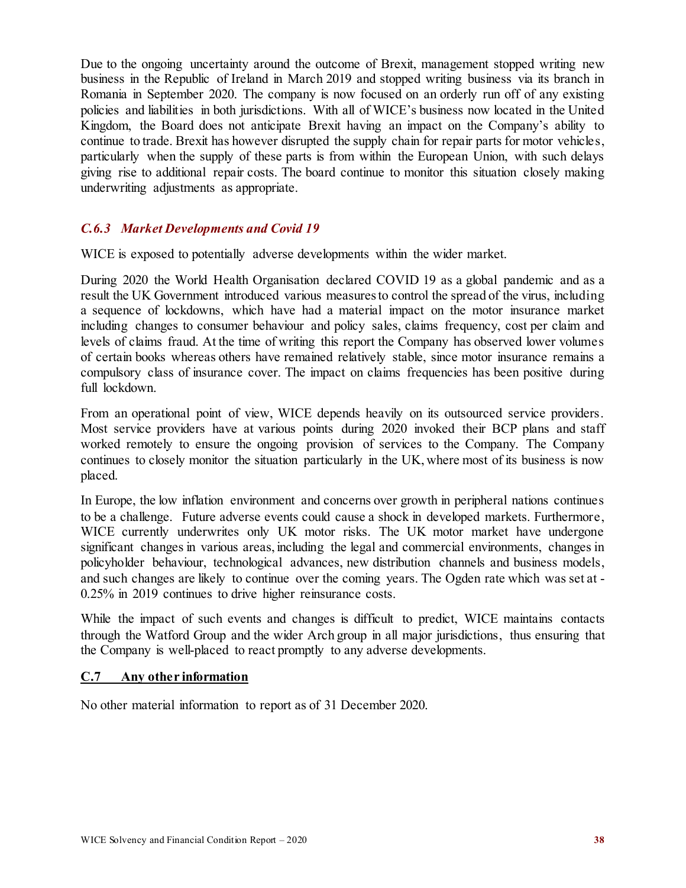Due to the ongoing uncertainty around the outcome of Brexit, management stopped writing new business in the Republic of Ireland in March 2019 and stopped writing business via its branch in Romania in September 2020. The company is now focused on an orderly run off of any existing policies and liabilities in both jurisdictions. With all of WICE's business now located in the United Kingdom, the Board does not anticipate Brexit having an impact on the Company's ability to continue to trade. Brexit has however disrupted the supply chain for repair parts for motor vehicles, particularly when the supply of these parts is from within the European Union, with such delays giving rise to additional repair costs. The board continue to monitor this situation closely making underwriting adjustments as appropriate.

### *C.6.3 Market Developments and Covid 19*

WICE is exposed to potentially adverse developments within the wider market.

During 2020 the World Health Organisation declared COVID 19 as a global pandemic and as a result the UK Government introduced various measures to control the spread of the virus, including a sequence of lockdowns, which have had a material impact on the motor insurance market including changes to consumer behaviour and policy sales, claims frequency, cost per claim and levels of claims fraud. At the time of writing this report the Company has observed lower volumes of certain books whereas others have remained relatively stable, since motor insurance remains a compulsory class of insurance cover. The impact on claims frequencies has been positive during full lockdown.

From an operational point of view, WICE depends heavily on its outsourced service providers. Most service providers have at various points during 2020 invoked their BCP plans and staff worked remotely to ensure the ongoing provision of services to the Company. The Company continues to closely monitor the situation particularly in the UK, where most of its business is now placed.

In Europe, the low inflation environment and concerns over growth in peripheral nations continues to be a challenge. Future adverse events could cause a shock in developed markets. Furthermore, WICE currently underwrites only UK motor risks. The UK motor market have undergone significant changes in various areas, including the legal and commercial environments, changes in policyholder behaviour, technological advances, new distribution channels and business models, and such changes are likely to continue over the coming years. The Ogden rate which was set at -0.25% in 2019 continues to drive higher reinsurance costs.

While the impact of such events and changes is difficult to predict, WICE maintains contacts through the Watford Group and the wider Arch group in all major jurisdictions, thus ensuring that the Company is well-placed to react promptly to any adverse developments.

## C.7 Any other information

No other material information to report as of 31 December 2020.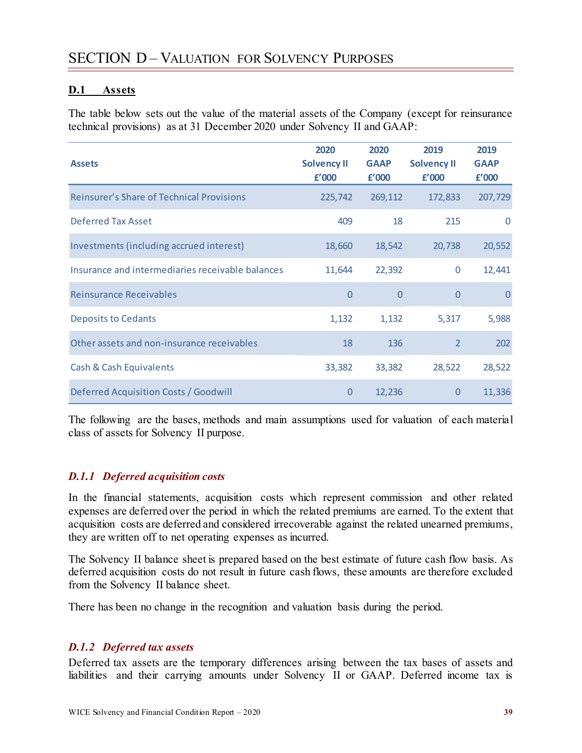# SECTION D – VALUATION FOR SOLVENCY PURPOSES

## D.1 Assets

The table below sets out the value of the material assets of the Company (except for reinsurance technical provisions) as at 31 December 2020 under Solvency II and GAAP:

| Assets | 2020 Solvency II £'000 | 2020 GAAP £'000 | 2019 Solvency II £'000 | 2019 GAAP £'000 |
|---|---|---|---|---|
| Reinsurer's Share of Technical Provisions | 225,742 | 269,112 | 172,833 | 207,729 |
| Deferred Tax Asset | 409 | 18 | 215 | 0 |
| Investments (including accrued interest) | 18,660 | 18,542 | 20,738 | 20,552 |
| Insurance and intermediaries receivable balances | 11,644 | 22,392 | 0 | 12,441 |
| Reinsurance Receivables | 0 | 0 | 0 | 0 |
| Deposits to Cedants | 1,132 | 1,132 | 5,317 | 5,988 |
| Other assets and non-insurance receivables | 18 | 136 | 2 | 202 |
| Cash & Cash Equivalents | 33,382 | 33,382 | 28,522 | 28,522 |
| Deferred Acquisition Costs / Goodwill | 0 | 12,236 | 0 | 11,336 |

The following are the bases, methods and main assumptions used for valuation of each material class of assets for Solvency II purpose.

### *D.1.1 Deferred acquisition costs*

In the financial statements, acquisition costs which represent commission and other related expenses are deferred over the period in which the related premiums are earned. To the extent that acquisition costs are deferred and considered irrecoverable against the related unearned premiums, they are written off to net operating expenses as incurred.

The Solvency II balance sheet is prepared based on the best estimate of future cash flow basis. As deferred acquisition costs do not result in future cash flows, these amounts are therefore excluded from the Solvency II balance sheet.

There has been no change in the recognition and valuation basis during the period.

### *D.1.2 Deferred tax assets*

Deferred tax assets are the temporary differences arising between the tax bases of assets and liabilities and their carrying amounts under Solvency II or GAAP. Deferred income tax is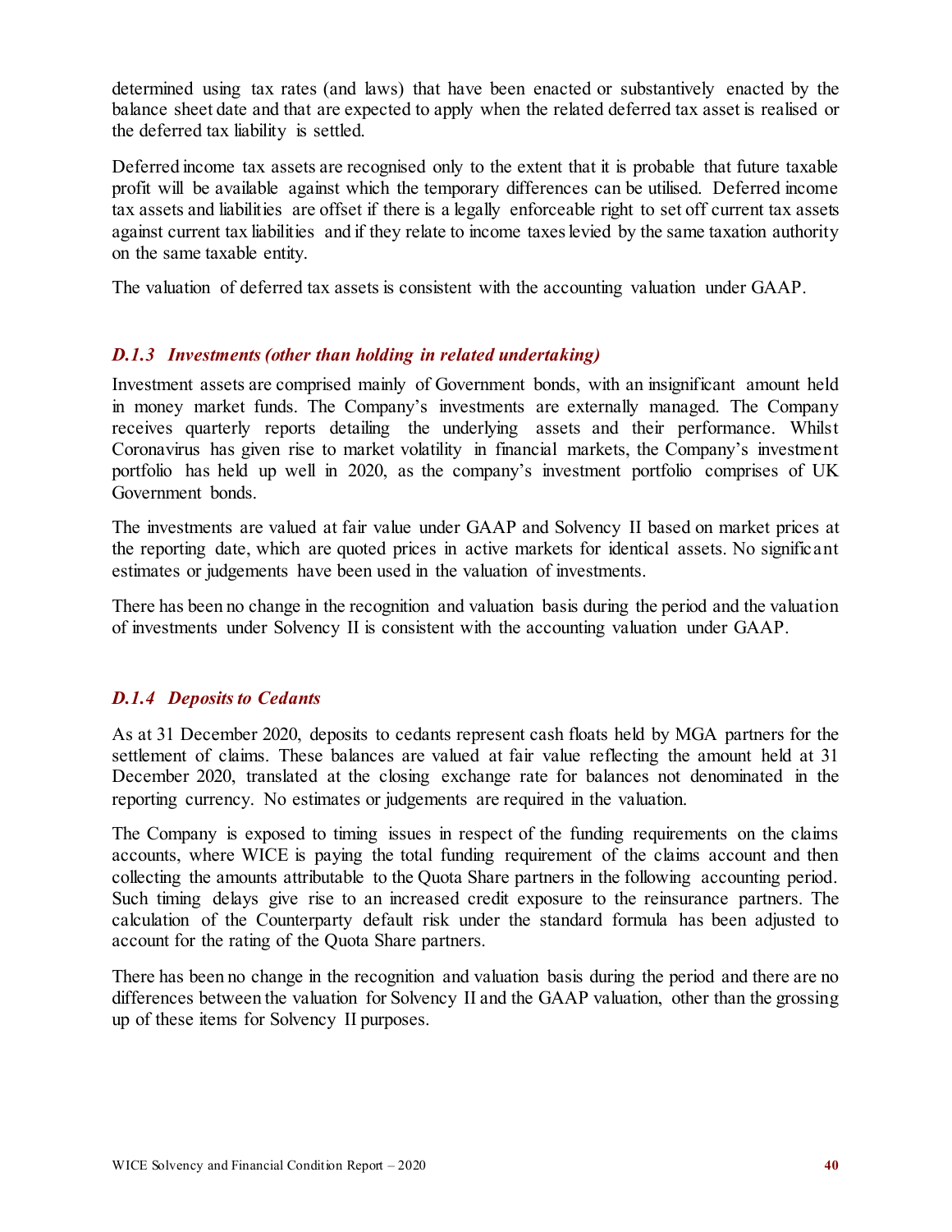determined using tax rates (and laws) that have been enacted or substantively enacted by the balance sheet date and that are expected to apply when the related deferred tax asset is realised or the deferred tax liability is settled.

Deferred income tax assets are recognised only to the extent that it is probable that future taxable profit will be available against which the temporary differences can be utilised. Deferred income tax assets and liabilities are offset if there is a legally enforceable right to set off current tax assets against current tax liabilities and if they relate to income taxes levied by the same taxation authority on the same taxable entity.

The valuation of deferred tax assets is consistent with the accounting valuation under GAAP.

### *D.1.3 Investments (other than holding in related undertaking)*

Investment assets are comprised mainly of Government bonds, with an insignificant amount held in money market funds. The Company's investments are externally managed. The Company receives quarterly reports detailing the underlying assets and their performance. Whilst Coronavirus has given rise to market volatility in financial markets, the Company's investment portfolio has held up well in 2020, as the company's investment portfolio comprises of UK Government bonds.

The investments are valued at fair value under GAAP and Solvency II based on market prices at the reporting date, which are quoted prices in active markets for identical assets. No significant estimates or judgements have been used in the valuation of investments.

There has been no change in the recognition and valuation basis during the period and the valuation of investments under Solvency II is consistent with the accounting valuation under GAAP.

### *D.1.4 Deposits to Cedants*

As at 31 December 2020, deposits to cedants represent cash floats held by MGA partners for the settlement of claims. These balances are valued at fair value reflecting the amount held at 31 December 2020, translated at the closing exchange rate for balances not denominated in the reporting currency. No estimates or judgements are required in the valuation.

The Company is exposed to timing issues in respect of the funding requirements on the claims accounts, where WICE is paying the total funding requirement of the claims account and then collecting the amounts attributable to the Quota Share partners in the following accounting period. Such timing delays give rise to an increased credit exposure to the reinsurance partners. The calculation of the Counterparty default risk under the standard formula has been adjusted to account for the rating of the Quota Share partners.

There has been no change in the recognition and valuation basis during the period and there are no differences between the valuation for Solvency II and the GAAP valuation, other than the grossing up of these items for Solvency II purposes.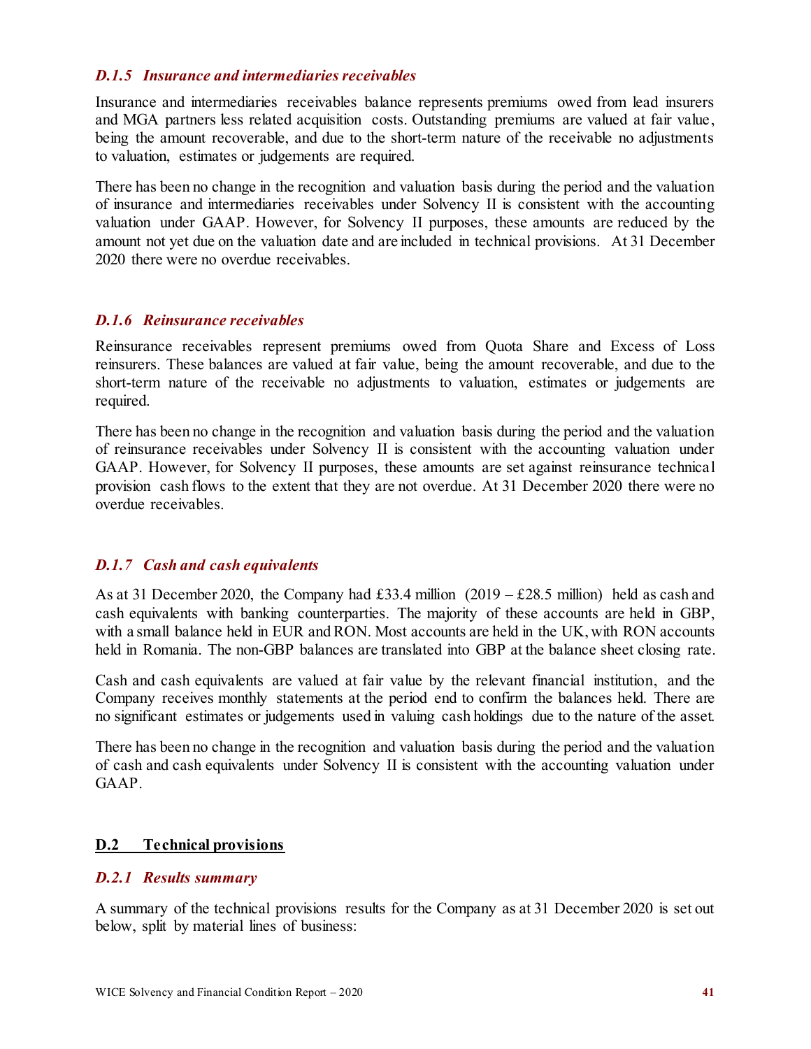### *D.1.5 Insurance and intermediaries receivables*

Insurance and intermediaries receivables balance represents premiums owed from lead insurers and MGA partners less related acquisition costs. Outstanding premiums are valued at fair value, being the amount recoverable, and due to the short-term nature of the receivable no adjustments to valuation, estimates or judgements are required.

There has been no change in the recognition and valuation basis during the period and the valuation of insurance and intermediaries receivables under Solvency II is consistent with the accounting valuation under GAAP. However, for Solvency II purposes, these amounts are reduced by the amount not yet due on the valuation date and are included in technical provisions. At 31 December 2020 there were no overdue receivables.

### *D.1.6 Reinsurance receivables*

Reinsurance receivables represent premiums owed from Quota Share and Excess of Loss reinsurers. These balances are valued at fair value, being the amount recoverable, and due to the short-term nature of the receivable no adjustments to valuation, estimates or judgements are required.

There has been no change in the recognition and valuation basis during the period and the valuation of reinsurance receivables under Solvency II is consistent with the accounting valuation under GAAP. However, for Solvency II purposes, these amounts are set against reinsurance technical provision cash flows to the extent that they are not overdue. At 31 December 2020 there were no overdue receivables.

### *D.1.7 Cash and cash equivalents*

As at 31 December 2020, the Company had £33.4 million (2019 – £28.5 million) held as cash and cash equivalents with banking counterparties. The majority of these accounts are held in GBP, with a small balance held in EUR and RON. Most accounts are held in the UK, with RON accounts held in Romania. The non-GBP balances are translated into GBP at the balance sheet closing rate.

Cash and cash equivalents are valued at fair value by the relevant financial institution, and the Company receives monthly statements at the period end to confirm the balances held. There are no significant estimates or judgements used in valuing cash holdings due to the nature of the asset.

There has been no change in the recognition and valuation basis during the period and the valuation of cash and cash equivalents under Solvency II is consistent with the accounting valuation under GAAP.

## D.2 Technical provisions

### *D.2.1 Results summary*

A summary of the technical provisions results for the Company as at 31 December 2020 is set out below, split by material lines of business: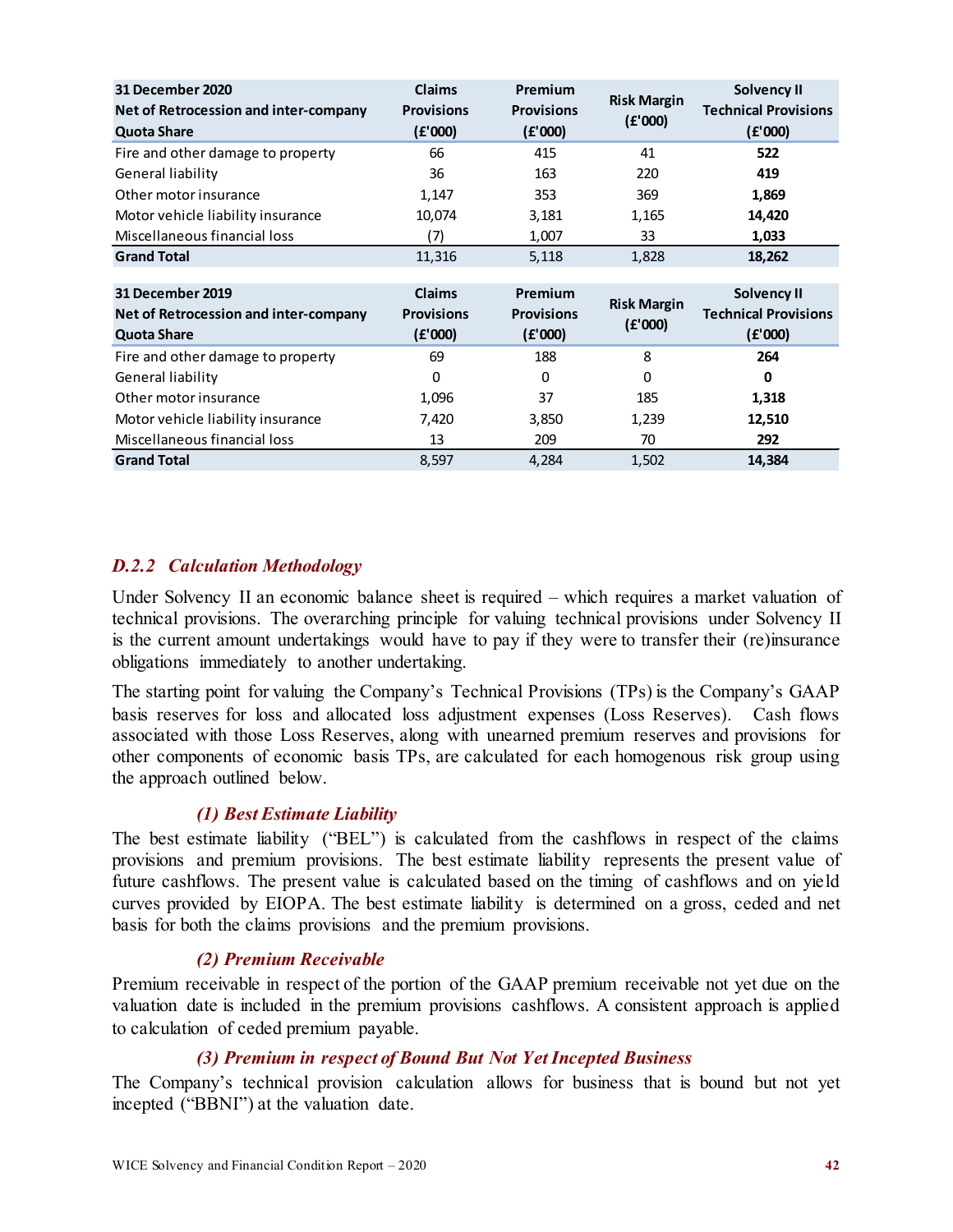| 31 December 2020<br>Net of Retrocession and inter-company Quota Share | Claims Provisions (£'000) | Premium Provisions (£'000) | Risk Margin (£'000) | Solvency II Technical Provisions (£'000) |
|---|---|---|---|---|
| Fire and other damage to property | 66 | 415 | 41 | **522** |
| General liability | 36 | 163 | 220 | **419** |
| Other motor insurance | 1,147 | 353 | 369 | **1,869** |
| Motor vehicle liability insurance | 10,074 | 3,181 | 1,165 | **14,420** |
| Miscellaneous financial loss | (7) | 1,007 | 33 | **1,033** |
| **Grand Total** | 11,316 | 5,118 | 1,828 | **18,262** |

| 31 December 2019<br>Net of Retrocession and inter-company Quota Share | Claims Provisions (£'000) | Premium Provisions (£'000) | Risk Margin (£'000) | Solvency II Technical Provisions (£'000) |
|---|---|---|---|---|
| Fire and other damage to property | 69 | 188 | 8 | **264** |
| General liability | 0 | 0 | 0 | **0** |
| Other motor insurance | 1,096 | 37 | 185 | **1,318** |
| Motor vehicle liability insurance | 7,420 | 3,850 | 1,239 | **12,510** |
| Miscellaneous financial loss | 13 | 209 | 70 | **292** |
| **Grand Total** | 8,597 | 4,284 | 1,502 | **14,384** |

### *D.2.2 Calculation Methodology*

Under Solvency II an economic balance sheet is required – which requires a market valuation of technical provisions. The overarching principle for valuing technical provisions under Solvency II is the current amount undertakings would have to pay if they were to transfer their (re)insurance obligations immediately to another undertaking.

The starting point for valuing the Company's Technical Provisions (TPs) is the Company's GAAP basis reserves for loss and allocated loss adjustment expenses (Loss Reserves). Cash flows associated with those Loss Reserves, along with unearned premium reserves and provisions for other components of economic basis TPs, are calculated for each homogenous risk group using the approach outlined below.

#### *(1) Best Estimate Liability*

The best estimate liability ("BEL") is calculated from the cashflows in respect of the claims provisions and premium provisions. The best estimate liability represents the present value of future cashflows. The present value is calculated based on the timing of cashflows and on yield curves provided by EIOPA. The best estimate liability is determined on a gross, ceded and net basis for both the claims provisions and the premium provisions.

#### *(2) Premium Receivable*

Premium receivable in respect of the portion of the GAAP premium receivable not yet due on the valuation date is included in the premium provisions cashflows. A consistent approach is applied to calculation of ceded premium payable.

#### *(3) Premium in respect of Bound But Not Yet Incepted Business*

The Company's technical provision calculation allows for business that is bound but not yet incepted ("BBNI") at the valuation date.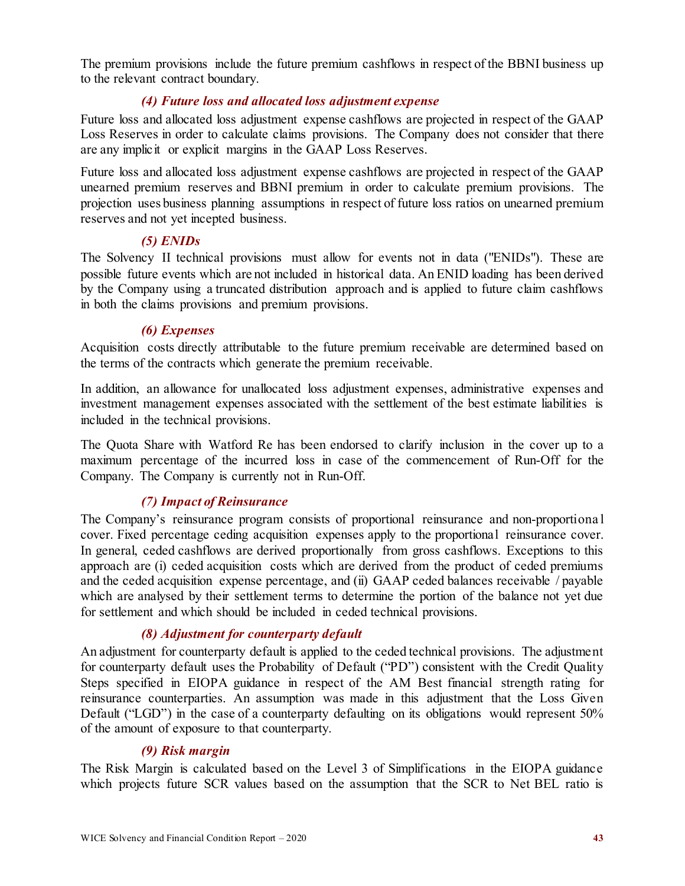The premium provisions include the future premium cashflows in respect of the BBNI business up to the relevant contract boundary.

### *(4) Future loss and allocated loss adjustment expense*

Future loss and allocated loss adjustment expense cashflows are projected in respect of the GAAP Loss Reserves in order to calculate claims provisions. The Company does not consider that there are any implicit or explicit margins in the GAAP Loss Reserves.

Future loss and allocated loss adjustment expense cashflows are projected in respect of the GAAP unearned premium reserves and BBNI premium in order to calculate premium provisions. The projection uses business planning assumptions in respect of future loss ratios on unearned premium reserves and not yet incepted business.

### *(5) ENIDs*

The Solvency II technical provisions must allow for events not in data ("ENIDs"). These are possible future events which are not included in historical data. An ENID loading has been derived by the Company using a truncated distribution approach and is applied to future claim cashflows in both the claims provisions and premium provisions.

### *(6) Expenses*

Acquisition costs directly attributable to the future premium receivable are determined based on the terms of the contracts which generate the premium receivable.

In addition, an allowance for unallocated loss adjustment expenses, administrative expenses and investment management expenses associated with the settlement of the best estimate liabilities is included in the technical provisions.

The Quota Share with Watford Re has been endorsed to clarify inclusion in the cover up to a maximum percentage of the incurred loss in case of the commencement of Run-Off for the Company. The Company is currently not in Run-Off.

### *(7) Impact of Reinsurance*

The Company's reinsurance program consists of proportional reinsurance and non-proportional cover. Fixed percentage ceding acquisition expenses apply to the proportional reinsurance cover. In general, ceded cashflows are derived proportionally from gross cashflows. Exceptions to this approach are (i) ceded acquisition costs which are derived from the product of ceded premiums and the ceded acquisition expense percentage, and (ii) GAAP ceded balances receivable / payable which are analysed by their settlement terms to determine the portion of the balance not yet due for settlement and which should be included in ceded technical provisions.

### *(8) Adjustment for counterparty default*

An adjustment for counterparty default is applied to the ceded technical provisions. The adjustment for counterparty default uses the Probability of Default ("PD") consistent with the Credit Quality Steps specified in EIOPA guidance in respect of the AM Best financial strength rating for reinsurance counterparties. An assumption was made in this adjustment that the Loss Given Default ("LGD") in the case of a counterparty defaulting on its obligations would represent 50% of the amount of exposure to that counterparty.

### *(9) Risk margin*

The Risk Margin is calculated based on the Level 3 of Simplifications in the EIOPA guidance which projects future SCR values based on the assumption that the SCR to Net BEL ratio is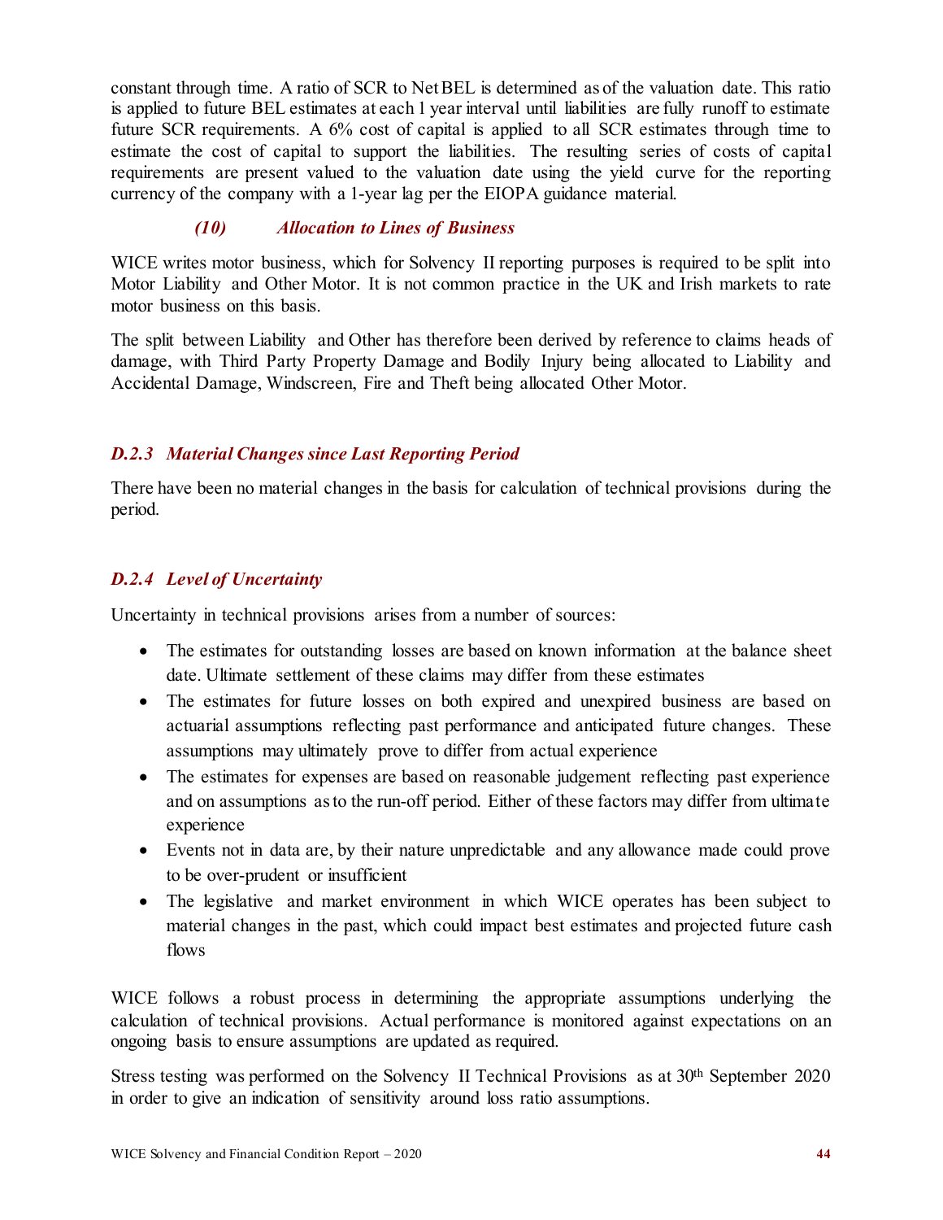constant through time. A ratio of SCR to Net BEL is determined as of the valuation date. This ratio is applied to future BEL estimates at each 1 year interval until liabilities are fully runoff to estimate future SCR requirements. A 6% cost of capital is applied to all SCR estimates through time to estimate the cost of capital to support the liabilities. The resulting series of costs of capital requirements are present valued to the valuation date using the yield curve for the reporting currency of the company with a 1-year lag per the EIOPA guidance material.

#### *(10) Allocation to Lines of Business*

WICE writes motor business, which for Solvency II reporting purposes is required to be split into Motor Liability and Other Motor. It is not common practice in the UK and Irish markets to rate motor business on this basis.

The split between Liability and Other has therefore been derived by reference to claims heads of damage, with Third Party Property Damage and Bodily Injury being allocated to Liability and Accidental Damage, Windscreen, Fire and Theft being allocated Other Motor.

### *D.2.3 Material Changes since Last Reporting Period*

There have been no material changes in the basis for calculation of technical provisions during the period.

### *D.2.4 Level of Uncertainty*

Uncertainty in technical provisions arises from a number of sources:

- The estimates for outstanding losses are based on known information at the balance sheet date. Ultimate settlement of these claims may differ from these estimates
- The estimates for future losses on both expired and unexpired business are based on actuarial assumptions reflecting past performance and anticipated future changes. These assumptions may ultimately prove to differ from actual experience
- The estimates for expenses are based on reasonable judgement reflecting past experience and on assumptions as to the run-off period. Either of these factors may differ from ultimate experience
- Events not in data are, by their nature unpredictable and any allowance made could prove to be over-prudent or insufficient
- The legislative and market environment in which WICE operates has been subject to material changes in the past, which could impact best estimates and projected future cash flows

WICE follows a robust process in determining the appropriate assumptions underlying the calculation of technical provisions. Actual performance is monitored against expectations on an ongoing basis to ensure assumptions are updated as required.

Stress testing was performed on the Solvency II Technical Provisions as at 30th September 2020 in order to give an indication of sensitivity around loss ratio assumptions.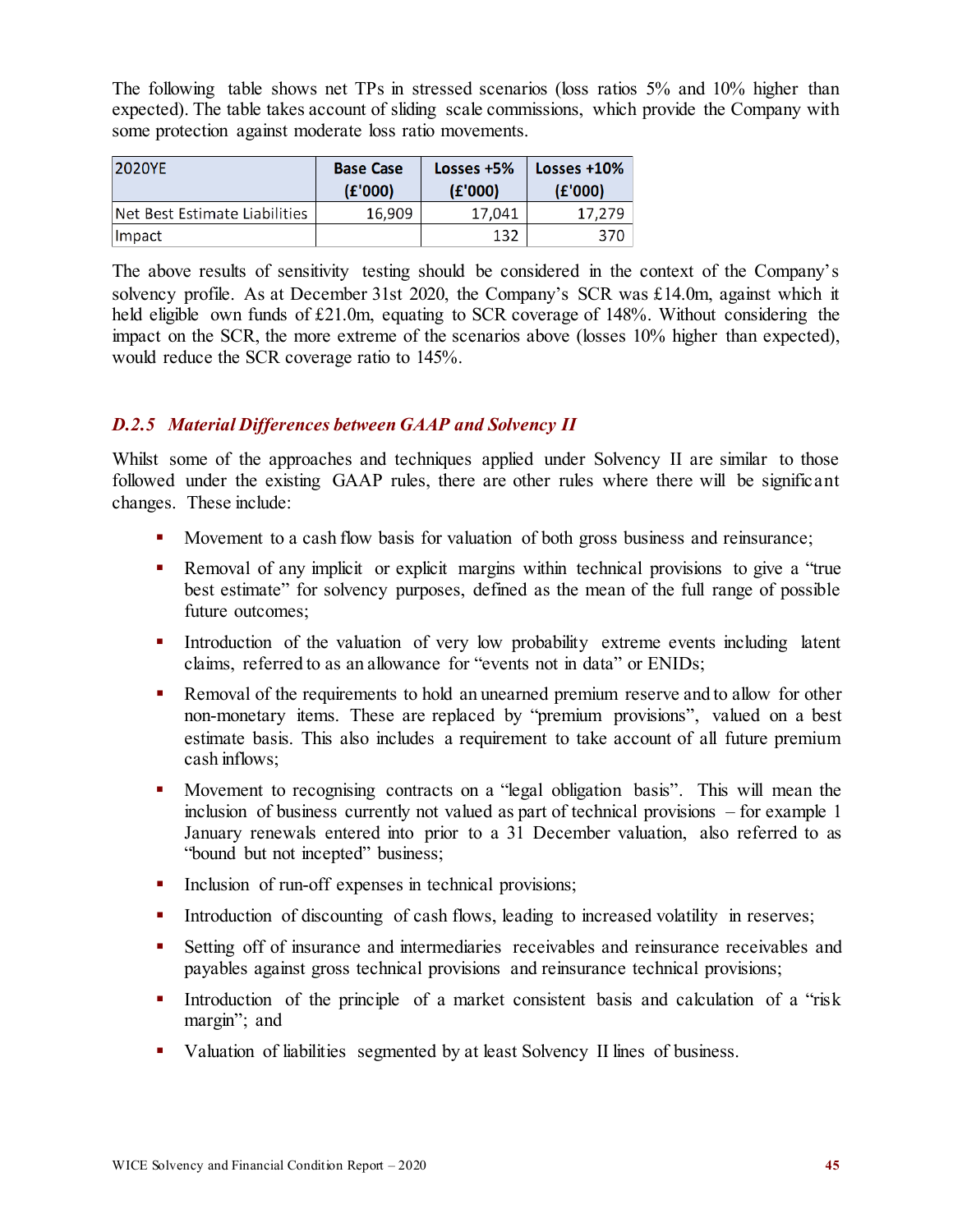The following table shows net TPs in stressed scenarios (loss ratios 5% and 10% higher than expected). The table takes account of sliding scale commissions, which provide the Company with some protection against moderate loss ratio movements.

| 2020YE | Base Case (£'000) | Losses +5% (£'000) | Losses +10% (£'000) |
|---|---|---|---|
| Net Best Estimate Liabilities | 16,909 | 17,041 | 17,279 |
| Impact | | 132 | 370 |

The above results of sensitivity testing should be considered in the context of the Company's solvency profile. As at December 31st 2020, the Company's SCR was £14.0m, against which it held eligible own funds of £21.0m, equating to SCR coverage of 148%. Without considering the impact on the SCR, the more extreme of the scenarios above (losses 10% higher than expected), would reduce the SCR coverage ratio to 145%.

### *D.2.5 Material Differences between GAAP and Solvency II*

Whilst some of the approaches and techniques applied under Solvency II are similar to those followed under the existing GAAP rules, there are other rules where there will be significant changes. These include:

- Movement to a cash flow basis for valuation of both gross business and reinsurance;
- Removal of any implicit or explicit margins within technical provisions to give a "true best estimate" for solvency purposes, defined as the mean of the full range of possible future outcomes;
- Introduction of the valuation of very low probability extreme events including latent claims, referred to as an allowance for "events not in data" or ENIDs;
- Removal of the requirements to hold an unearned premium reserve and to allow for other non-monetary items. These are replaced by "premium provisions", valued on a best estimate basis. This also includes a requirement to take account of all future premium cash inflows;
- Movement to recognising contracts on a "legal obligation basis". This will mean the inclusion of business currently not valued as part of technical provisions – for example 1 January renewals entered into prior to a 31 December valuation, also referred to as "bound but not incepted" business;
- Inclusion of run-off expenses in technical provisions;
- Introduction of discounting of cash flows, leading to increased volatility in reserves;
- Setting off of insurance and intermediaries receivables and reinsurance receivables and payables against gross technical provisions and reinsurance technical provisions;
- Introduction of the principle of a market consistent basis and calculation of a "risk margin"; and
- Valuation of liabilities segmented by at least Solvency II lines of business.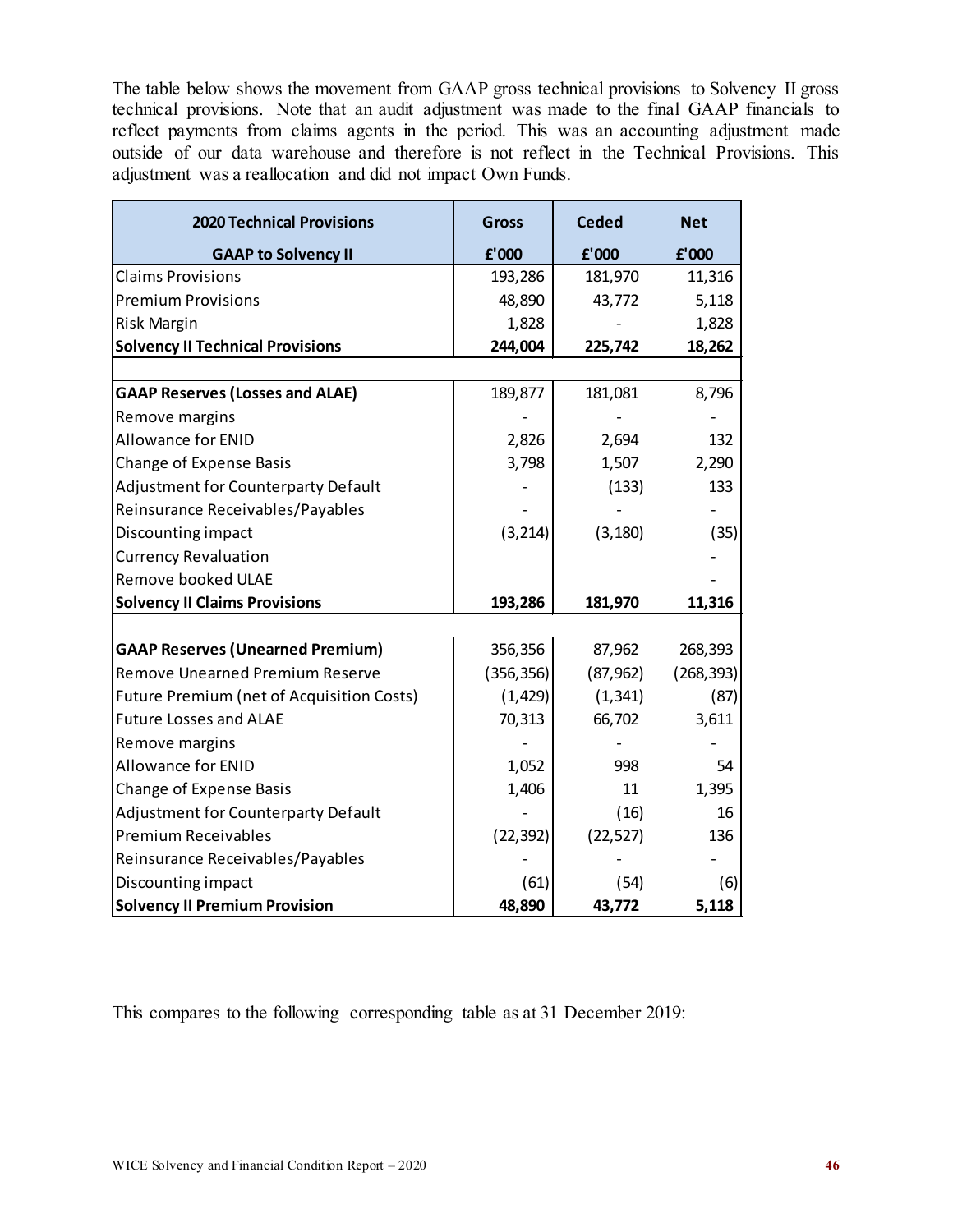The table below shows the movement from GAAP gross technical provisions to Solvency II gross technical provisions. Note that an audit adjustment was made to the final GAAP financials to reflect payments from claims agents in the period. This was an accounting adjustment made outside of our data warehouse and therefore is not reflect in the Technical Provisions. This adjustment was a reallocation and did not impact Own Funds.

| **2020 Technical Provisions** | **Gross** | **Ceded** | **Net** |
|---|---|---|---|
| **GAAP to Solvency II** | **£'000** | **£'000** | **£'000** |
| Claims Provisions | 193,286 | 181,970 | 11,316 |
| Premium Provisions | 48,890 | 43,772 | 5,118 |
| Risk Margin | 1,828 | - | 1,828 |
| **Solvency II Technical Provisions** | **244,004** | **225,742** | **18,262** |
| | | | |
| **GAAP Reserves (Losses and ALAE)** | 189,877 | 181,081 | 8,796 |
| Remove margins | - | - | - |
| Allowance for ENID | 2,826 | 2,694 | 132 |
| Change of Expense Basis | 3,798 | 1,507 | 2,290 |
| Adjustment for Counterparty Default | - | (133) | 133 |
| Reinsurance Receivables/Payables | - | - | - |
| Discounting impact | (3,214) | (3,180) | (35) |
| Currency Revaluation | | | - |
| Remove booked ULAE | | | - |
| **Solvency II Claims Provisions** | **193,286** | **181,970** | **11,316** |
| | | | |
| **GAAP Reserves (Unearned Premium)** | 356,356 | 87,962 | 268,393 |
| Remove Unearned Premium Reserve | (356,356) | (87,962) | (268,393) |
| Future Premium (net of Acquisition Costs) | (1,429) | (1,341) | (87) |
| Future Losses and ALAE | 70,313 | 66,702 | 3,611 |
| Remove margins | - | - | - |
| Allowance for ENID | 1,052 | 998 | 54 |
| Change of Expense Basis | 1,406 | 11 | 1,395 |
| Adjustment for Counterparty Default | - | (16) | 16 |
| Premium Receivables | (22,392) | (22,527) | 136 |
| Reinsurance Receivables/Payables | - | - | - |
| Discounting impact | (61) | (54) | (6) |
| **Solvency II Premium Provision** | **48,890** | **43,772** | **5,118** |

This compares to the following corresponding table as at 31 December 2019: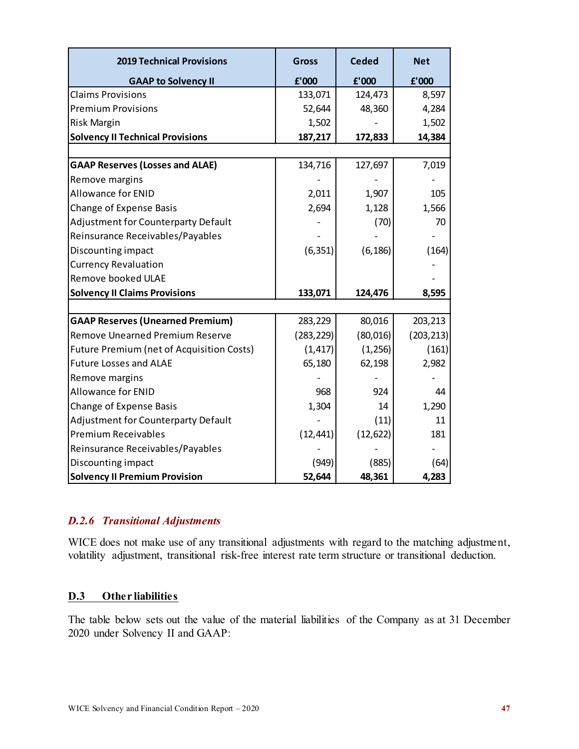| 2019 Technical Provisions | Gross | Ceded | Net |
|---|---|---|---|
| **GAAP to Solvency II** | **£'000** | **£'000** | **£'000** |
| Claims Provisions | 133,071 | 124,473 | 8,597 |
| Premium Provisions | 52,644 | 48,360 | 4,284 |
| Risk Margin | 1,502 | - | 1,502 |
| **Solvency II Technical Provisions** | **187,217** | **172,833** | **14,384** |
| | | | |
| **GAAP Reserves (Losses and ALAE)** | 134,716 | 127,697 | 7,019 |
| Remove margins | - | - | - |
| Allowance for ENID | 2,011 | 1,907 | 105 |
| Change of Expense Basis | 2,694 | 1,128 | 1,566 |
| Adjustment for Counterparty Default | - | (70) | 70 |
| Reinsurance Receivables/Payables | - | - | - |
| Discounting impact | (6,351) | (6,186) | (164) |
| Currency Revaluation | | | - |
| Remove booked ULAE | | | - |
| **Solvency II Claims Provisions** | **133,071** | **124,476** | **8,595** |
| | | | |
| **GAAP Reserves (Unearned Premium)** | 283,229 | 80,016 | 203,213 |
| Remove Unearned Premium Reserve | (283,229) | (80,016) | (203,213) |
| Future Premium (net of Acquisition Costs) | (1,417) | (1,256) | (161) |
| Future Losses and ALAE | 65,180 | 62,198 | 2,982 |
| Remove margins | - | - | - |
| Allowance for ENID | 968 | 924 | 44 |
| Change of Expense Basis | 1,304 | 14 | 1,290 |
| Adjustment for Counterparty Default | - | (11) | 11 |
| Premium Receivables | (12,441) | (12,622) | 181 |
| Reinsurance Receivables/Payables | - | - | - |
| Discounting impact | (949) | (885) | (64) |
| **Solvency II Premium Provision** | **52,644** | **48,361** | **4,283** |

### *D.2.6 Transitional Adjustments*

WICE does not make use of any transitional adjustments with regard to the matching adjustment, volatility adjustment, transitional risk-free interest rate term structure or transitional deduction.

## D.3 Other liabilities

The table below sets out the value of the material liabilities of the Company as at 31 December 2020 under Solvency II and GAAP: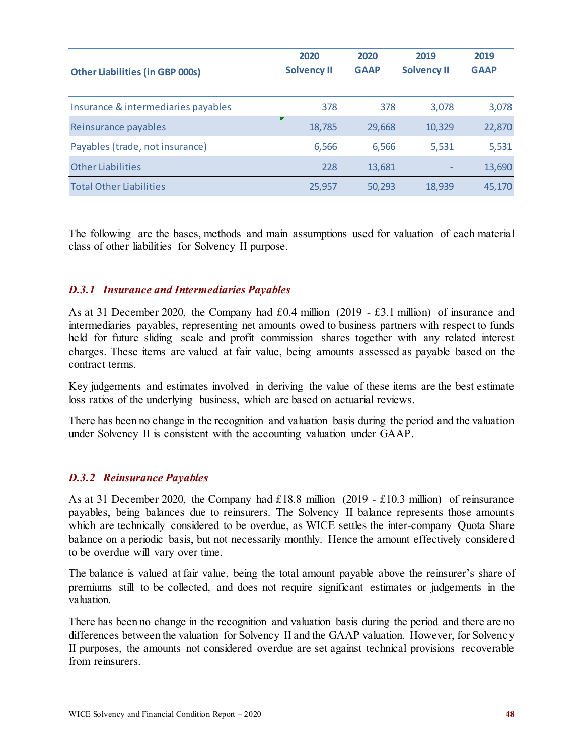| Other Liabilities (in GBP 000s) | 2020 Solvency II | 2020 GAAP | 2019 Solvency II | 2019 GAAP |
|---|---|---|---|---|
| Insurance & intermediaries payables | 378 | 378 | 3,078 | 3,078 |
| Reinsurance payables | 18,785 | 29,668 | 10,329 | 22,870 |
| Payables (trade, not insurance) | 6,566 | 6,566 | 5,531 | 5,531 |
| Other Liabilities | 228 | 13,681 | - | 13,690 |
| Total Other Liabilities | 25,957 | 50,293 | 18,939 | 45,170 |

The following are the bases, methods and main assumptions used for valuation of each material class of other liabilities for Solvency II purpose.

### *D.3.1 Insurance and Intermediaries Payables*

As at 31 December 2020, the Company had £0.4 million (2019 - £3.1 million) of insurance and intermediaries payables, representing net amounts owed to business partners with respect to funds held for future sliding scale and profit commission shares together with any related interest charges. These items are valued at fair value, being amounts assessed as payable based on the contract terms.

Key judgements and estimates involved in deriving the value of these items are the best estimate loss ratios of the underlying business, which are based on actuarial reviews.

There has been no change in the recognition and valuation basis during the period and the valuation under Solvency II is consistent with the accounting valuation under GAAP.

### *D.3.2 Reinsurance Payables*

As at 31 December 2020, the Company had £18.8 million (2019 - £10.3 million) of reinsurance payables, being balances due to reinsurers. The Solvency II balance represents those amounts which are technically considered to be overdue, as WICE settles the inter-company Quota Share balance on a periodic basis, but not necessarily monthly. Hence the amount effectively considered to be overdue will vary over time.

The balance is valued at fair value, being the total amount payable above the reinsurer's share of premiums still to be collected, and does not require significant estimates or judgements in the valuation.

There has been no change in the recognition and valuation basis during the period and there are no differences between the valuation for Solvency II and the GAAP valuation. However, for Solvency II purposes, the amounts not considered overdue are set against technical provisions recoverable from reinsurers.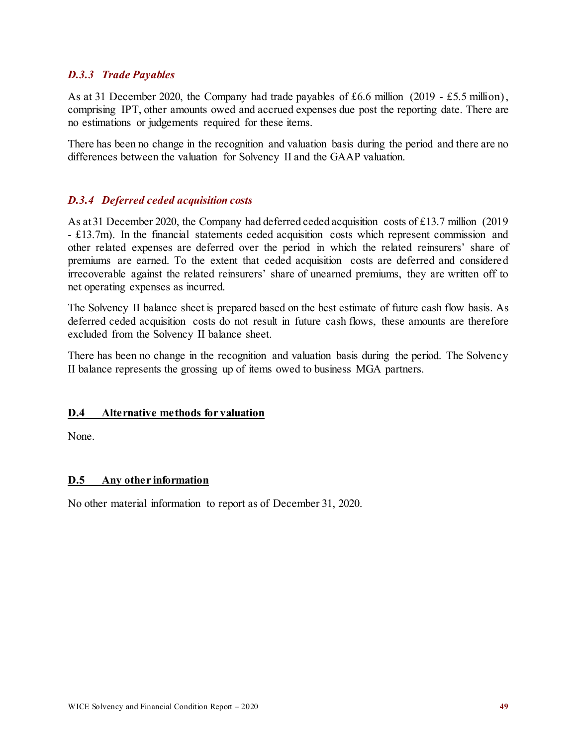### *D.3.3 Trade Payables*

As at 31 December 2020, the Company had trade payables of £6.6 million (2019 - £5.5 million), comprising IPT, other amounts owed and accrued expenses due post the reporting date. There are no estimations or judgements required for these items.

There has been no change in the recognition and valuation basis during the period and there are no differences between the valuation for Solvency II and the GAAP valuation.

### *D.3.4 Deferred ceded acquisition costs*

As at 31 December 2020, the Company had deferred ceded acquisition costs of £13.7 million (2019 - £13.7m). In the financial statements ceded acquisition costs which represent commission and other related expenses are deferred over the period in which the related reinsurers' share of premiums are earned. To the extent that ceded acquisition costs are deferred and considered irrecoverable against the related reinsurers' share of unearned premiums, they are written off to net operating expenses as incurred.

The Solvency II balance sheet is prepared based on the best estimate of future cash flow basis. As deferred ceded acquisition costs do not result in future cash flows, these amounts are therefore excluded from the Solvency II balance sheet.

There has been no change in the recognition and valuation basis during the period. The Solvency II balance represents the grossing up of items owed to business MGA partners.

## D.4 Alternative methods for valuation

None.

## D.5 Any other information

No other material information to report as of December 31, 2020.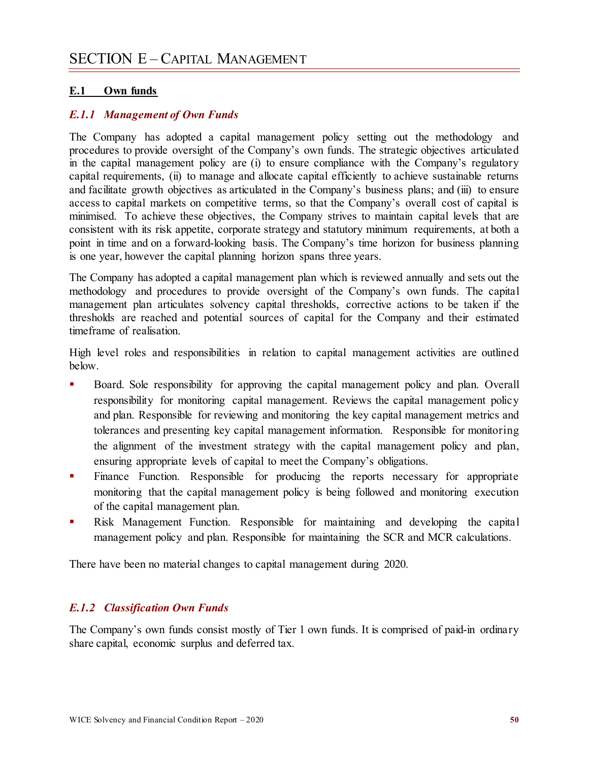# SECTION E – CAPITAL MANAGEMENT

## E.1 Own funds

### *E.1.1 Management of Own Funds*

The Company has adopted a capital management policy setting out the methodology and procedures to provide oversight of the Company's own funds. The strategic objectives articulated in the capital management policy are (i) to ensure compliance with the Company's regulatory capital requirements, (ii) to manage and allocate capital efficiently to achieve sustainable returns and facilitate growth objectives as articulated in the Company's business plans; and (iii) to ensure access to capital markets on competitive terms, so that the Company's overall cost of capital is minimised. To achieve these objectives, the Company strives to maintain capital levels that are consistent with its risk appetite, corporate strategy and statutory minimum requirements, at both a point in time and on a forward-looking basis. The Company's time horizon for business planning is one year, however the capital planning horizon spans three years.

The Company has adopted a capital management plan which is reviewed annually and sets out the methodology and procedures to provide oversight of the Company's own funds. The capital management plan articulates solvency capital thresholds, corrective actions to be taken if the thresholds are reached and potential sources of capital for the Company and their estimated timeframe of realisation.

High level roles and responsibilities in relation to capital management activities are outlined below.

- Board. Sole responsibility for approving the capital management policy and plan. Overall responsibility for monitoring capital management. Reviews the capital management policy and plan. Responsible for reviewing and monitoring the key capital management metrics and tolerances and presenting key capital management information. Responsible for monitoring the alignment of the investment strategy with the capital management policy and plan, ensuring appropriate levels of capital to meet the Company's obligations.
- Finance Function. Responsible for producing the reports necessary for appropriate monitoring that the capital management policy is being followed and monitoring execution of the capital management plan.
- Risk Management Function. Responsible for maintaining and developing the capital management policy and plan. Responsible for maintaining the SCR and MCR calculations.

There have been no material changes to capital management during 2020.

### *E.1.2 Classification Own Funds*

The Company's own funds consist mostly of Tier 1 own funds. It is comprised of paid-in ordinary share capital, economic surplus and deferred tax.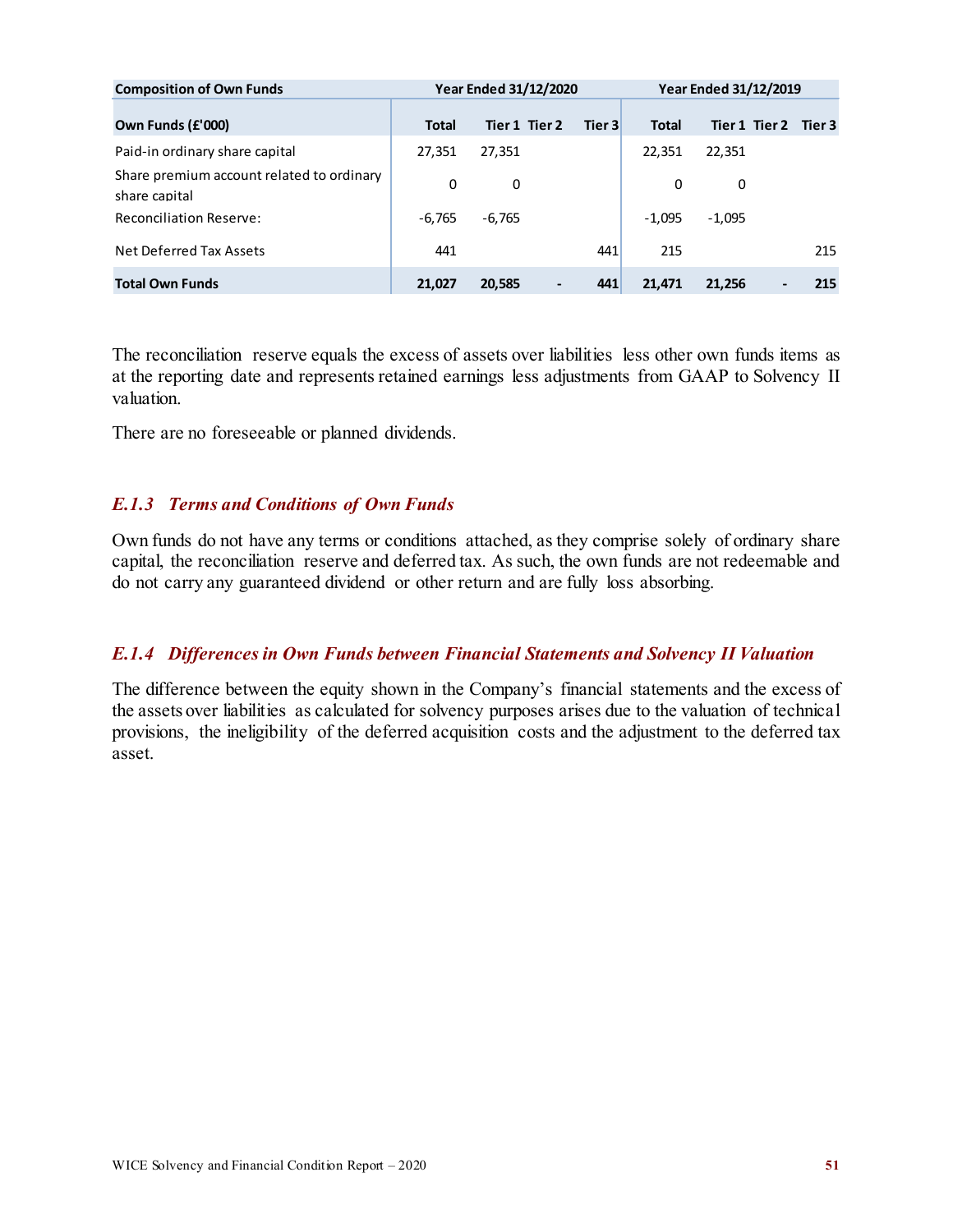| Composition of Own Funds | Year Ended 31/12/2020 | | | | Year Ended 31/12/2019 | | | |
|---|---|---|---|---|---|---|---|---|
| **Own Funds (£'000)** | **Total** | **Tier 1** | **Tier 2** | **Tier 3** | **Total** | **Tier 1** | **Tier 2** | **Tier 3** |
| Paid-in ordinary share capital | 27,351 | 27,351 | | | 22,351 | 22,351 | | |
| Share premium account related to ordinary share capital | 0 | 0 | | | 0 | 0 | | |
| Reconciliation Reserve: | -6,765 | -6,765 | | | -1,095 | -1,095 | | |
| Net Deferred Tax Assets | 441 | | | 441 | 215 | | | 215 |
| **Total Own Funds** | **21,027** | **20,585** | **-** | **441** | **21,471** | **21,256** | **-** | **215** |

The reconciliation reserve equals the excess of assets over liabilities less other own funds items as at the reporting date and represents retained earnings less adjustments from GAAP to Solvency II valuation.

There are no foreseeable or planned dividends.

### *E.1.3 Terms and Conditions of Own Funds*

Own funds do not have any terms or conditions attached, as they comprise solely of ordinary share capital, the reconciliation reserve and deferred tax. As such, the own funds are not redeemable and do not carry any guaranteed dividend or other return and are fully loss absorbing.

### *E.1.4 Differences in Own Funds between Financial Statements and Solvency II Valuation*

The difference between the equity shown in the Company's financial statements and the excess of the assets over liabilities as calculated for solvency purposes arises due to the valuation of technical provisions, the ineligibility of the deferred acquisition costs and the adjustment to the deferred tax asset.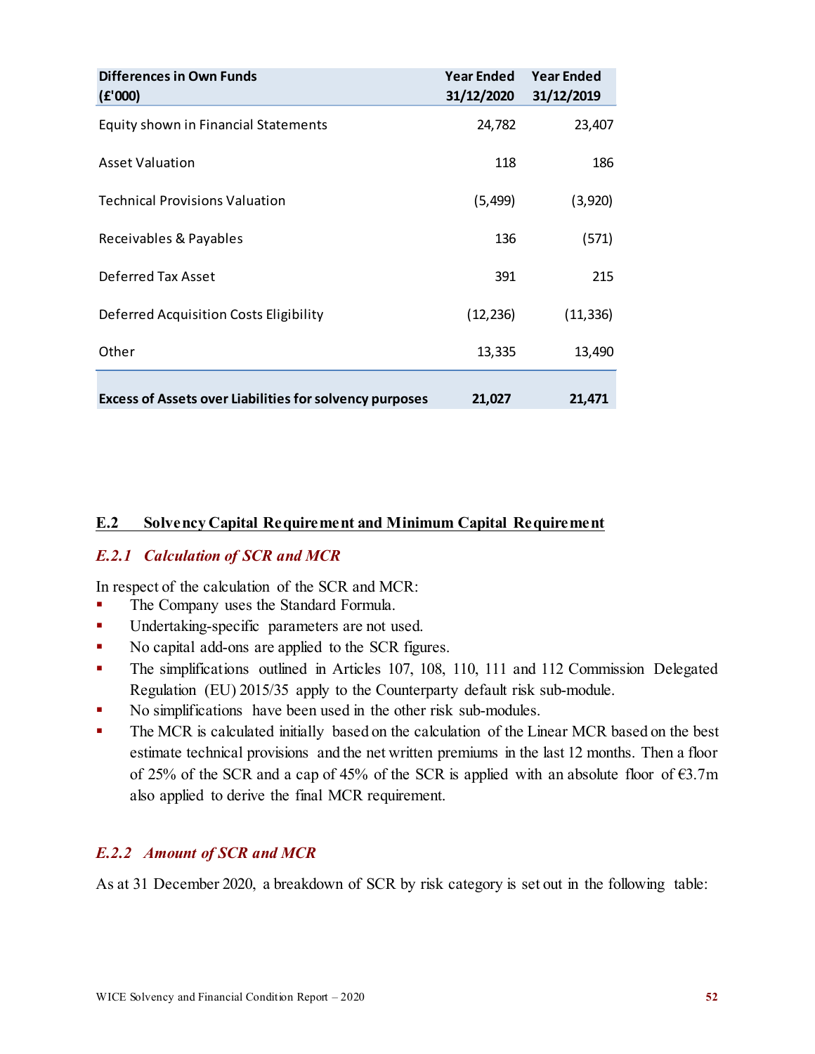| Differences in Own Funds (£'000) | Year Ended 31/12/2020 | Year Ended 31/12/2019 |
|---|---|---|
| Equity shown in Financial Statements | 24,782 | 23,407 |
| Asset Valuation | 118 | 186 |
| Technical Provisions Valuation | (5,499) | (3,920) |
| Receivables & Payables | 136 | (571) |
| Deferred Tax Asset | 391 | 215 |
| Deferred Acquisition Costs Eligibility | (12,236) | (11,336) |
| Other | 13,335 | 13,490 |
| **Excess of Assets over Liabilities for solvency purposes** | **21,027** | **21,471** |

## E.2 Solvency Capital Requirement and Minimum Capital Requirement

### *E.2.1 Calculation of SCR and MCR*

In respect of the calculation of the SCR and MCR:

- The Company uses the Standard Formula.
- Undertaking-specific parameters are not used.
- No capital add-ons are applied to the SCR figures.
- The simplifications outlined in Articles 107, 108, 110, 111 and 112 Commission Delegated Regulation (EU) 2015/35 apply to the Counterparty default risk sub-module.
- No simplifications have been used in the other risk sub-modules.
- The MCR is calculated initially based on the calculation of the Linear MCR based on the best estimate technical provisions and the net written premiums in the last 12 months. Then a floor of 25% of the SCR and a cap of 45% of the SCR is applied with an absolute floor of €3.7m also applied to derive the final MCR requirement.

### *E.2.2 Amount of SCR and MCR*

As at 31 December 2020, a breakdown of SCR by risk category is set out in the following table: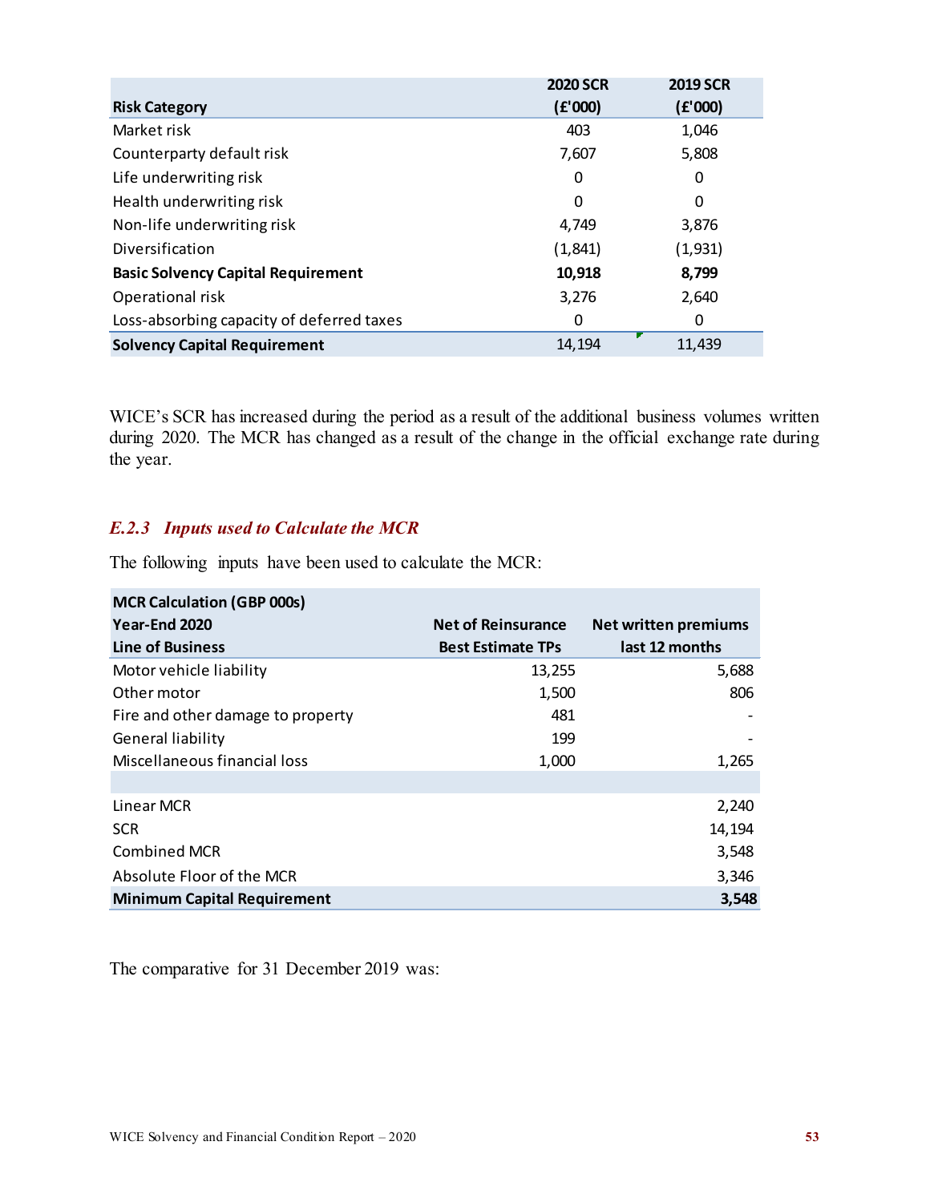| Risk Category | 2020 SCR (£'000) | 2019 SCR (£'000) |
|---|---|---|
| Market risk | 403 | 1,046 |
| Counterparty default risk | 7,607 | 5,808 |
| Life underwriting risk | 0 | 0 |
| Health underwriting risk | 0 | 0 |
| Non-life underwriting risk | 4,749 | 3,876 |
| Diversification | (1,841) | (1,931) |
| **Basic Solvency Capital Requirement** | **10,918** | **8,799** |
| Operational risk | 3,276 | 2,640 |
| Loss-absorbing capacity of deferred taxes | 0 | 0 |
| **Solvency Capital Requirement** | 14,194 | 11,439 |

WICE's SCR has increased during the period as a result of the additional business volumes written during 2020. The MCR has changed as a result of the change in the official exchange rate during the year.

### *E.2.3 Inputs used to Calculate the MCR*

The following inputs have been used to calculate the MCR:

| MCR Calculation (GBP 000s)<br>Year-End 2020<br>Line of Business | Net of Reinsurance Best Estimate TPs | Net written premiums last 12 months |
|---|---|---|
| Motor vehicle liability | 13,255 | 5,688 |
| Other motor | 1,500 | 806 |
| Fire and other damage to property | 481 | - |
| General liability | 199 | - |
| Miscellaneous financial loss | 1,000 | 1,265 |
| | | |
| Linear MCR | | 2,240 |
| SCR | | 14,194 |
| Combined MCR | | 3,548 |
| Absolute Floor of the MCR | | 3,346 |
| **Minimum Capital Requirement** | | **3,548** |

The comparative for 31 December 2019 was: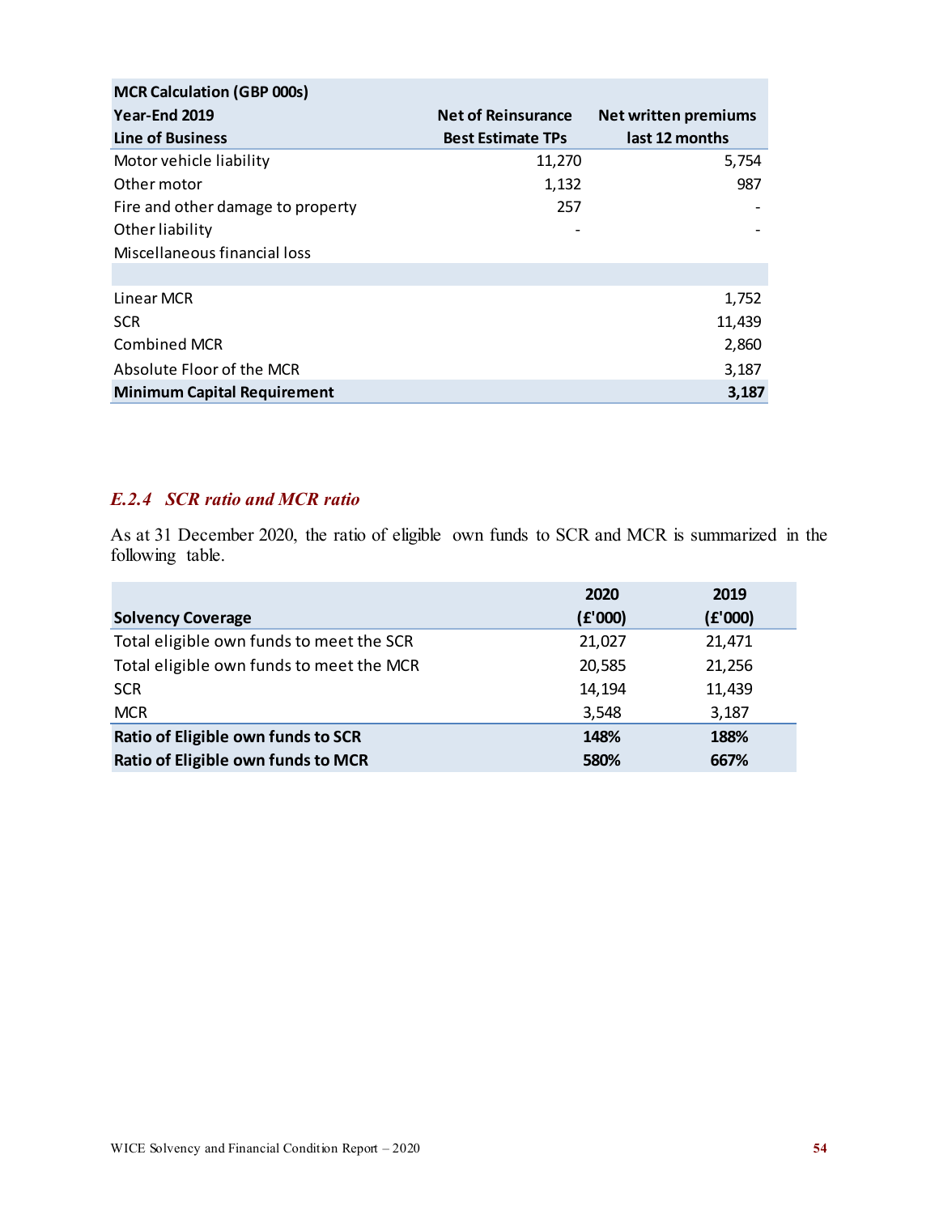| MCR Calculation (GBP 000s) | | |
|---|---|---|
| **Year-End 2019** | **Net of Reinsurance** | **Net written premiums** |
| **Line of Business** | **Best Estimate TPs** | **last 12 months** |
| Motor vehicle liability | 11,270 | 5,754 |
| Other motor | 1,132 | 987 |
| Fire and other damage to property | 257 | - |
| Other liability | - | - |
| Miscellaneous financial loss | | |
| | | |
| Linear MCR | | 1,752 |
| SCR | | 11,439 |
| Combined MCR | | 2,860 |
| Absolute Floor of the MCR | | 3,187 |
| **Minimum Capital Requirement** | | **3,187** |

### *E.2.4 SCR ratio and MCR ratio*

As at 31 December 2020, the ratio of eligible own funds to SCR and MCR is summarized in the following table.

| Solvency Coverage | 2020 (£'000) | 2019 (£'000) |
|---|---|---|
| Total eligible own funds to meet the SCR | 21,027 | 21,471 |
| Total eligible own funds to meet the MCR | 20,585 | 21,256 |
| SCR | 14,194 | 11,439 |
| MCR | 3,548 | 3,187 |
| **Ratio of Eligible own funds to SCR** | **148%** | **188%** |
| **Ratio of Eligible own funds to MCR** | **580%** | **667%** |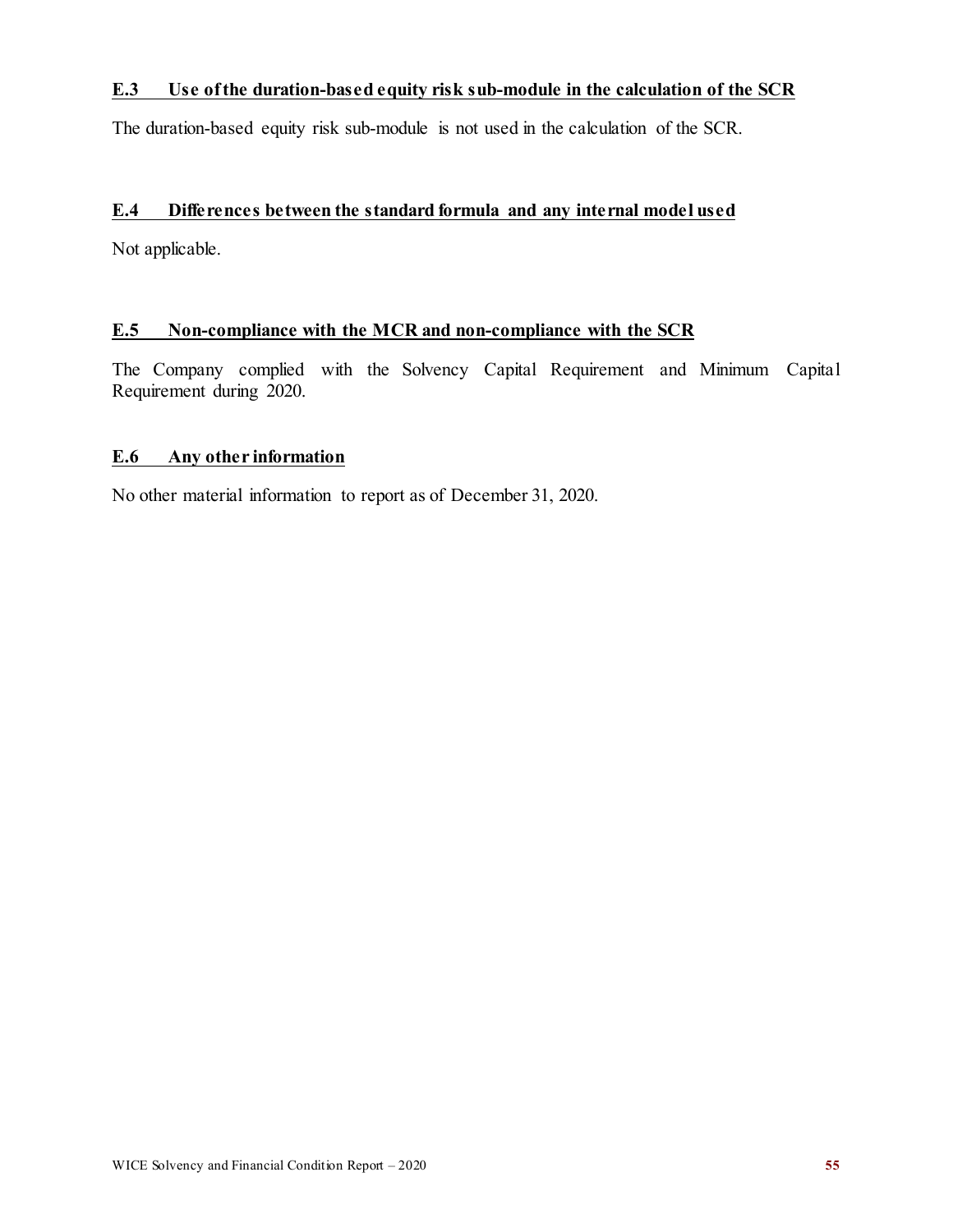## E.3 Use of the duration-based equity risk sub-module in the calculation of the SCR

The duration-based equity risk sub-module is not used in the calculation of the SCR.

## E.4 Differences between the standard formula and any internal model used

Not applicable.

## E.5 Non-compliance with the MCR and non-compliance with the SCR

The Company complied with the Solvency Capital Requirement and Minimum Capital Requirement during 2020.

## E.6 Any other information

No other material information to report as of December 31, 2020.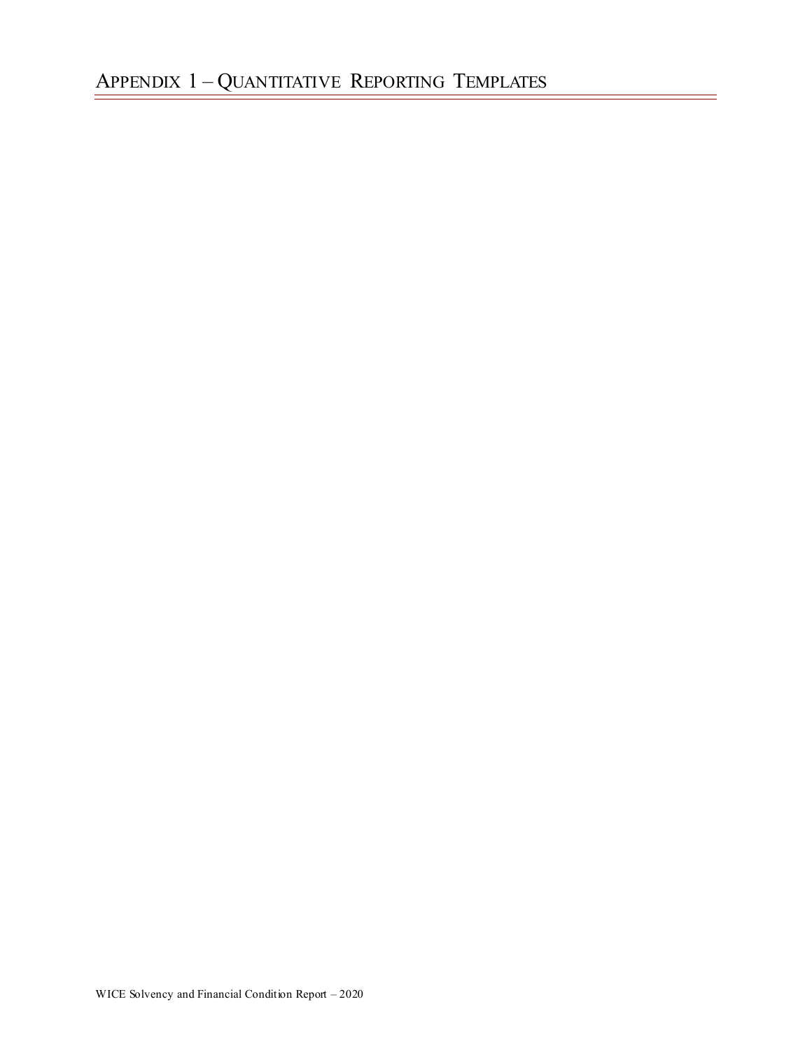# Appendix 1 – Quantitative Reporting Templates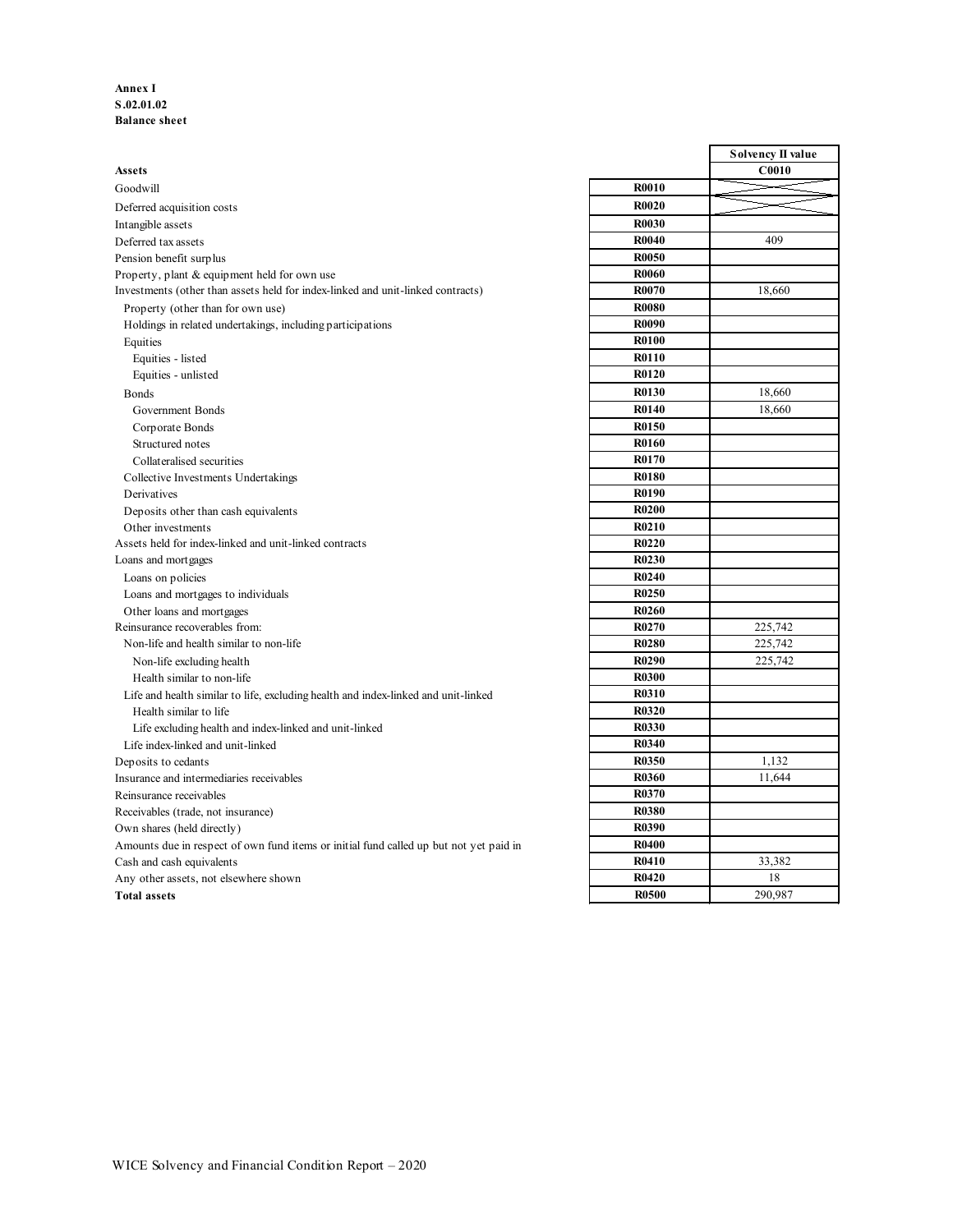**Annex I**
**S.02.01.02**
**Balance sheet**

| Assets | | Solvency II value |
|---|---|---|
| | | **C0010** |
| Goodwill | **R0010** | |
| Deferred acquisition costs | **R0020** | |
| Intangible assets | **R0030** | |
| Deferred tax assets | **R0040** | 409 |
| Pension benefit surplus | **R0050** | |
| Property, plant & equipment held for own use | **R0060** | |
| Investments (other than assets held for index-linked and unit-linked contracts) | **R0070** | 18,660 |
| Property (other than for own use) | **R0080** | |
| Holdings in related undertakings, including participations | **R0090** | |
| Equities | **R0100** | |
| Equities - listed | **R0110** | |
| Equities - unlisted | **R0120** | |
| Bonds | **R0130** | 18,660 |
| Government Bonds | **R0140** | 18,660 |
| Corporate Bonds | **R0150** | |
| Structured notes | **R0160** | |
| Collateralised securities | **R0170** | |
| Collective Investments Undertakings | **R0180** | |
| Derivatives | **R0190** | |
| Deposits other than cash equivalents | **R0200** | |
| Other investments | **R0210** | |
| Assets held for index-linked and unit-linked contracts | **R0220** | |
| Loans and mortgages | **R0230** | |
| Loans on policies | **R0240** | |
| Loans and mortgages to individuals | **R0250** | |
| Other loans and mortgages | **R0260** | |
| Reinsurance recoverables from: | **R0270** | 225,742 |
| Non-life and health similar to non-life | **R0280** | 225,742 |
| Non-life excluding health | **R0290** | 225,742 |
| Health similar to non-life | **R0300** | |
| Life and health similar to life, excluding health and index-linked and unit-linked | **R0310** | |
| Health similar to life | **R0320** | |
| Life excluding health and index-linked and unit-linked | **R0330** | |
| Life index-linked and unit-linked | **R0340** | |
| Deposits to cedants | **R0350** | 1,132 |
| Insurance and intermediaries receivables | **R0360** | 11,644 |
| Reinsurance receivables | **R0370** | |
| Receivables (trade, not insurance) | **R0380** | |
| Own shares (held directly) | **R0390** | |
| Amounts due in respect of own fund items or initial fund called up but not yet paid in | **R0400** | |
| Cash and cash equivalents | **R0410** | 33,382 |
| Any other assets, not elsewhere shown | **R0420** | 18 |
| **Total assets** | **R0500** | 290,987 |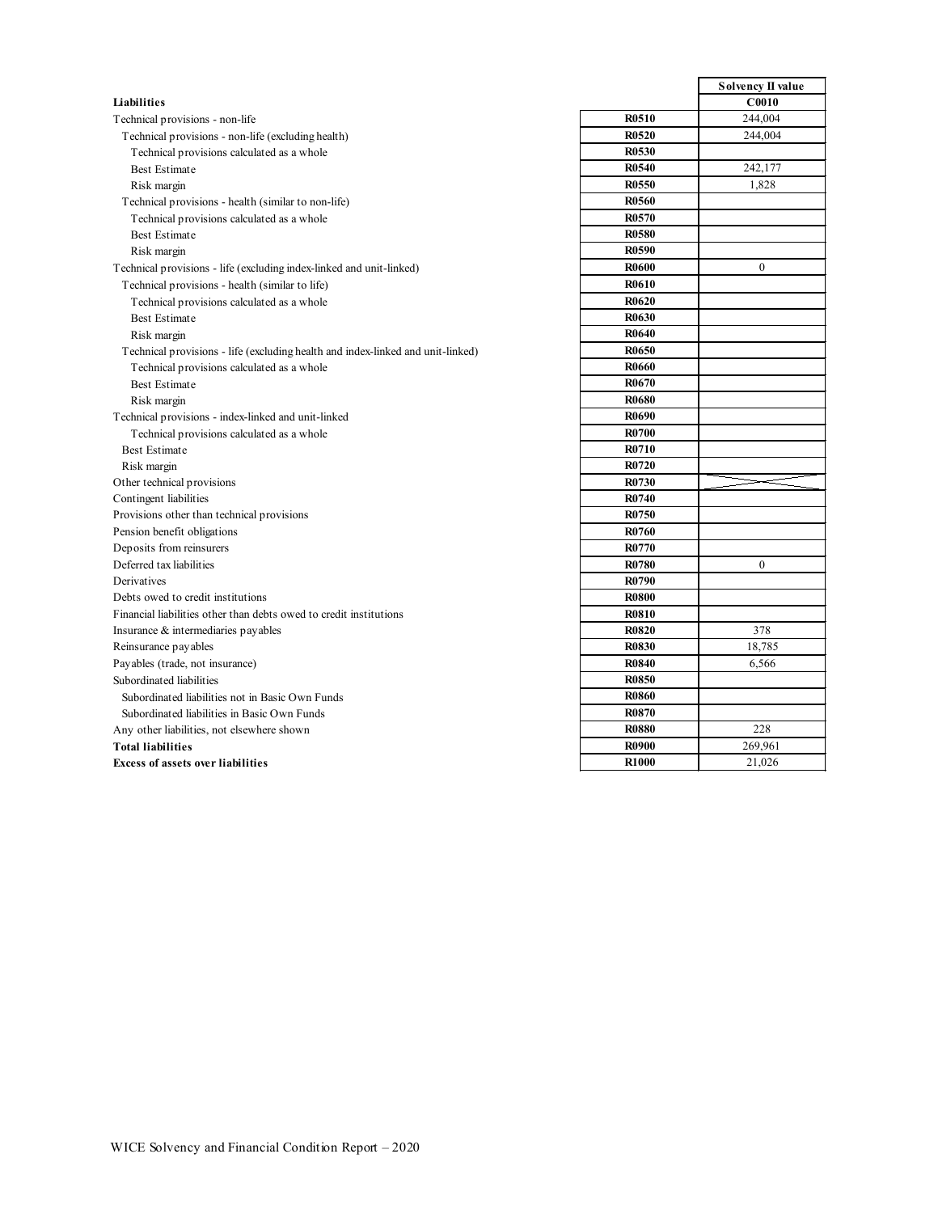| | | Solvency II value |
|---|---|---|
| **Liabilities** | | **C0010** |
| Technical provisions - non-life | **R0510** | 244,004 |
| Technical provisions - non-life (excluding health) | **R0520** | 244,004 |
| Technical provisions calculated as a whole | **R0530** | |
| Best Estimate | **R0540** | 242,177 |
| Risk margin | **R0550** | 1,828 |
| Technical provisions - health (similar to non-life) | **R0560** | |
| Technical provisions calculated as a whole | **R0570** | |
| Best Estimate | **R0580** | |
| Risk margin | **R0590** | |
| Technical provisions - life (excluding index-linked and unit-linked) | **R0600** | 0 |
| Technical provisions - health (similar to life) | **R0610** | |
| Technical provisions calculated as a whole | **R0620** | |
| Best Estimate | **R0630** | |
| Risk margin | **R0640** | |
| Technical provisions - life (excluding health and index-linked and unit-linked) | **R0650** | |
| Technical provisions calculated as a whole | **R0660** | |
| Best Estimate | **R0670** | |
| Risk margin | **R0680** | |
| Technical provisions - index-linked and unit-linked | **R0690** | |
| Technical provisions calculated as a whole | **R0700** | |
| Best Estimate | **R0710** | |
| Risk margin | **R0720** | |
| Other technical provisions | **R0730** | |
| Contingent liabilities | **R0740** | |
| Provisions other than technical provisions | **R0750** | |
| Pension benefit obligations | **R0760** | |
| Deposits from reinsurers | **R0770** | |
| Deferred tax liabilities | **R0780** | 0 |
| Derivatives | **R0790** | |
| Debts owed to credit institutions | **R0800** | |
| Financial liabilities other than debts owed to credit institutions | **R0810** | |
| Insurance & intermediaries payables | **R0820** | 378 |
| Reinsurance payables | **R0830** | 18,785 |
| Payables (trade, not insurance) | **R0840** | 6,566 |
| Subordinated liabilities | **R0850** | |
| Subordinated liabilities not in Basic Own Funds | **R0860** | |
| Subordinated liabilities in Basic Own Funds | **R0870** | |
| Any other liabilities, not elsewhere shown | **R0880** | 228 |
| **Total liabilities** | **R0900** | 269,961 |
| **Excess of assets over liabilities** | **R1000** | 21,026 |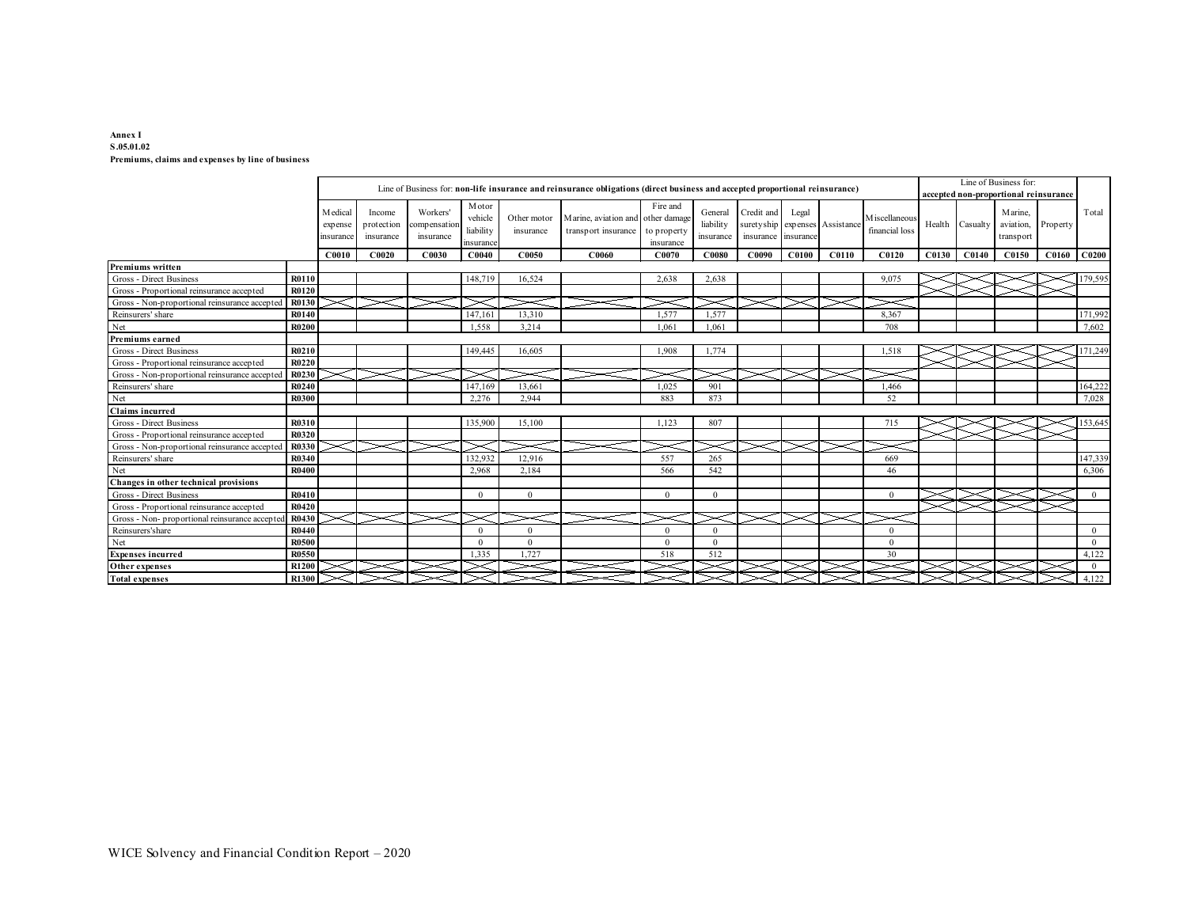**Annex I**
**S.05.01.02**
**Premiums, claims and expenses by line of business**

| | | Line of Business for: **non-life insurance and reinsurance obligations (direct business and accepted proportional reinsurance)** | | | | | | | | | | | | Line of Business for: **accepted non-proportional reinsurance** | | | | |
|---|---|---|---|---|---|---|---|---|---|---|---|---|---|---|---|---|---|---|
| | | Medical expense insurance | Income protection insurance | Workers' compensation insurance | Motor vehicle liability insurance | Other motor insurance | Marine, aviation and transport insurance | Fire and other damage to property insurance | General liability insurance | Credit and suretyship insurance | Legal expenses insurance | Assistance | Miscellaneous financial loss | Health | Casualty | Marine, aviation, transport | Property | Total |
| | | **C0010** | **C0020** | **C0030** | **C0040** | **C0050** | **C0060** | **C0070** | **C0080** | **C0090** | **C0100** | **C0110** | **C0120** | **C0130** | **C0140** | **C0150** | **C0160** | **C0200** |
| **Premiums written** | | | | | | | | | | | | | | | | | | |
| Gross - Direct Business | **R0110** | | | | 148,719 | 16,524 | | 2,638 | 2,638 | | | | 9,075 | | | | | 179,595 |
| Gross - Proportional reinsurance accepted | **R0120** | | | | | | | | | | | | | | | | | |
| Gross - Non-proportional reinsurance accepted | **R0130** | | | | | | | | | | | | | | | | | |
| Reinsurers' share | **R0140** | | | | 147,161 | 13,310 | | 1,577 | 1,577 | | | | 8,367 | | | | | 171,992 |
| Net | **R0200** | | | | 1,558 | 3,214 | | 1,061 | 1,061 | | | | 708 | | | | | 7,602 |
| **Premiums earned** | | | | | | | | | | | | | | | | | | |
| Gross - Direct Business | **R0210** | | | | 149,445 | 16,605 | | 1,908 | 1,774 | | | | 1,518 | | | | | 171,249 |
| Gross - Proportional reinsurance accepted | **R0220** | | | | | | | | | | | | | | | | | |
| Gross - Non-proportional reinsurance accepted | **R0230** | | | | | | | | | | | | | | | | | |
| Reinsurers' share | **R0240** | | | | 147,169 | 13,661 | | 1,025 | 901 | | | | 1,466 | | | | | 164,222 |
| Net | **R0300** | | | | 2,276 | 2,944 | | 883 | 873 | | | | 52 | | | | | 7,028 |
| **Claims incurred** | | | | | | | | | | | | | | | | | | |
| Gross - Direct Business | **R0310** | | | | 135,900 | 15,100 | | 1,123 | 807 | | | | 715 | | | | | 153,645 |
| Gross - Proportional reinsurance accepted | **R0320** | | | | | | | | | | | | | | | | | |
| Gross - Non-proportional reinsurance accepted | **R0330** | | | | | | | | | | | | | | | | | |
| Reinsurers' share | **R0340** | | | | 132,932 | 12,916 | | 557 | 265 | | | | 669 | | | | | 147,339 |
| Net | **R0400** | | | | 2,968 | 2,184 | | 566 | 542 | | | | 46 | | | | | 6,306 |
| **Changes in other technical provisions** | | | | | | | | | | | | | | | | | | |
| Gross - Direct Business | **R0410** | | | | 0 | 0 | | 0 | 0 | | | | 0 | | | | | 0 |
| Gross - Proportional reinsurance accepted | **R0420** | | | | | | | | | | | | | | | | | |
| Gross - Non- proportional reinsurance accepted | **R0430** | | | | | | | | | | | | | | | | | |
| Reinsurers'share | **R0440** | | | | 0 | 0 | | 0 | 0 | | | | 0 | | | | | 0 |
| Net | **R0500** | | | | 0 | 0 | | 0 | 0 | | | | 0 | | | | | 0 |
| **Expenses incurred** | **R0550** | | | | 1,335 | 1,727 | | 518 | 512 | | | | 30 | | | | | 4,122 |
| **Other expenses** | **R1200** | | | | | | | | | | | | | | | | | 0 |
| **Total expenses** | **R1300** | | | | | | | | | | | | | | | | | 4,122 |

WICE Solvency and Financial Condition Report – 2020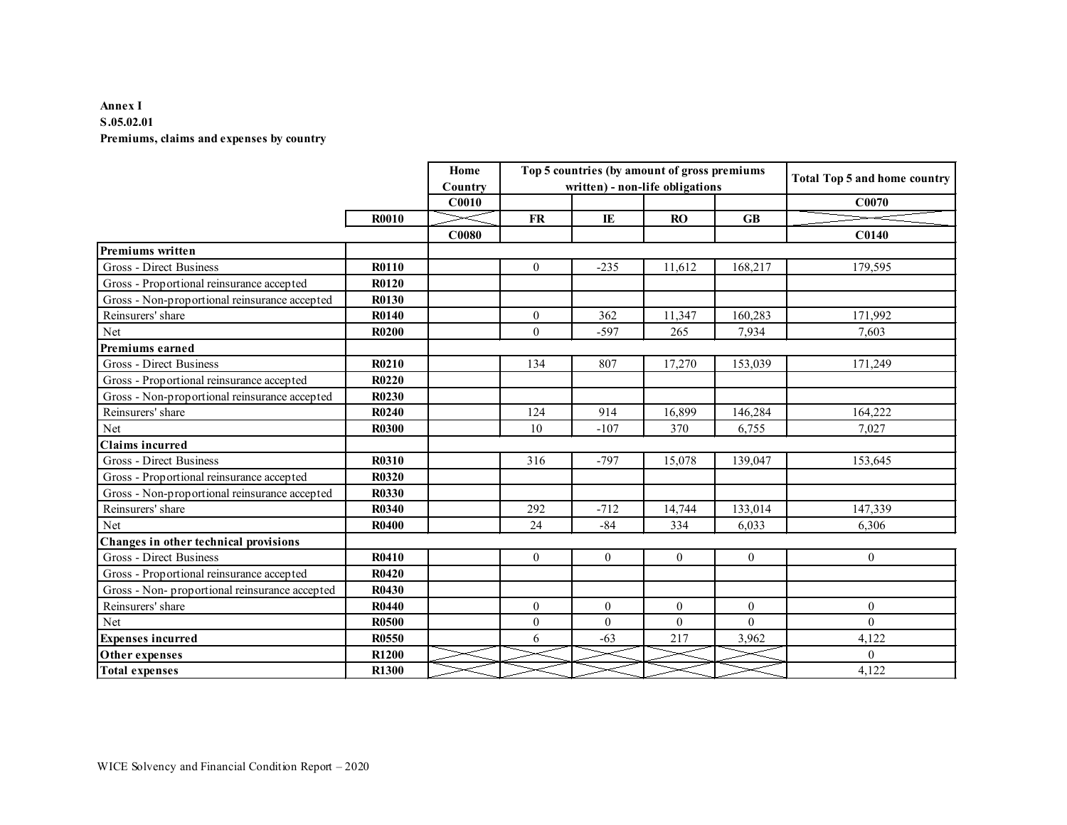**Annex I**
**S.05.02.01**
**Premiums, claims and expenses by country**

| | | Home Country | Top 5 countries (by amount of gross premiums written) - non-life obligations | | | | Total Top 5 and home country |
|---|---|---|---|---|---|---|---|
| | | C0010 | | | | | C0070 |
| | R0010 | | FR | IE | RO | GB | |
| | | C0080 | | | | | C0140 |
| **Premiums written** | | | | | | | |
| Gross - Direct Business | R0110 | | 0 | -235 | 11,612 | 168,217 | 179,595 |
| Gross - Proportional reinsurance accepted | R0120 | | | | | | |
| Gross - Non-proportional reinsurance accepted | R0130 | | | | | | |
| Reinsurers' share | R0140 | | 0 | 362 | 11,347 | 160,283 | 171,992 |
| Net | R0200 | | 0 | -597 | 265 | 7,934 | 7,603 |
| **Premiums earned** | | | | | | | |
| Gross - Direct Business | R0210 | | 134 | 807 | 17,270 | 153,039 | 171,249 |
| Gross - Proportional reinsurance accepted | R0220 | | | | | | |
| Gross - Non-proportional reinsurance accepted | R0230 | | | | | | |
| Reinsurers' share | R0240 | | 124 | 914 | 16,899 | 146,284 | 164,222 |
| Net | R0300 | | 10 | -107 | 370 | 6,755 | 7,027 |
| **Claims incurred** | | | | | | | |
| Gross - Direct Business | R0310 | | 316 | -797 | 15,078 | 139,047 | 153,645 |
| Gross - Proportional reinsurance accepted | R0320 | | | | | | |
| Gross - Non-proportional reinsurance accepted | R0330 | | | | | | |
| Reinsurers' share | R0340 | | 292 | -712 | 14,744 | 133,014 | 147,339 |
| Net | R0400 | | 24 | -84 | 334 | 6,033 | 6,306 |
| **Changes in other technical provisions** | | | | | | | |
| Gross - Direct Business | R0410 | | 0 | 0 | 0 | 0 | 0 |
| Gross - Proportional reinsurance accepted | R0420 | | | | | | |
| Gross - Non- proportional reinsurance accepted | R0430 | | | | | | |
| Reinsurers' share | R0440 | | 0 | 0 | 0 | 0 | 0 |
| Net | R0500 | | 0 | 0 | 0 | 0 | 0 |
| **Expenses incurred** | R0550 | | 6 | -63 | 217 | 3,962 | 4,122 |
| **Other expenses** | R1200 | | | | | | 0 |
| **Total expenses** | R1300 | | | | | | 4,122 |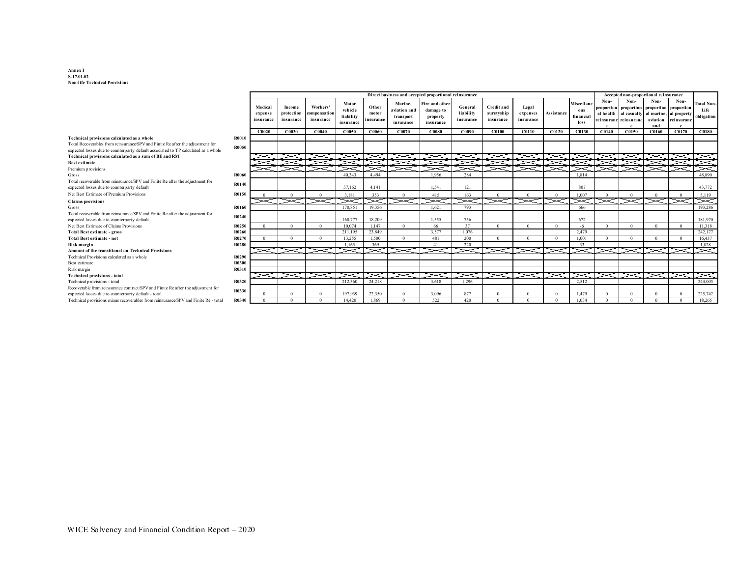**Annex I**
**S.17.01.02**
**Non-life Technical Provisions**

| | | Direct business and accepted proportional reinsurance | | | | | | | | | | | | Accepted non-proportional reinsurance | | | | |
|---|---|---|---|---|---|---|---|---|---|---|---|---|---|---|---|---|---|---|
| | | Medical expense insurance | Income protection insurance | Workers' compensation insurance | Motor vehicle liability insurance | Other motor insurance | Marine, aviation and transport insurance | Fire and other damage to property insurance | General liability insurance | Credit and suretyship insurance | Legal expenses insurance | Assistance | Miscellaneous financial loss | Non-proportional health reinsurance | Non-proportional casualty reinsurance | Non-proportional marine, aviation and | Non-proportional property reinsurance | Total Non-Life obligation |
| | | C0020 | C0030 | C0040 | C0050 | C0060 | C0070 | C0080 | C0090 | C0100 | C0110 | C0120 | C0130 | C0140 | C0150 | C0160 | C0170 | C0180 |
| **Technical provisions calculated as a whole** | R0010 | | | | | | | | | | | | | | | | | |
| Total Recoverables from reinsurance/SPV and Finite Re after the adjustment for expected losses due to counterparty default associated to TP calculated as a whole | R0050 | | | | | | | | | | | | | | | | | |
| **Technical provisions calculated as a sum of BE and RM** | | | | | | | | | | | | | | | | | | |
| **Best estimate** | | | | | | | | | | | | | | | | | | |
| Premium provisions | | | | | | | | | | | | | | | | | | |
| Gross | R0060 | | | | 40,343 | 4,494 | | 1,956 | 284 | | | | 1,814 | | | | | 48,890 |
| Total recoverable from reinsurance/SPV and Finite Re after the adjustment for expected losses due to counterparty default | R0140 | | | | 37,162 | 4,141 | | 1,541 | 121 | | | | 807 | | | | | 43,772 |
| Net Best Estimate of Premium Provisions | R0150 | 0 | 0 | 0 | 3,181 | 353 | 0 | 415 | 163 | 0 | 0 | 0 | 1,007 | 0 | 0 | 0 | 0 | 5,119 |
| **Claims provisions** | | | | | | | | | | | | | | | | | | |
| Gross | R0160 | | | | 170,851 | 19,356 | | 1,621 | 793 | | | | 666 | | | | | 193,286 |
| Total recoverable from reinsurance/SPV and Finite Re after the adjustment for expected losses due to counterparty default | R0240 | | | | 160,777 | 18,209 | | 1,555 | 756 | | | | 672 | | | | | 181,970 |
| Net Best Estimate of Claims Provisions | R0250 | 0 | 0 | 0 | 10,074 | 1,147 | 0 | 66 | 37 | 0 | 0 | 0 | -6 | 0 | 0 | 0 | 0 | 11,318 |
| **Total Best estimate - gross** | R0260 | | | | 211,195 | 23,849 | | 3,577 | 1,076 | | | | 2,479 | | | | | 242,177 |
| **Total Best estimate - net** | R0270 | 0 | 0 | 0 | 13,255 | 1,500 | 0 | 481 | 200 | 0 | 0 | 0 | 1,001 | 0 | 0 | 0 | 0 | 16,437 |
| **Risk margin** | R0280 | | | | 1,165 | 369 | | 41 | 220 | | | | 33 | | | | | 1,828 |
| **Amount of the transitional on Technical Provisions** | | | | | | | | | | | | | | | | | | |
| Technical Provisions calculated as a whole | R0290 | | | | | | | | | | | | | | | | | |
| Best estimate | R0300 | | | | | | | | | | | | | | | | | |
| Risk margin | R0310 | | | | | | | | | | | | | | | | | |
| **Technical provisions - total** | | | | | | | | | | | | | | | | | | |
| Technical provisions - total | R0320 | | | | 212,360 | 24,218 | | 3,618 | 1,296 | | | | 2,512 | | | | | 244,005 |
| Recoverable from reinsurance contract/SPV and Finite Re after the adjustment for expected losses due to counterparty default - total | R0330 | 0 | 0 | 0 | 197,939 | 22,350 | 0 | 3,096 | 877 | 0 | 0 | 0 | 1,479 | 0 | 0 | 0 | 0 | 225,742 |
| Technical provisions minus recoverables from reinsurance/SPV and Finite Re - total | R0340 | 0 | 0 | 0 | 14,420 | 1,869 | 0 | 522 | 420 | 0 | 0 | 0 | 1,034 | 0 | 0 | 0 | 0 | 18,265 |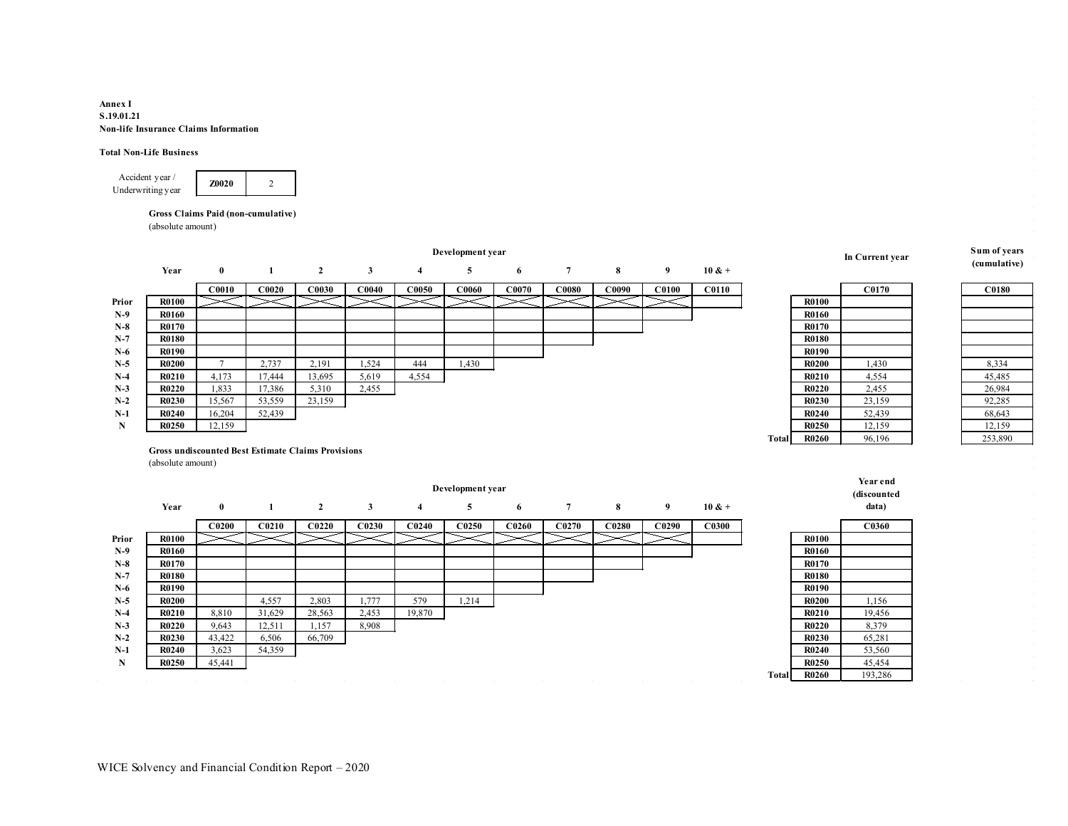**Annex I**
**S.19.01.21**
**Non-life Insurance Claims Information**

**Total Non-Life Business**

| Accident year / Underwriting year | Z0020 | 2 |
|---|---|---|

**Gross Claims Paid (non-cumulative)**
(absolute amount)

| | | Development year | | | | | | | | | | | | In Current year | Sum of years (cumulative) |
|---|---|---|---|---|---|---|---|---|---|---|---|---|---|---|---|
| | Year | 0 | 1 | 2 | 3 | 4 | 5 | 6 | 7 | 8 | 9 | 10 & + | | | |
| | | C0010 | C0020 | C0030 | C0040 | C0050 | C0060 | C0070 | C0080 | C0090 | C0100 | C0110 | | C0170 | C0180 |
| Prior | R0100 | | | | | | | | | | | | R0100 | | |
| N-9 | R0160 | | | | | | | | | | | | R0160 | | |
| N-8 | R0170 | | | | | | | | | | | | R0170 | | |
| N-7 | R0180 | | | | | | | | | | | | R0180 | | |
| N-6 | R0190 | | | | | | | | | | | | R0190 | | |
| N-5 | R0200 | 7 | 2,737 | 2,191 | 1,524 | 444 | 1,430 | | | | | | R0200 | 1,430 | 8,334 |
| N-4 | R0210 | 4,173 | 17,444 | 13,695 | 5,619 | 4,554 | | | | | | | R0210 | 4,554 | 45,485 |
| N-3 | R0220 | 1,833 | 17,386 | 5,310 | 2,455 | | | | | | | | R0220 | 2,455 | 26,984 |
| N-2 | R0230 | 15,567 | 53,559 | 23,159 | | | | | | | | | R0230 | 23,159 | 92,285 |
| N-1 | R0240 | 16,204 | 52,439 | | | | | | | | | | R0240 | 52,439 | 68,643 |
| N | R0250 | 12,159 | | | | | | | | | | | R0250 | 12,159 | 12,159 |
| | | | | | | | | | | | | | Total R0260 | 96,196 | 253,890 |

**Gross undiscounted Best Estimate Claims Provisions**
(absolute amount)

| | | Development year | | | | | | | | | | | | Year end (discounted data) |
|---|---|---|---|---|---|---|---|---|---|---|---|---|---|---|
| | Year | 0 | 1 | 2 | 3 | 4 | 5 | 6 | 7 | 8 | 9 | 10 & + | | |
| | | C0200 | C0210 | C0220 | C0230 | C0240 | C0250 | C0260 | C0270 | C0280 | C0290 | C0300 | | C0360 |
| Prior | R0100 | | | | | | | | | | | | R0100 | |
| N-9 | R0160 | | | | | | | | | | | | R0160 | |
| N-8 | R0170 | | | | | | | | | | | | R0170 | |
| N-7 | R0180 | | | | | | | | | | | | R0180 | |
| N-6 | R0190 | | | | | | | | | | | | R0190 | |
| N-5 | R0200 | | 4,557 | 2,803 | 1,777 | 579 | 1,214 | | | | | | R0200 | 1,156 |
| N-4 | R0210 | 8,810 | 31,629 | 28,563 | 2,453 | 19,870 | | | | | | | R0210 | 19,456 |
| N-3 | R0220 | 9,643 | 12,511 | 1,157 | 8,908 | | | | | | | | R0220 | 8,379 |
| N-2 | R0230 | 43,422 | 6,506 | 66,709 | | | | | | | | | R0230 | 65,281 |
| N-1 | R0240 | 3,623 | 54,359 | | | | | | | | | | R0240 | 53,560 |
| N | R0250 | 45,441 | | | | | | | | | | | R0250 | 45,454 |
| | | | | | | | | | | | | | Total R0260 | 193,286 |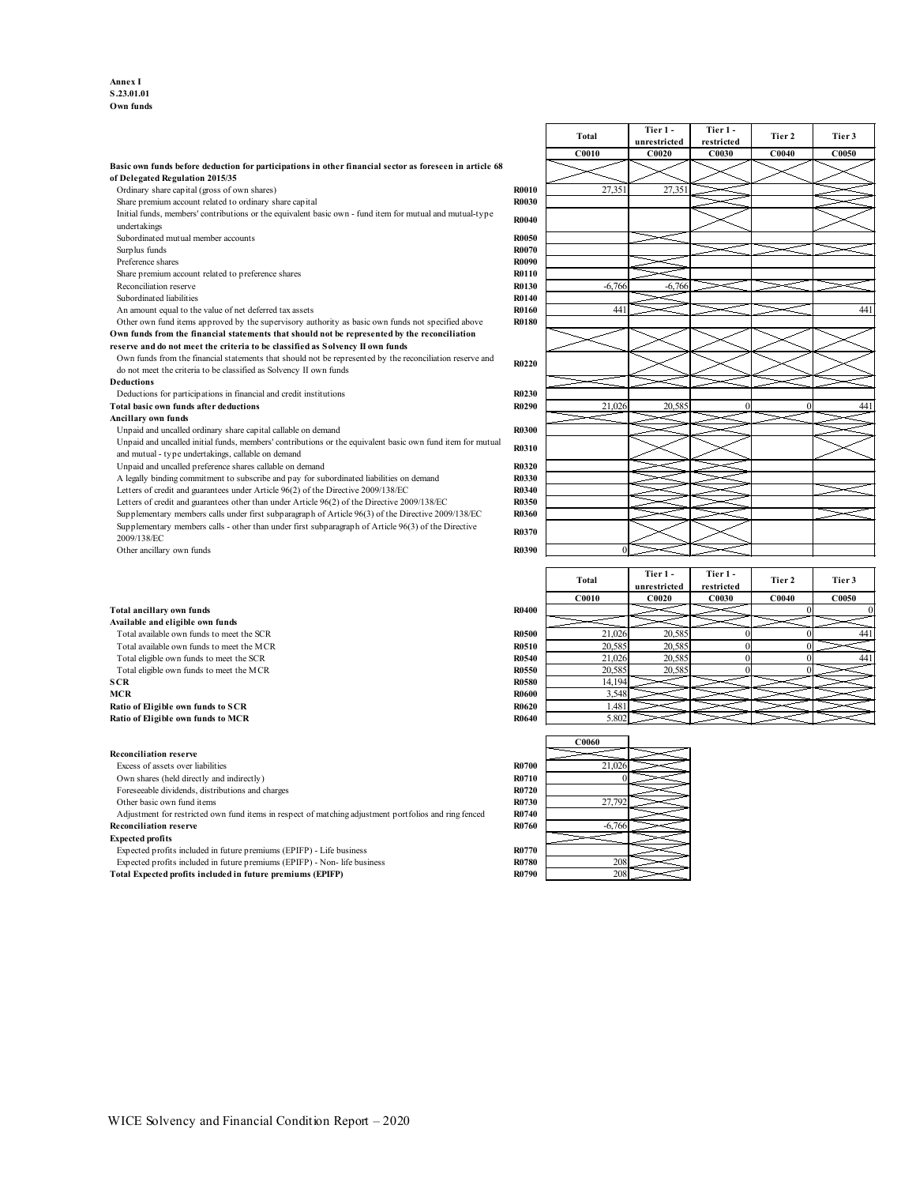**Annex I**
**S.23.01.01**
**Own funds**

| | | Total | Tier 1 - unrestricted | Tier 1 - restricted | Tier 2 | Tier 3 |
|---|---|---|---|---|---|---|
| | | C0010 | C0020 | C0030 | C0040 | C0050 |
| **Basic own funds before deduction for participations in other financial sector as foreseen in article 68 of Delegated Regulation 2015/35** | | | | | | |
| Ordinary share capital (gross of own shares) | R0010 | 27,351 | 27,351 | | | |
| Share premium account related to ordinary share capital | R0030 | | | | | |
| Initial funds, members' contributions or the equivalent basic own - fund item for mutual and mutual-type undertakings | R0040 | | | | | |
| Subordinated mutual member accounts | R0050 | | | | | |
| Surplus funds | R0070 | | | | | |
| Preference shares | R0090 | | | | | |
| Share premium account related to preference shares | R0110 | | | | | |
| Reconciliation reserve | R0130 | -6,766 | -6,766 | | | |
| Subordinated liabilities | R0140 | | | | | |
| An amount equal to the value of net deferred tax assets | R0160 | 441 | | | | 441 |
| Other own fund items approved by the supervisory authority as basic own funds not specified above | R0180 | | | | | |
| **Own funds from the financial statements that should not be represented by the reconciliation reserve and do not meet the criteria to be classified as Solvency II own funds** | | | | | | |
| Own funds from the financial statements that should not be represented by the reconciliation reserve and do not meet the criteria to be classified as Solvency II own funds | R0220 | | | | | |
| **Deductions** | | | | | | |
| Deductions for participations in financial and credit institutions | R0230 | | | | | |
| **Total basic own funds after deductions** | R0290 | 21,026 | 20,585 | 0 | 0 | 441 |
| **Ancillary own funds** | | | | | | |
| Unpaid and uncalled ordinary share capital callable on demand | R0300 | | | | | |
| Unpaid and uncalled initial funds, members' contributions or the equivalent basic own fund item for mutual and mutual - type undertakings, callable on demand | R0310 | | | | | |
| Unpaid and uncalled preference shares callable on demand | R0320 | | | | | |
| A legally binding commitment to subscribe and pay for subordinated liabilities on demand | R0330 | | | | | |
| Letters of credit and guarantees under Article 96(2) of the Directive 2009/138/EC | R0340 | | | | | |
| Letters of credit and guarantees other than under Article 96(2) of the Directive 2009/138/EC | R0350 | | | | | |
| Supplementary members calls under first subparagraph of Article 96(3) of the Directive 2009/138/EC | R0360 | | | | | |
| Supplementary members calls - other than under first subparagraph of Article 96(3) of the Directive 2009/138/EC | R0370 | | | | | |
| Other ancillary own funds | R0390 | 0 | | | | |

| | | Total | Tier 1 - unrestricted | Tier 1 - restricted | Tier 2 | Tier 3 |
|---|---|---|---|---|---|---|
| | | C0010 | C0020 | C0030 | C0040 | C0050 |
| **Total ancillary own funds** | R0400 | | | | 0 | 0 |
| **Available and eligible own funds** | | | | | | |
| Total available own funds to meet the SCR | R0500 | 21,026 | 20,585 | 0 | 0 | 441 |
| Total available own funds to meet the MCR | R0510 | 20,585 | 20,585 | 0 | 0 | |
| Total eligible own funds to meet the SCR | R0540 | 21,026 | 20,585 | 0 | 0 | 441 |
| Total eligible own funds to meet the MCR | R0550 | 20,585 | 20,585 | 0 | 0 | |
| **SCR** | R0580 | 14,194 | | | | |
| **MCR** | R0600 | 3,548 | | | | |
| **Ratio of Eligible own funds to SCR** | R0620 | 1.481 | | | | |
| **Ratio of Eligible own funds to MCR** | R0640 | 5.802 | | | | |

| | | C0060 |
|---|---|---|
| **Reconciliation reserve** | | |
| Excess of assets over liabilities | R0700 | 21,026 |
| Own shares (held directly and indirectly) | R0710 | 0 |
| Foreseeable dividends, distributions and charges | R0720 | |
| Other basic own fund items | R0730 | 27,792 |
| Adjustment for restricted own fund items in respect of matching adjustment portfolios and ring fenced | R0740 | |
| **Reconciliation reserve** | R0760 | -6,766 |
| **Expected profits** | | |
| Expected profits included in future premiums (EPIFP) - Life business | R0770 | |
| Expected profits included in future premiums (EPIFP) - Non- life business | R0780 | 208 |
| **Total Expected profits included in future premiums (EPIFP)** | R0790 | 208 |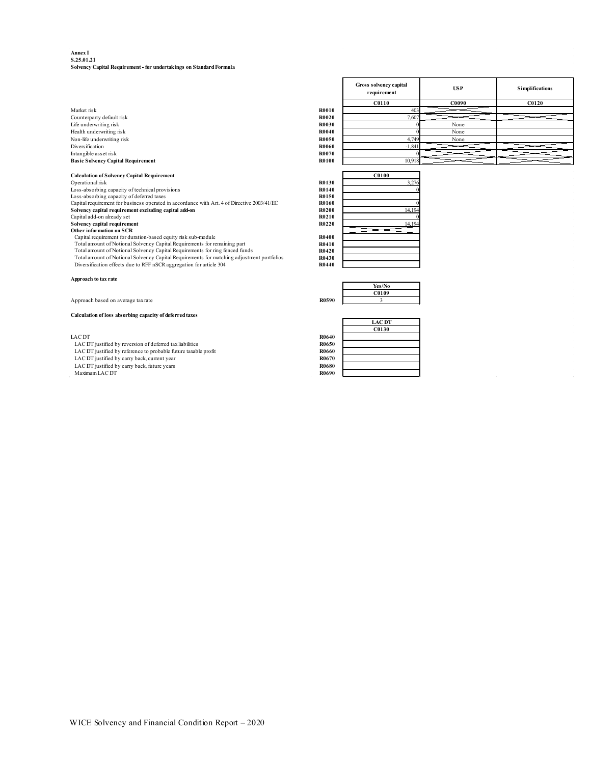**Annex I**
**S.25.01.21**
**Solvency Capital Requirement - for undertakings on Standard Formula**

| | | Gross solvency capital requirement | USP | Simplifications |
|---|---|---|---|---|
| | | C0110 | C0090 | C0120 |
| Market risk | R0010 | 403 | | |
| Counterparty default risk | R0020 | 7,607 | | |
| Life underwriting risk | R0030 | 0 | None | |
| Health underwriting risk | R0040 | 0 | None | |
| Non-life underwriting risk | R0050 | 4,749 | None | |
| Diversification | R0060 | -1,841 | | |
| Intangible asset risk | R0070 | 0 | | |
| **Basic Solvency Capital Requirement** | R0100 | 10,918 | | |

| **Calculation of Solvency Capital Requirement** | | C0100 |
|---|---|---|
| Operational risk | R0130 | 3,276 |
| Loss-absorbing capacity of technical provisions | R0140 | 0 |
| Loss-absorbing capacity of deferred taxes | R0150 | |
| Capital requirement for business operated in accordance with Art. 4 of Directive 2003/41/EC | R0160 | 0 |
| **Solvency capital requirement excluding capital add-on** | R0200 | 14,194 |
| Capital add-on already set | R0210 | 0 |
| **Solvency capital requirement** | R0220 | 14,194 |
| **Other information on SCR** | | |
| Capital requirement for duration-based equity risk sub-module | R0400 | |
| Total amount of Notional Solvency Capital Requirements for remaining part | R0410 | |
| Total amount of Notional Solvency Capital Requirements for ring fenced funds | R0420 | |
| Total amount of Notional Solvency Capital Requirements for matching adjustment portfolios | R0430 | |
| Diversification effects due to RFF nSCR aggregation for article 304 | R0440 | |

**Approach to tax rate**

| | | Yes/No |
|---|---|---|
| | | C0109 |
| Approach based on average tax rate | R0590 | 3 |

**Calculation of loss absorbing capacity of deferred taxes**

| | | LAC DT |
|---|---|---|
| | | C0130 |
| LAC DT | R0640 | |
| LAC DT justified by reversion of deferred tax liabilities | R0650 | |
| LAC DT justified by reference to probable future taxable profit | R0660 | |
| LAC DT justified by carry back, current year | R0670 | |
| LAC DT justified by carry back, future years | R0680 | |
| Maximum LAC DT | R0690 | |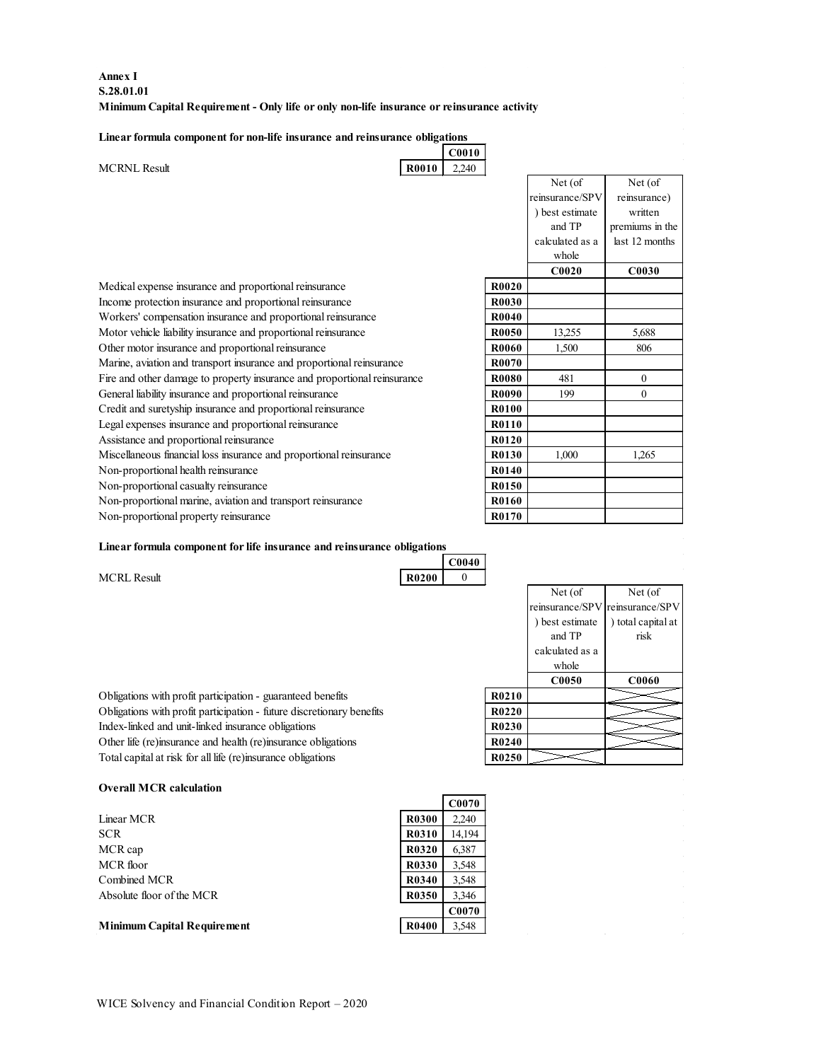**Annex I**
**S.28.01.01**
**Minimum Capital Requirement - Only life or only non-life insurance or reinsurance activity**

**Linear formula component for non-life insurance and reinsurance obligations**

| | | C0010 |
|---|---|---|
| MCRNL Result | R0010 | 2,240 |

| | | Net (of reinsurance/SPV) best estimate and TP calculated as a whole | Net (of reinsurance) written premiums in the last 12 months |
|---|---|---|---|
| | | C0020 | C0030 |
| Medical expense insurance and proportional reinsurance | R0020 | | |
| Income protection insurance and proportional reinsurance | R0030 | | |
| Workers' compensation insurance and proportional reinsurance | R0040 | | |
| Motor vehicle liability insurance and proportional reinsurance | R0050 | 13,255 | 5,688 |
| Other motor insurance and proportional reinsurance | R0060 | 1,500 | 806 |
| Marine, aviation and transport insurance and proportional reinsurance | R0070 | | |
| Fire and other damage to property insurance and proportional reinsurance | R0080 | 481 | 0 |
| General liability insurance and proportional reinsurance | R0090 | 199 | 0 |
| Credit and suretyship insurance and proportional reinsurance | R0100 | | |
| Legal expenses insurance and proportional reinsurance | R0110 | | |
| Assistance and proportional reinsurance | R0120 | | |
| Miscellaneous financial loss insurance and proportional reinsurance | R0130 | 1,000 | 1,265 |
| Non-proportional health reinsurance | R0140 | | |
| Non-proportional casualty reinsurance | R0150 | | |
| Non-proportional marine, aviation and transport reinsurance | R0160 | | |
| Non-proportional property reinsurance | R0170 | | |

**Linear formula component for life insurance and reinsurance obligations**

| | | C0040 |
|---|---|---|
| MCRL Result | R0200 | 0 |

| | | Net (of reinsurance/SPV) best estimate and TP calculated as a whole | Net (of reinsurance/SPV) total capital at risk |
|---|---|---|---|
| | | C0050 | C0060 |
| Obligations with profit participation - guaranteed benefits | R0210 | | |
| Obligations with profit participation - future discretionary benefits | R0220 | | |
| Index-linked and unit-linked insurance obligations | R0230 | | |
| Other life (re)insurance and health (re)insurance obligations | R0240 | | |
| Total capital at risk for all life (re)insurance obligations | R0250 | | |

**Overall MCR calculation**

| | | C0070 |
|---|---|---|
| Linear MCR | R0300 | 2,240 |
| SCR | R0310 | 14,194 |
| MCR cap | R0320 | 6,387 |
| MCR floor | R0330 | 3,548 |
| Combined MCR | R0340 | 3,548 |
| Absolute floor of the MCR | R0350 | 3,346 |
| | | C0070 |
| **Minimum Capital Requirement** | R0400 | 3,548 |